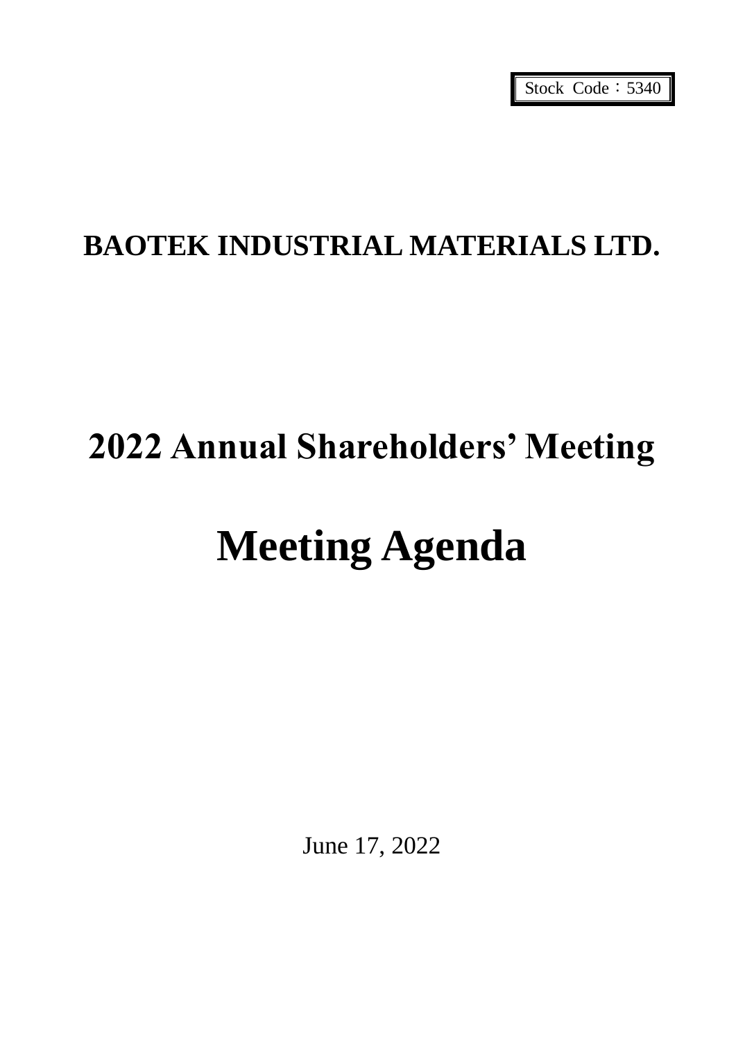Stock Code：5340

# BAOTEK INDUSTRIAL MATERIALS LTD.

# 2022 Annual Shareholders' Meeting

# Meeting Agenda

June 17, 2022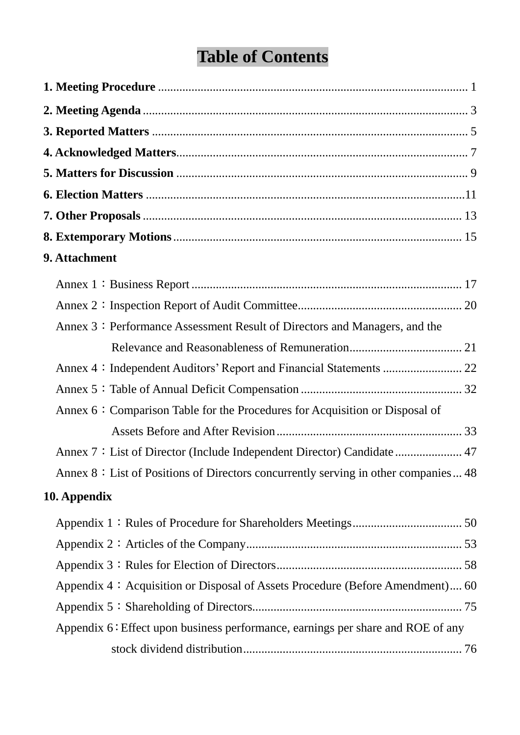# Table of Contents

**1. Meeting Procedure** ...................................................................................................... 1

**2. Meeting Agenda** ........................................................................................................... 3

**3. Reported Matters** ........................................................................................................ 5

**4. Acknowledged Matters**................................................................................................ 7

**5. Matters for Discussion** ................................................................................................ 9

**6. Election Matters** .........................................................................................................11

**7. Other Proposals** .......................................................................................................... 13

**8. Extemporary Motions** ................................................................................................ 15

**9. Attachment**

Annex 1：Business Report .......................................................................................... 17

Annex 2：Inspection Report of Audit Committee...................................................... 20

Annex 3：Performance Assessment Result of Directors and Managers, and the Relevance and Reasonableness of Remuneration..................................... 21

Annex 4：Independent Auditors' Report and Financial Statements .......................... 22

Annex 5：Table of Annual Deficit Compensation .................................................... 32

Annex 6：Comparison Table for the Procedures for Acquisition or Disposal of Assets Before and After Revision ............................................................ 33

Annex 7：List of Director (Include Independent Director) Candidate ...................... 47

Annex 8：List of Positions of Directors concurrently serving in other companies ... 48

**10. Appendix**

Appendix 1：Rules of Procedure for Shareholders Meetings.................................... 50

Appendix 2：Articles of the Company....................................................................... 53

Appendix 3：Rules for Election of Directors............................................................. 58

Appendix 4：Acquisition or Disposal of Assets Procedure (Before Amendment).... 60

Appendix 5：Shareholding of Directors..................................................................... 75

Appendix 6：Effect upon business performance, earnings per share and ROE of any stock dividend distribution........................................................................ 76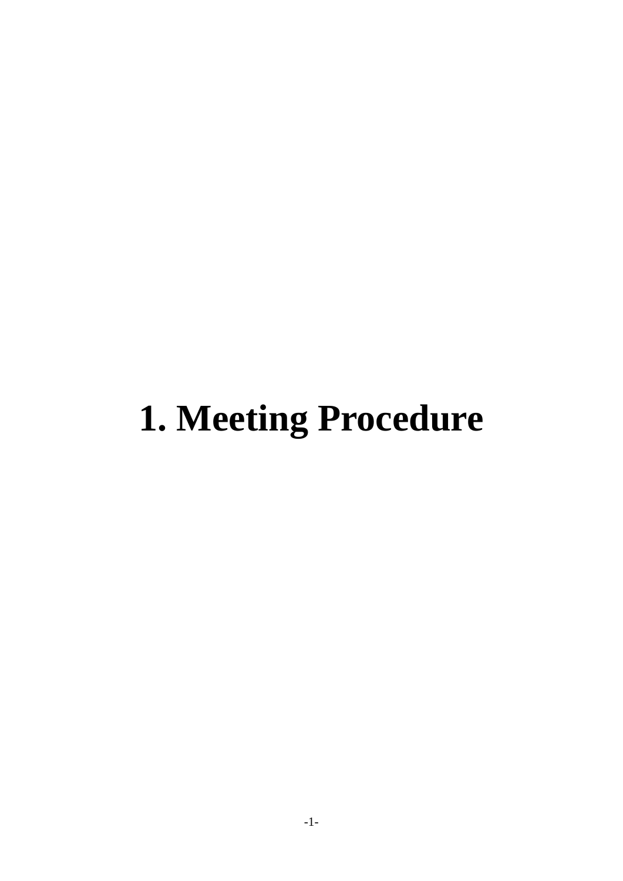# 1. Meeting Procedure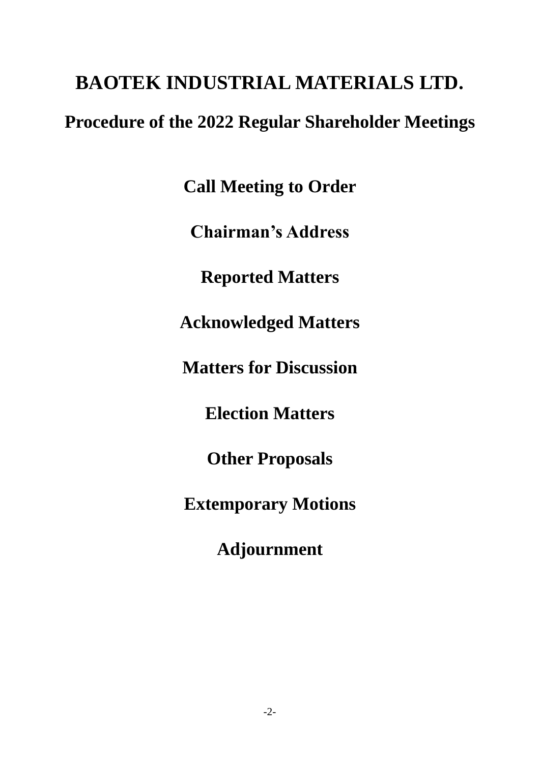# BAOTEK INDUSTRIAL MATERIALS LTD.

## Procedure of the 2022 Regular Shareholder Meetings

**Call Meeting to Order**

**Chairman's Address**

**Reported Matters**

**Acknowledged Matters**

**Matters for Discussion**

**Election Matters**

**Other Proposals**

**Extemporary Motions**

**Adjournment**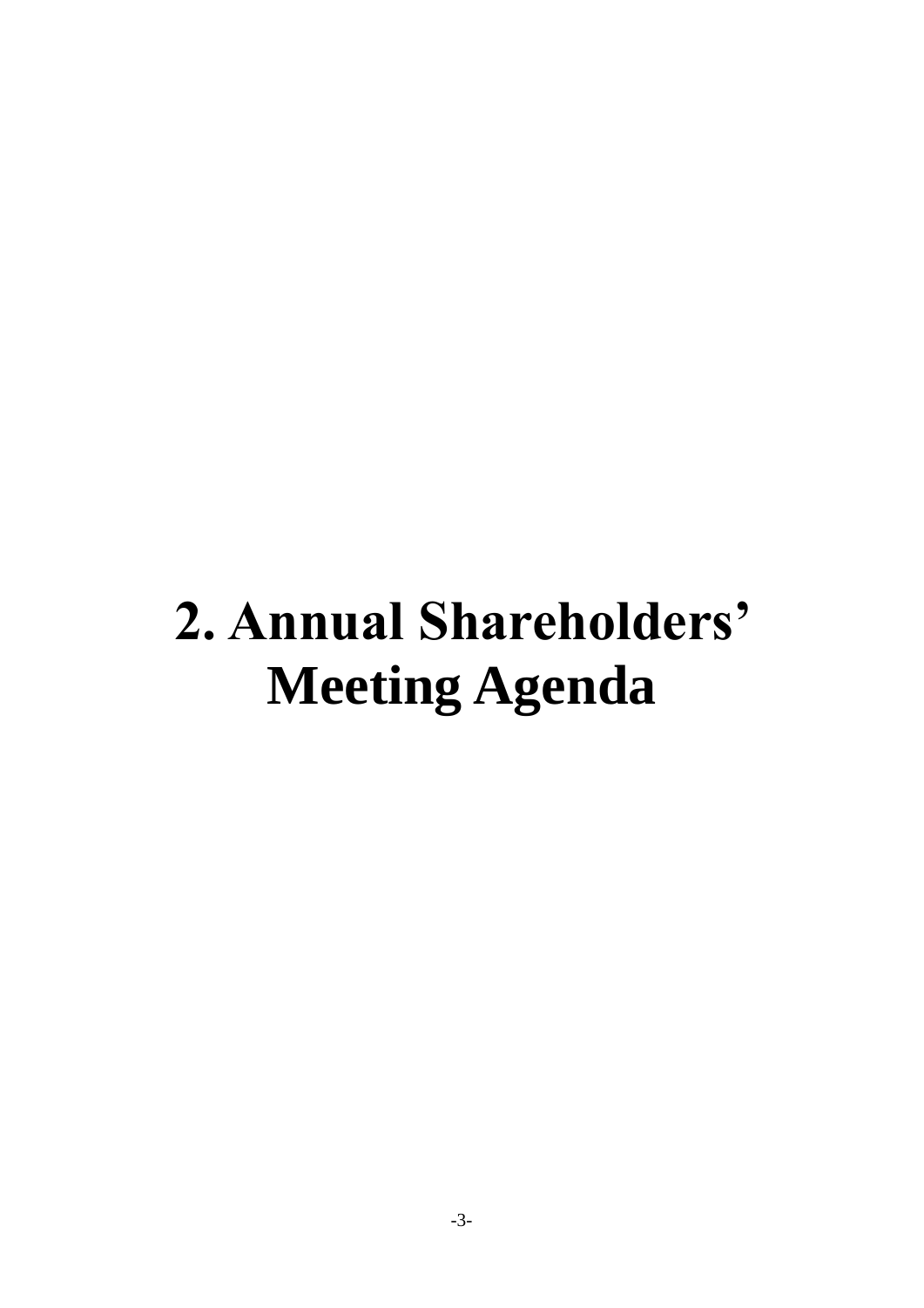# 2. Annual Shareholders' Meeting Agenda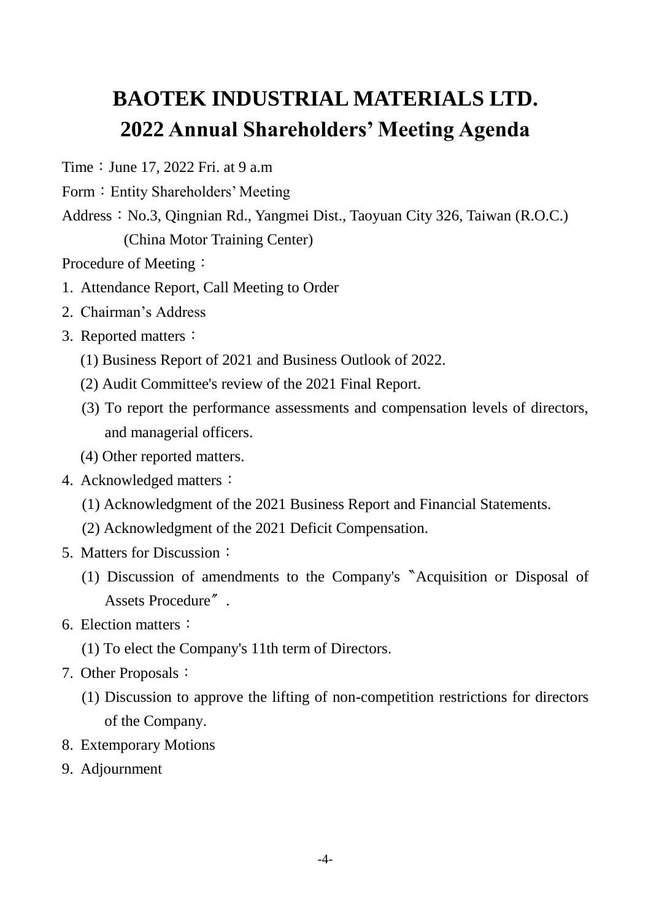# BAOTEK INDUSTRIAL MATERIALS LTD.
# 2022 Annual Shareholders' Meeting Agenda

Time：June 17, 2022 Fri. at 9 a.m

Form：Entity Shareholders' Meeting

Address：No.3, Qingnian Rd., Yangmei Dist., Taoyuan City 326, Taiwan (R.O.C.) (China Motor Training Center)

Procedure of Meeting：

1. Attendance Report, Call Meeting to Order
2. Chairman's Address
3. Reported matters：
   (1) Business Report of 2021 and Business Outlook of 2022.
   (2) Audit Committee's review of the 2021 Final Report.
   (3) To report the performance assessments and compensation levels of directors, and managerial officers.
   (4) Other reported matters.
4. Acknowledged matters：
   (1) Acknowledgment of the 2021 Business Report and Financial Statements.
   (2) Acknowledgment of the 2021 Deficit Compensation.
5. Matters for Discussion：
   (1) Discussion of amendments to the Company's 〝Acquisition or Disposal of Assets Procedure〞.
6. Election matters：
   (1) To elect the Company's 11th term of Directors.
7. Other Proposals：
   (1) Discussion to approve the lifting of non-competition restrictions for directors of the Company.
8. Extemporary Motions
9. Adjournment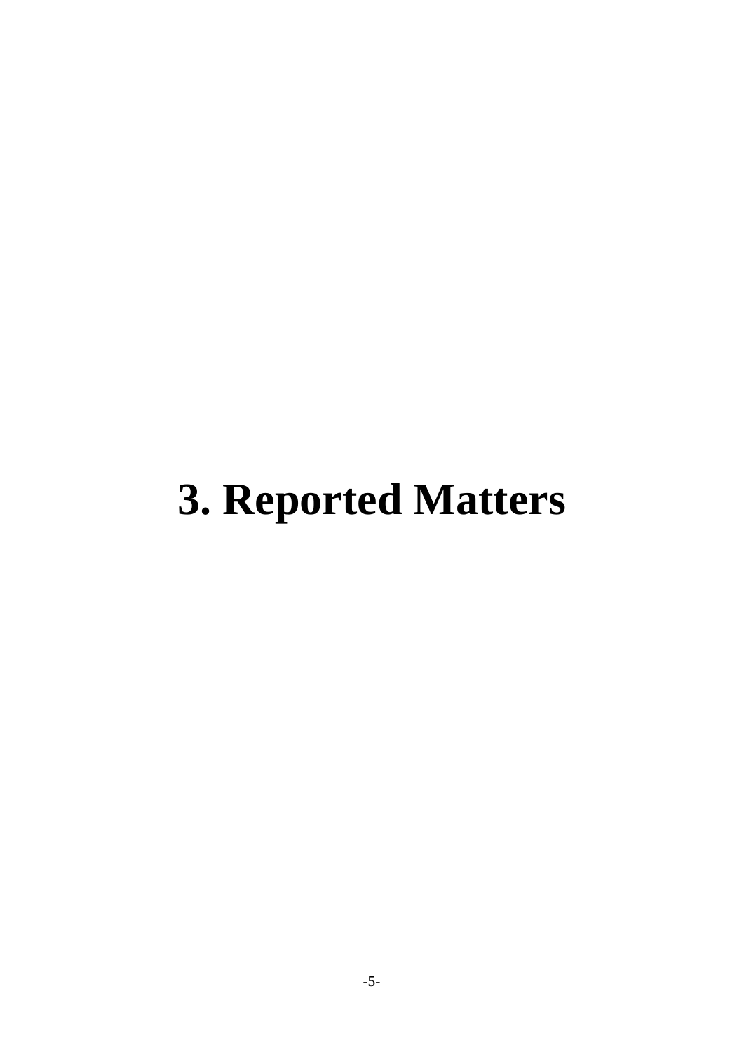# 3. Reported Matters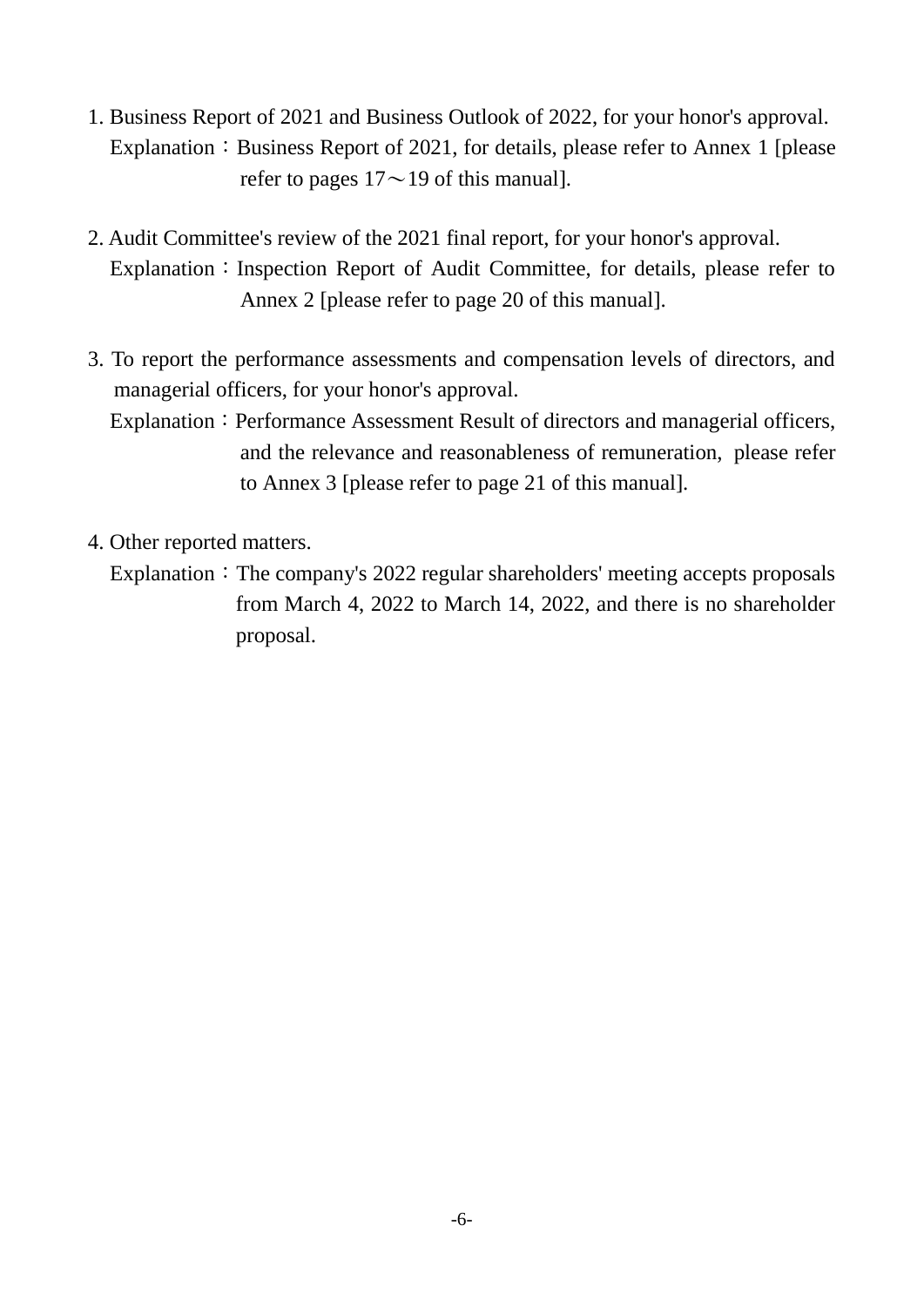1. Business Report of 2021 and Business Outlook of 2022, for your honor's approval.

   Explanation：Business Report of 2021, for details, please refer to Annex 1 [please refer to pages 17～19 of this manual].

2. Audit Committee's review of the 2021 final report, for your honor's approval.

   Explanation：Inspection Report of Audit Committee, for details, please refer to Annex 2 [please refer to page 20 of this manual].

3. To report the performance assessments and compensation levels of directors, and managerial officers, for your honor's approval.

   Explanation：Performance Assessment Result of directors and managerial officers, and the relevance and reasonableness of remuneration, please refer to Annex 3 [please refer to page 21 of this manual].

4. Other reported matters.

   Explanation：The company's 2022 regular shareholders' meeting accepts proposals from March 4, 2022 to March 14, 2022, and there is no shareholder proposal.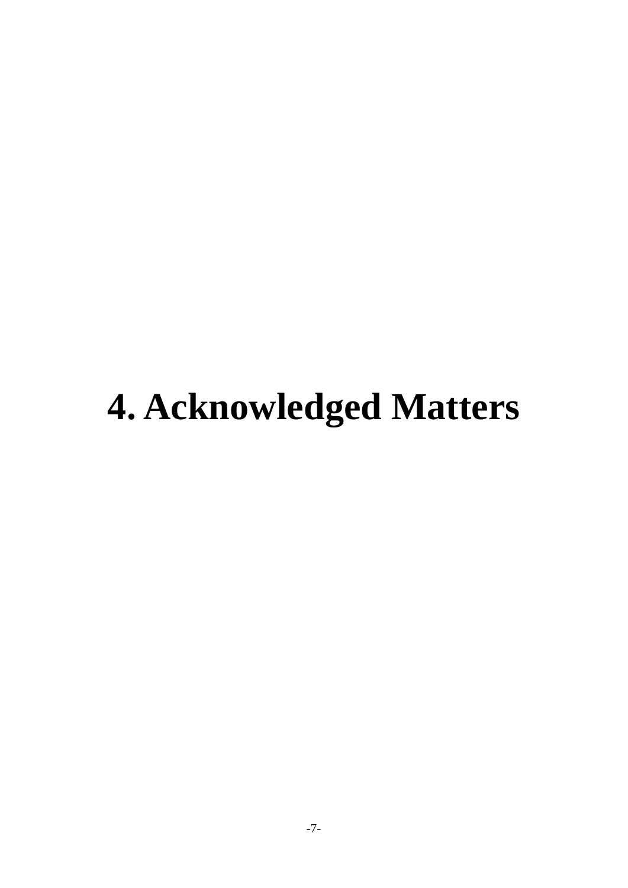# 4. Acknowledged Matters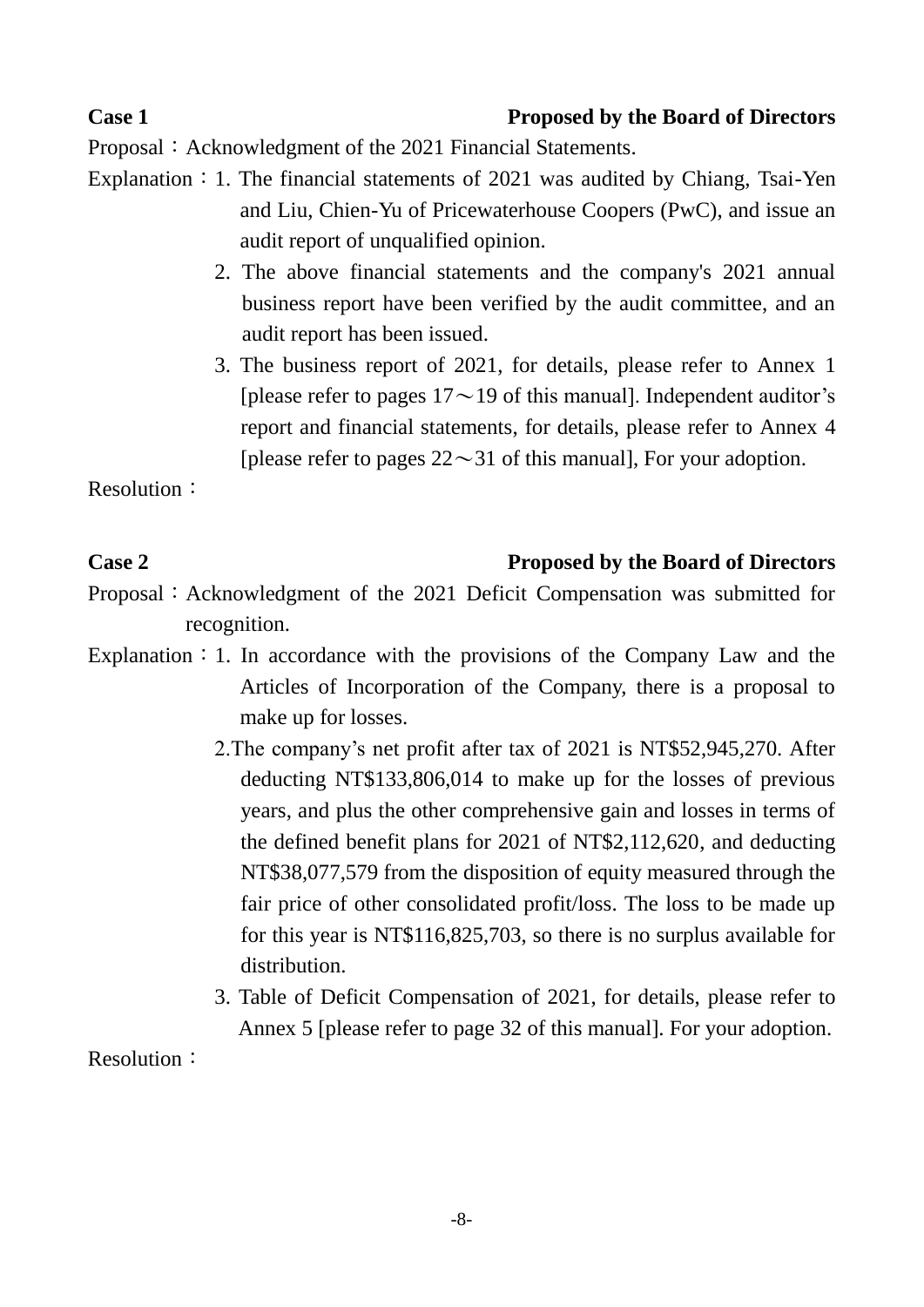**Case 1** **Proposed by the Board of Directors**

Proposal：Acknowledgment of the 2021 Financial Statements.

Explanation：1. The financial statements of 2021 was audited by Chiang, Tsai-Yen and Liu, Chien-Yu of Pricewaterhouse Coopers (PwC), and issue an audit report of unqualified opinion.

2. The above financial statements and the company's 2021 annual business report have been verified by the audit committee, and an audit report has been issued.

3. The business report of 2021, for details, please refer to Annex 1 [please refer to pages 17～19 of this manual]. Independent auditor's report and financial statements, for details, please refer to Annex 4 [please refer to pages 22～31 of this manual], For your adoption.

Resolution：

**Case 2** **Proposed by the Board of Directors**

Proposal：Acknowledgment of the 2021 Deficit Compensation was submitted for recognition.

Explanation：1. In accordance with the provisions of the Company Law and the Articles of Incorporation of the Company, there is a proposal to make up for losses.

2.The company's net profit after tax of 2021 is NT$52,945,270. After deducting NT$133,806,014 to make up for the losses of previous years, and plus the other comprehensive gain and losses in terms of the defined benefit plans for 2021 of NT$2,112,620, and deducting NT$38,077,579 from the disposition of equity measured through the fair price of other consolidated profit/loss. The loss to be made up for this year is NT$116,825,703, so there is no surplus available for distribution.

3. Table of Deficit Compensation of 2021, for details, please refer to Annex 5 [please refer to page 32 of this manual]. For your adoption.

Resolution：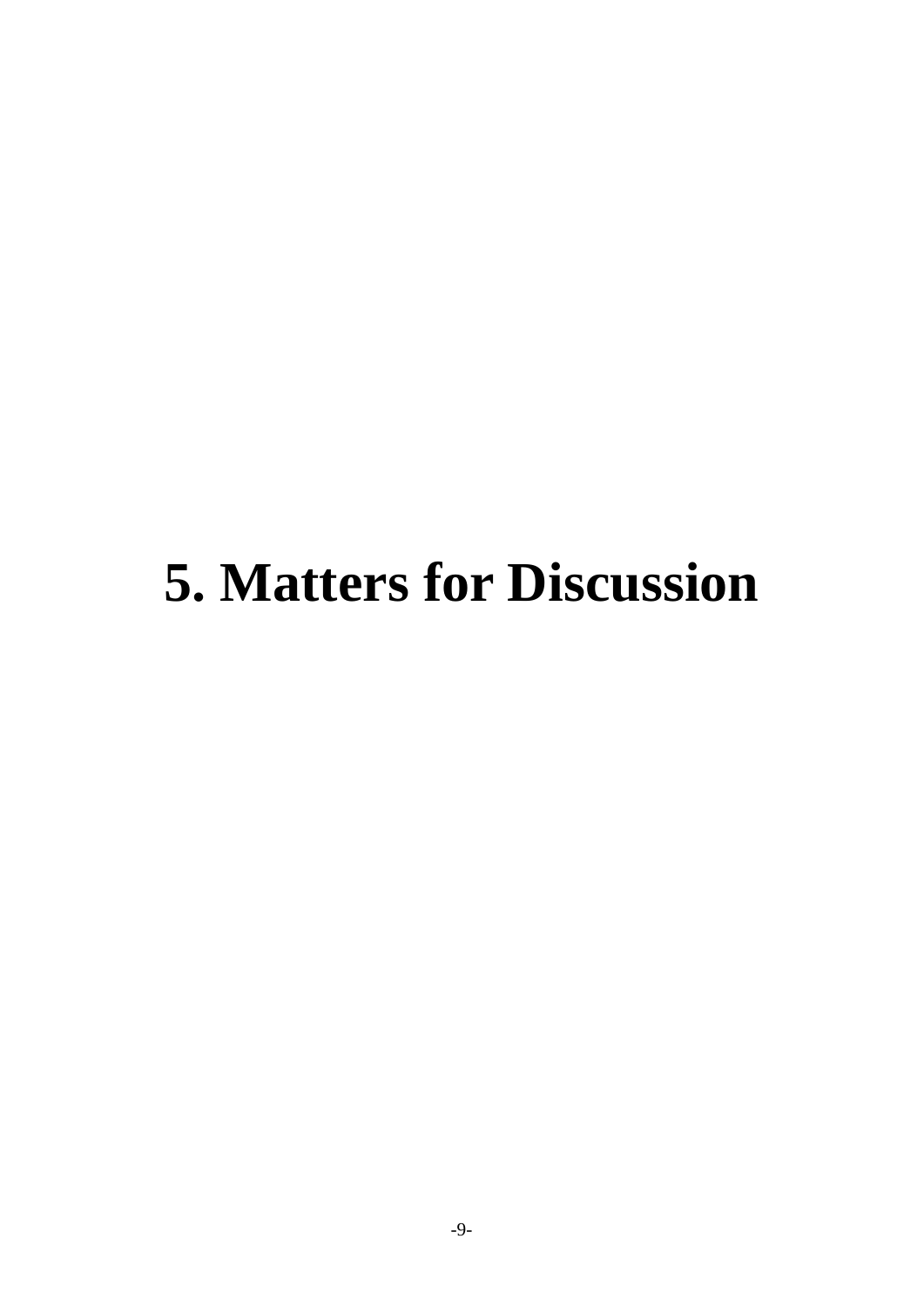# 5. Matters for Discussion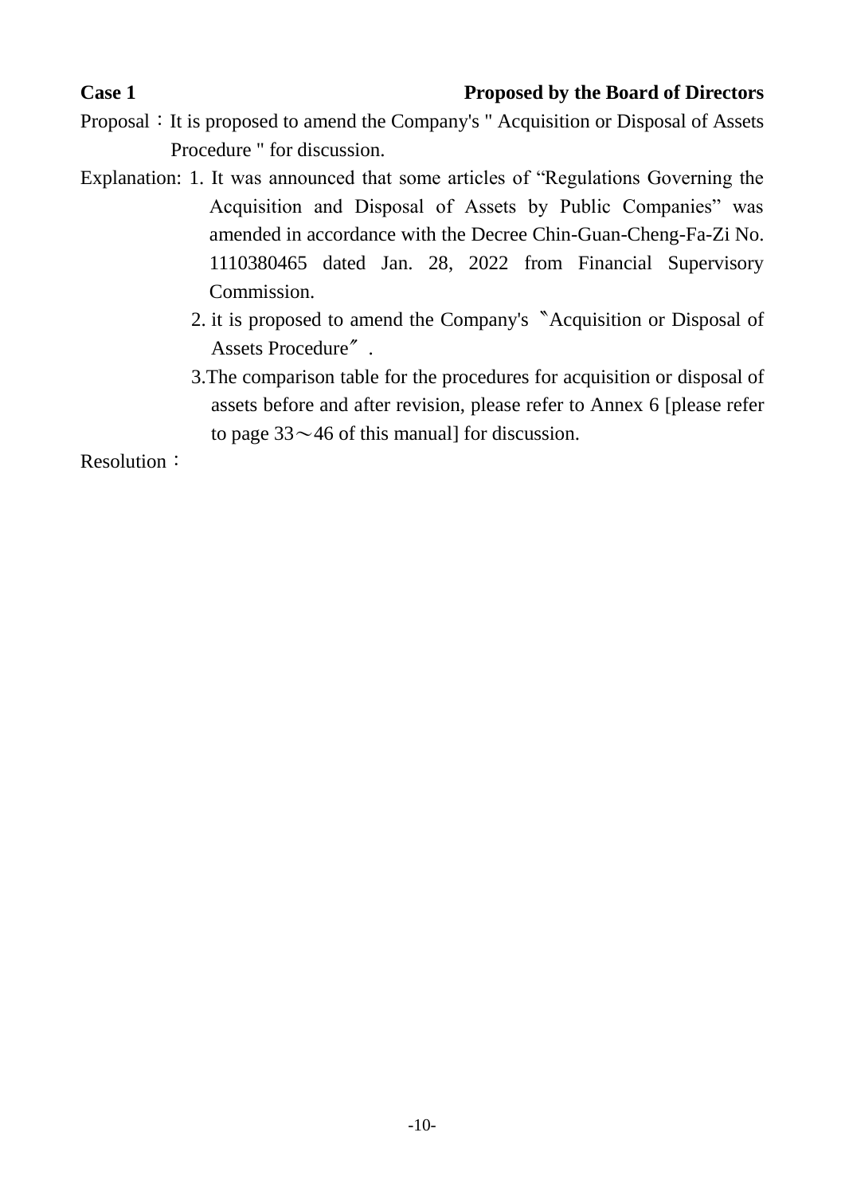**Case 1** **Proposed by the Board of Directors**

Proposal：It is proposed to amend the Company's " Acquisition or Disposal of Assets Procedure " for discussion.

Explanation: 1. It was announced that some articles of “Regulations Governing the Acquisition and Disposal of Assets by Public Companies” was amended in accordance with the Decree Chin-Guan-Cheng-Fa-Zi No. 1110380465 dated Jan. 28, 2022 from Financial Supervisory Commission.

2. it is proposed to amend the Company's 〝Acquisition or Disposal of Assets Procedure〞.

3.The comparison table for the procedures for acquisition or disposal of assets before and after revision, please refer to Annex 6 [please refer to page 33～46 of this manual] for discussion.

Resolution：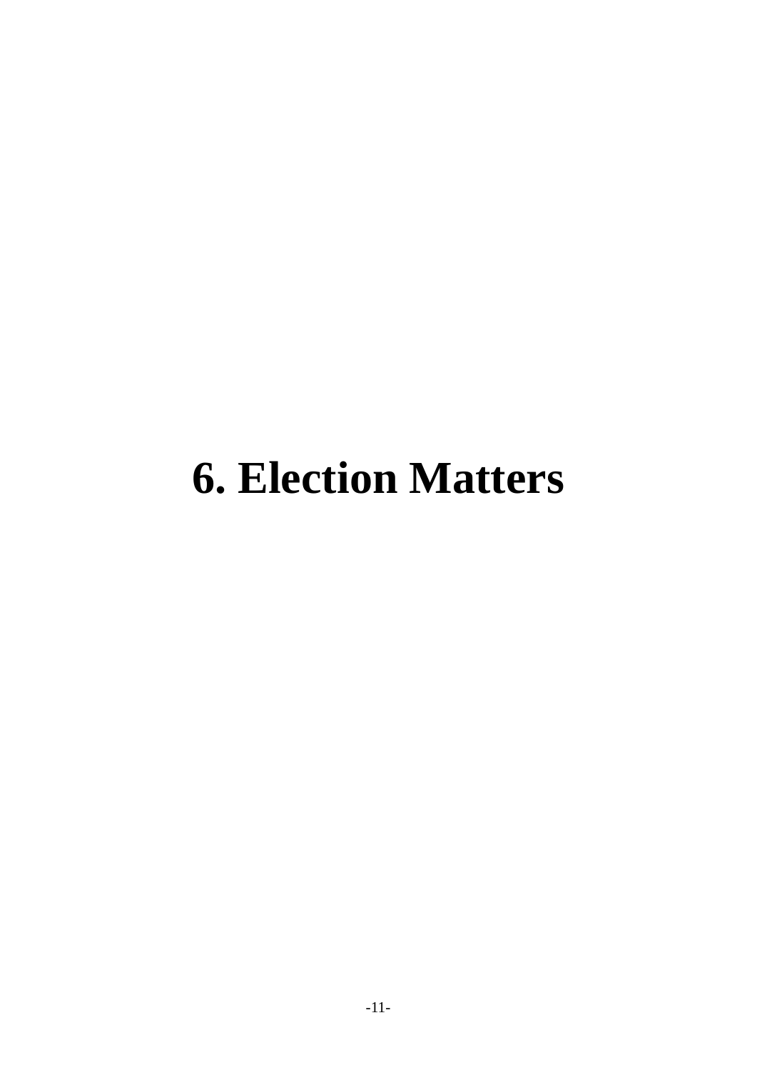# 6. Election Matters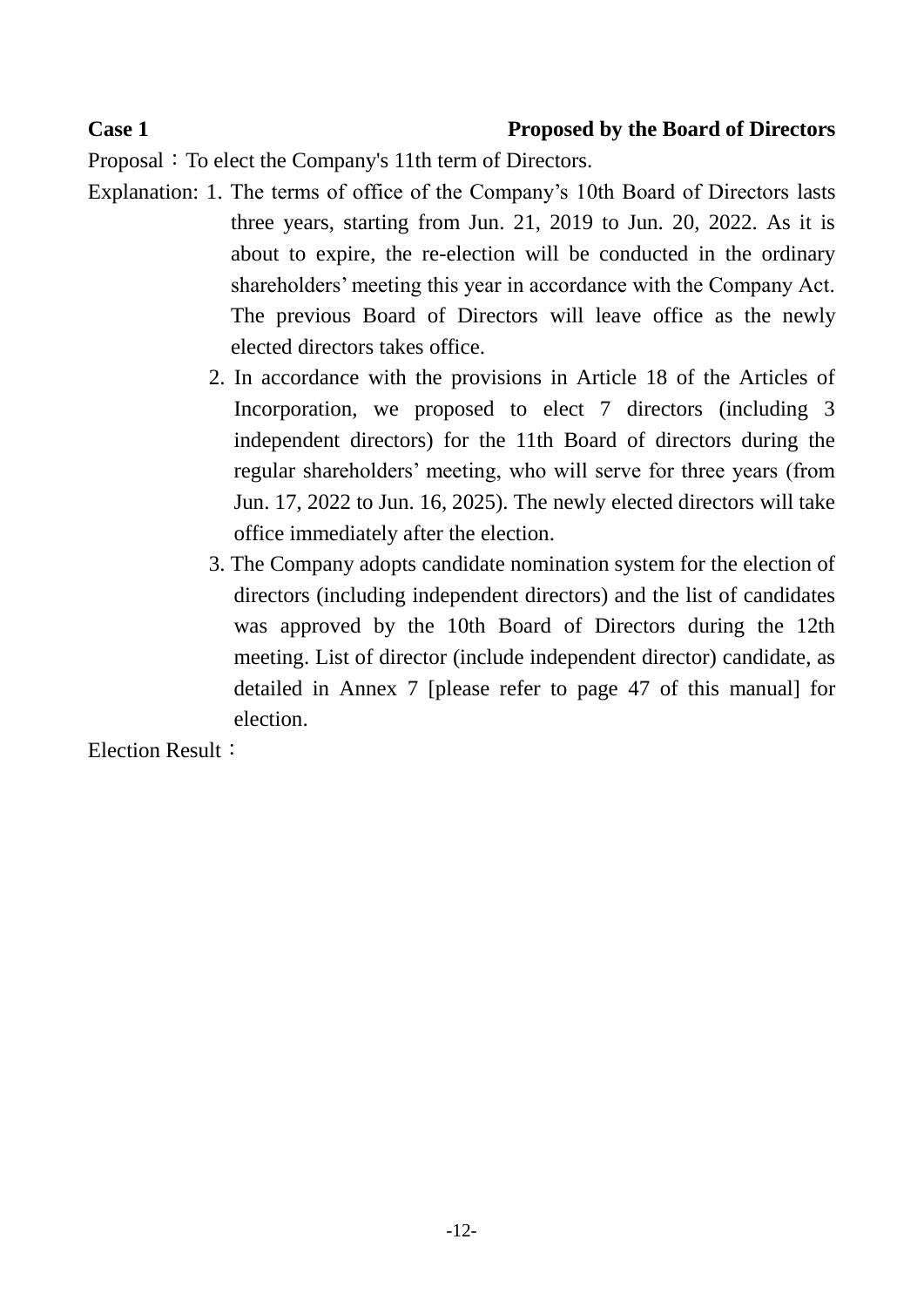**Case 1** **Proposed by the Board of Directors**

Proposal：To elect the Company's 11th term of Directors.

Explanation:
1. The terms of office of the Company’s 10th Board of Directors lasts three years, starting from Jun. 21, 2019 to Jun. 20, 2022. As it is about to expire, the re-election will be conducted in the ordinary shareholders’ meeting this year in accordance with the Company Act. The previous Board of Directors will leave office as the newly elected directors takes office.
2. In accordance with the provisions in Article 18 of the Articles of Incorporation, we proposed to elect 7 directors (including 3 independent directors) for the 11th Board of directors during the regular shareholders’ meeting, who will serve for three years (from Jun. 17, 2022 to Jun. 16, 2025). The newly elected directors will take office immediately after the election.
3. The Company adopts candidate nomination system for the election of directors (including independent directors) and the list of candidates was approved by the 10th Board of Directors during the 12th meeting. List of director (include independent director) candidate, as detailed in Annex 7 [please refer to page 47 of this manual] for election.

Election Result：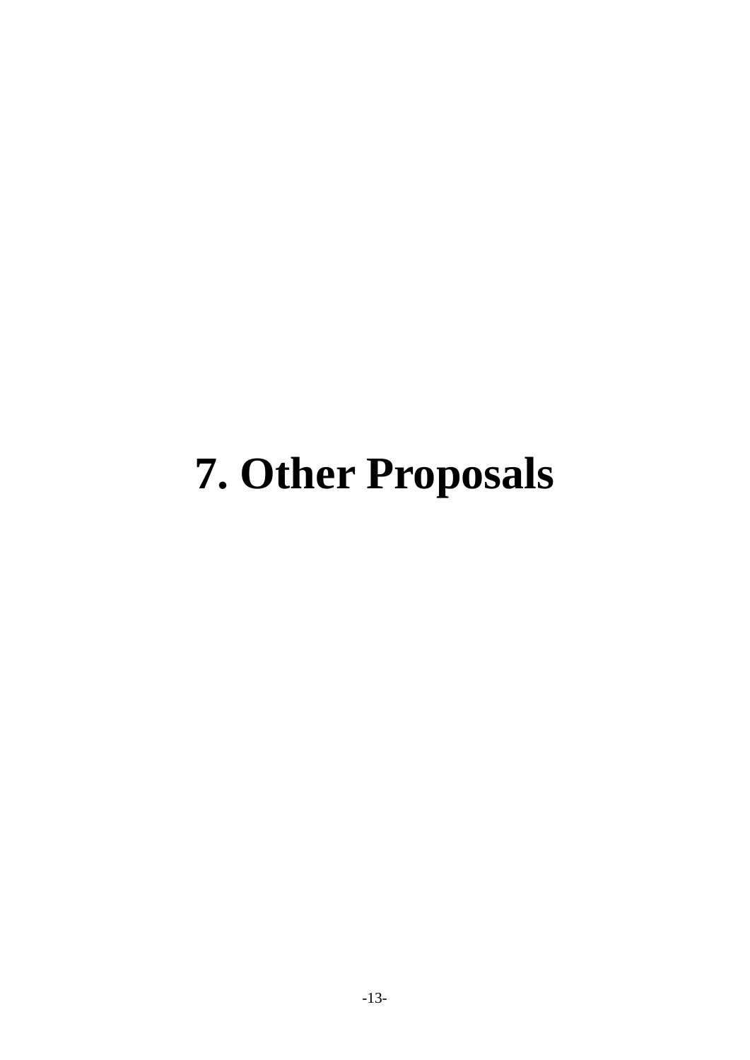# 7. Other Proposals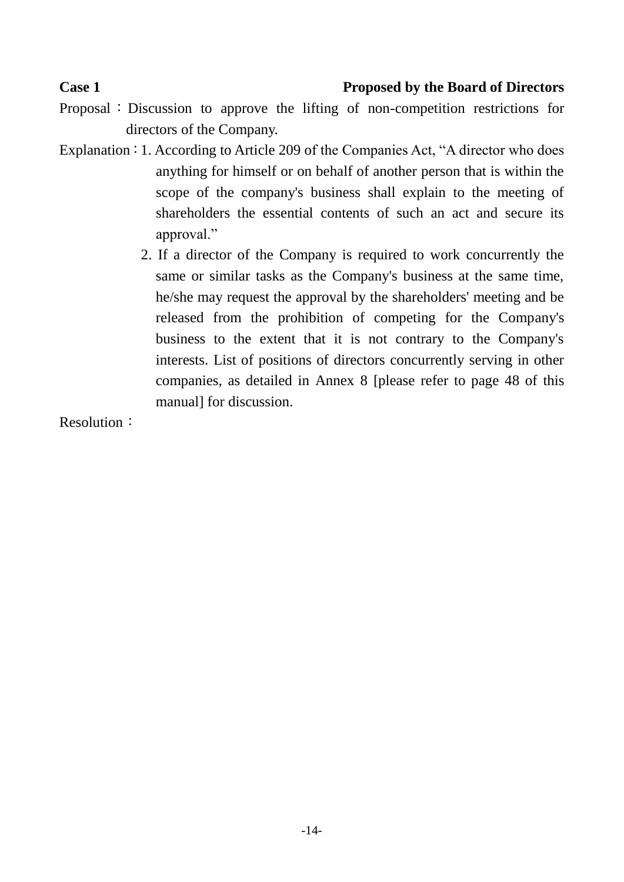**Case 1** **Proposed by the Board of Directors**

Proposal：Discussion to approve the lifting of non-competition restrictions for directors of the Company.

Explanation：1. According to Article 209 of the Companies Act, “A director who does anything for himself or on behalf of another person that is within the scope of the company's business shall explain to the meeting of shareholders the essential contents of such an act and secure its approval.”

2. If a director of the Company is required to work concurrently the same or similar tasks as the Company's business at the same time, he/she may request the approval by the shareholders' meeting and be released from the prohibition of competing for the Company's business to the extent that it is not contrary to the Company's interests. List of positions of directors concurrently serving in other companies, as detailed in Annex 8 [please refer to page 48 of this manual] for discussion.

Resolution：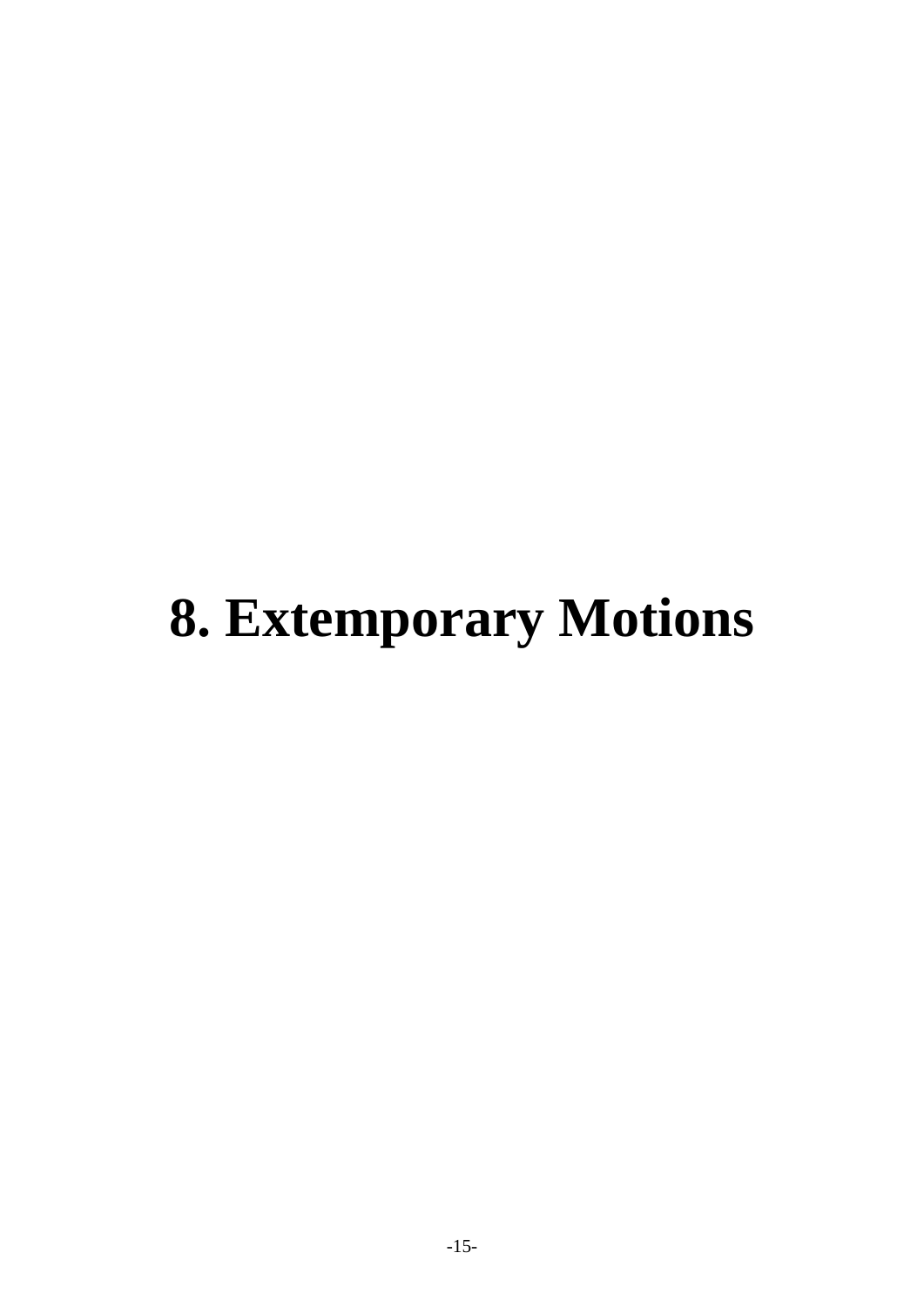# 8. Extemporary Motions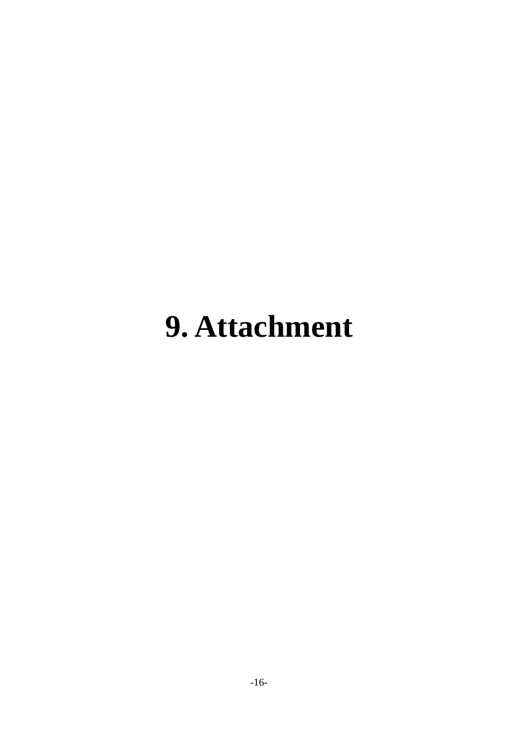# 9. Attachment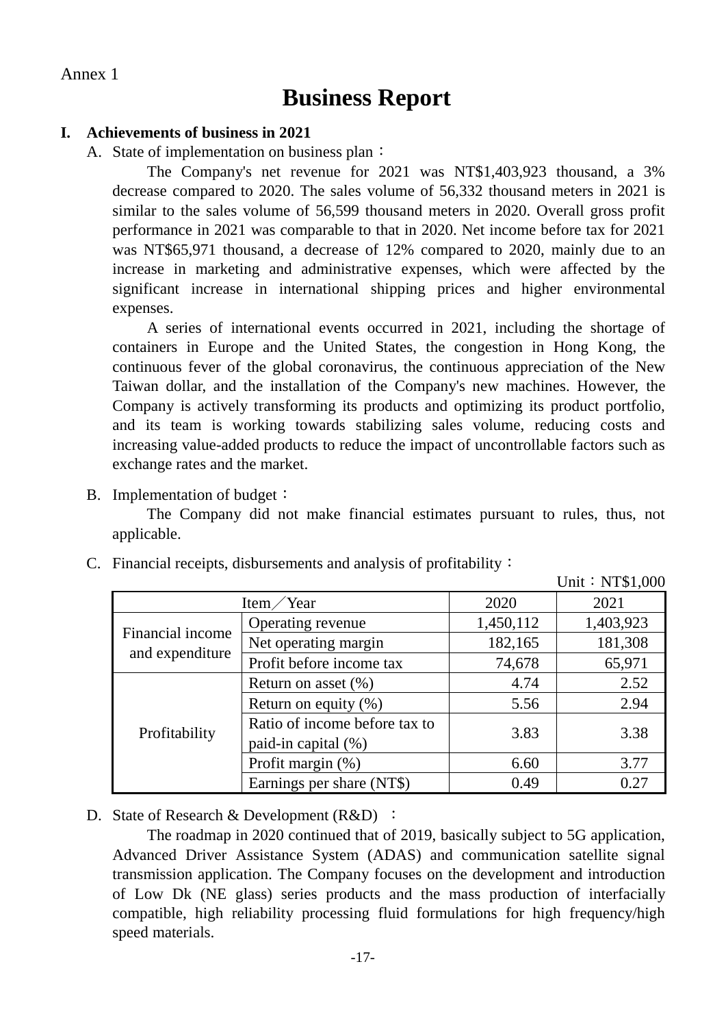Annex 1

# Business Report

## I. Achievements of business in 2021

A. State of implementation on business plan：

The Company's net revenue for 2021 was NT$1,403,923 thousand, a 3% decrease compared to 2020. The sales volume of 56,332 thousand meters in 2021 is similar to the sales volume of 56,599 thousand meters in 2020. Overall gross profit performance in 2021 was comparable to that in 2020. Net income before tax for 2021 was NT$65,971 thousand, a decrease of 12% compared to 2020, mainly due to an increase in marketing and administrative expenses, which were affected by the significant increase in international shipping prices and higher environmental expenses.

A series of international events occurred in 2021, including the shortage of containers in Europe and the United States, the congestion in Hong Kong, the continuous fever of the global coronavirus, the continuous appreciation of the New Taiwan dollar, and the installation of the Company's new machines. However, the Company is actively transforming its products and optimizing its product portfolio, and its team is working towards stabilizing sales volume, reducing costs and increasing value-added products to reduce the impact of uncontrollable factors such as exchange rates and the market.

B. Implementation of budget：

The Company did not make financial estimates pursuant to rules, thus, not applicable.

C. Financial receipts, disbursements and analysis of profitability：

Unit：NT$1,000

| Item／Year | | 2020 | 2021 |
|---|---|---|---|
| Financial income and expenditure | Operating revenue | 1,450,112 | 1,403,923 |
| | Net operating margin | 182,165 | 181,308 |
| | Profit before income tax | 74,678 | 65,971 |
| Profitability | Return on asset (%) | 4.74 | 2.52 |
| | Return on equity (%) | 5.56 | 2.94 |
| | Ratio of income before tax to paid-in capital (%) | 3.83 | 3.38 |
| | Profit margin (%) | 6.60 | 3.77 |
| | Earnings per share (NT$) | 0.49 | 0.27 |

D. State of Research & Development (R&D) ：

The roadmap in 2020 continued that of 2019, basically subject to 5G application, Advanced Driver Assistance System (ADAS) and communication satellite signal transmission application. The Company focuses on the development and introduction of Low Dk (NE glass) series products and the mass production of interfacially compatible, high reliability processing fluid formulations for high frequency/high speed materials.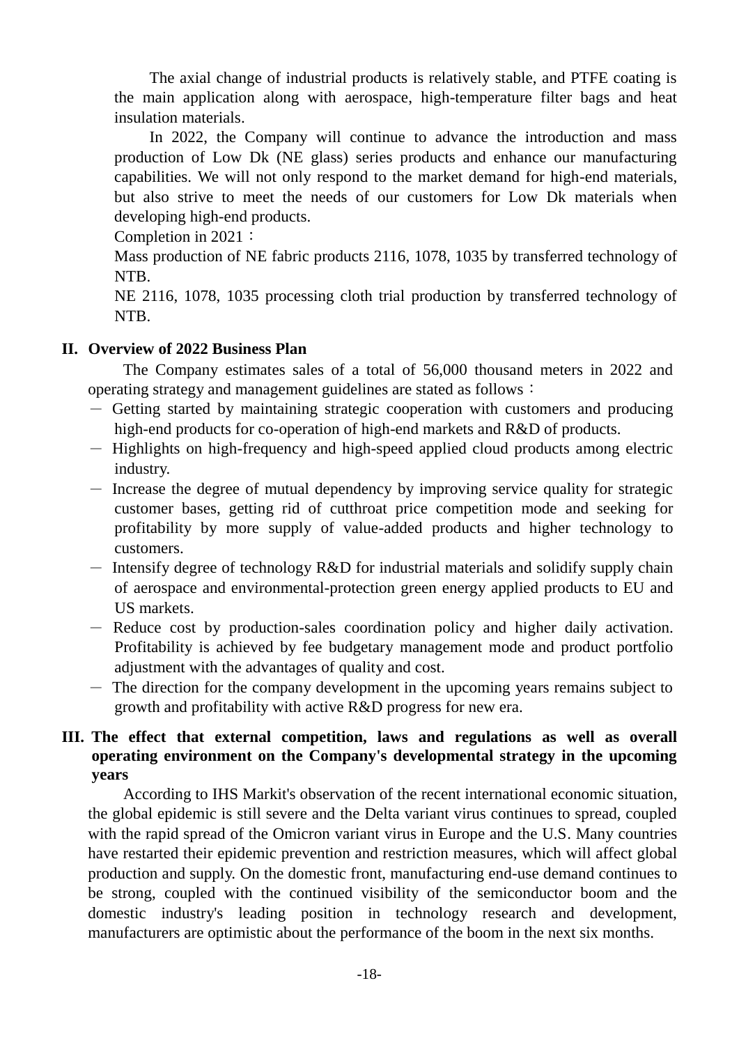The axial change of industrial products is relatively stable, and PTFE coating is the main application along with aerospace, high-temperature filter bags and heat insulation materials.

In 2022, the Company will continue to advance the introduction and mass production of Low Dk (NE glass) series products and enhance our manufacturing capabilities. We will not only respond to the market demand for high-end materials, but also strive to meet the needs of our customers for Low Dk materials when developing high-end products.

Completion in 2021：

Mass production of NE fabric products 2116, 1078, 1035 by transferred technology of NTB.

NE 2116, 1078, 1035 processing cloth trial production by transferred technology of NTB.

## II. Overview of 2022 Business Plan

The Company estimates sales of a total of 56,000 thousand meters in 2022 and operating strategy and management guidelines are stated as follows：

- Getting started by maintaining strategic cooperation with customers and producing high-end products for co-operation of high-end markets and R&D of products.
- Highlights on high-frequency and high-speed applied cloud products among electric industry.
- Increase the degree of mutual dependency by improving service quality for strategic customer bases, getting rid of cutthroat price competition mode and seeking for profitability by more supply of value-added products and higher technology to customers.
- Intensify degree of technology R&D for industrial materials and solidify supply chain of aerospace and environmental-protection green energy applied products to EU and US markets.
- Reduce cost by production-sales coordination policy and higher daily activation. Profitability is achieved by fee budgetary management mode and product portfolio adjustment with the advantages of quality and cost.
- The direction for the company development in the upcoming years remains subject to growth and profitability with active R&D progress for new era.

## III. The effect that external competition, laws and regulations as well as overall operating environment on the Company's developmental strategy in the upcoming years

According to IHS Markit's observation of the recent international economic situation, the global epidemic is still severe and the Delta variant virus continues to spread, coupled with the rapid spread of the Omicron variant virus in Europe and the U.S. Many countries have restarted their epidemic prevention and restriction measures, which will affect global production and supply. On the domestic front, manufacturing end-use demand continues to be strong, coupled with the continued visibility of the semiconductor boom and the domestic industry's leading position in technology research and development, manufacturers are optimistic about the performance of the boom in the next six months.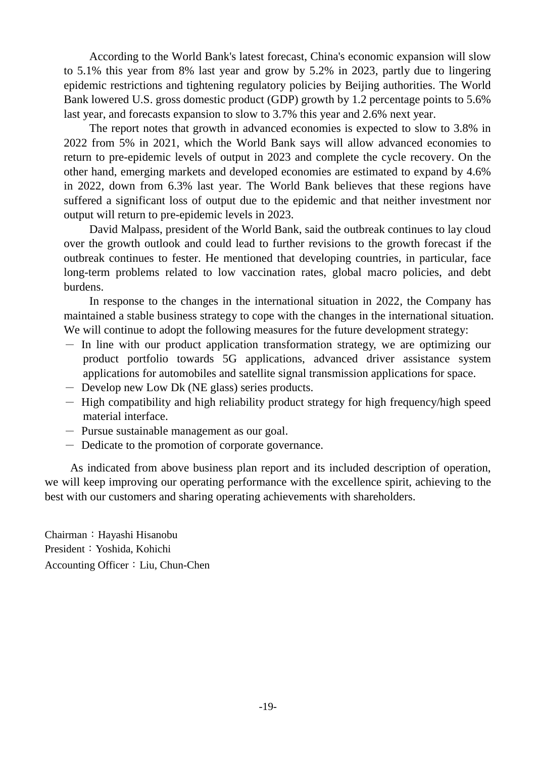According to the World Bank's latest forecast, China's economic expansion will slow to 5.1% this year from 8% last year and grow by 5.2% in 2023, partly due to lingering epidemic restrictions and tightening regulatory policies by Beijing authorities. The World Bank lowered U.S. gross domestic product (GDP) growth by 1.2 percentage points to 5.6% last year, and forecasts expansion to slow to 3.7% this year and 2.6% next year.

The report notes that growth in advanced economies is expected to slow to 3.8% in 2022 from 5% in 2021, which the World Bank says will allow advanced economies to return to pre-epidemic levels of output in 2023 and complete the cycle recovery. On the other hand, emerging markets and developed economies are estimated to expand by 4.6% in 2022, down from 6.3% last year. The World Bank believes that these regions have suffered a significant loss of output due to the epidemic and that neither investment nor output will return to pre-epidemic levels in 2023.

David Malpass, president of the World Bank, said the outbreak continues to lay cloud over the growth outlook and could lead to further revisions to the growth forecast if the outbreak continues to fester. He mentioned that developing countries, in particular, face long-term problems related to low vaccination rates, global macro policies, and debt burdens.

In response to the changes in the international situation in 2022, the Company has maintained a stable business strategy to cope with the changes in the international situation. We will continue to adopt the following measures for the future development strategy:

－ In line with our product application transformation strategy, we are optimizing our product portfolio towards 5G applications, advanced driver assistance system applications for automobiles and satellite signal transmission applications for space.
－ Develop new Low Dk (NE glass) series products.
－ High compatibility and high reliability product strategy for high frequency/high speed material interface.
－ Pursue sustainable management as our goal.
－ Dedicate to the promotion of corporate governance.

As indicated from above business plan report and its included description of operation, we will keep improving our operating performance with the excellence spirit, achieving to the best with our customers and sharing operating achievements with shareholders.

Chairman：Hayashi Hisanobu
President：Yoshida, Kohichi
Accounting Officer：Liu, Chun-Chen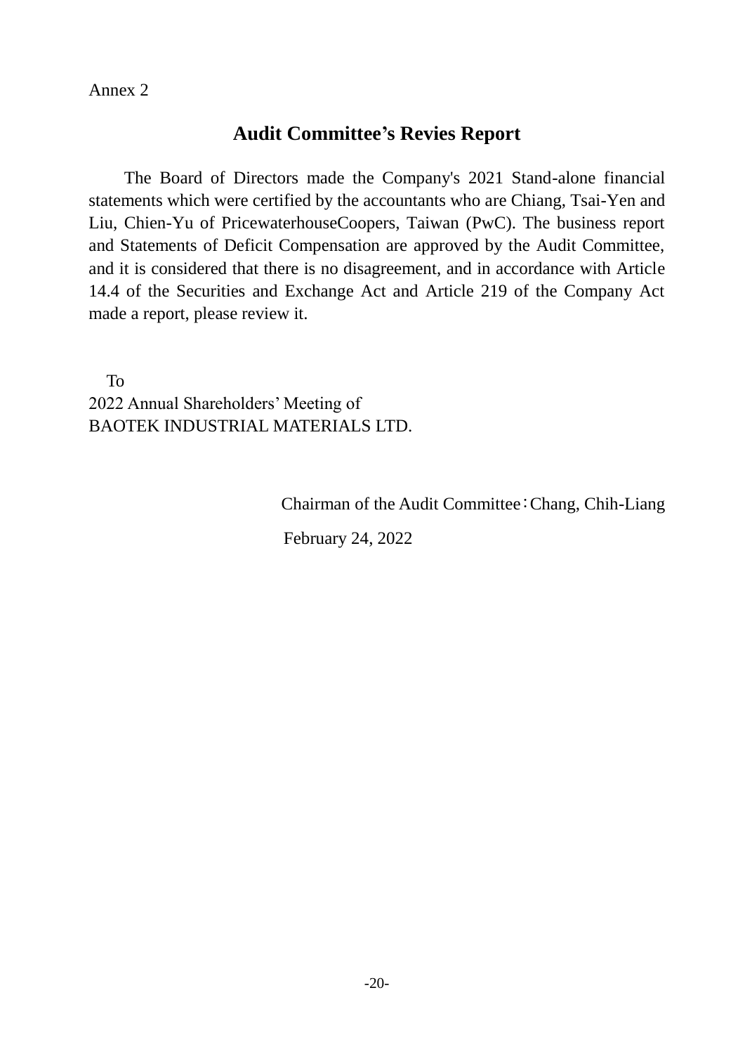Annex 2

## Audit Committee's Revies Report

The Board of Directors made the Company's 2021 Stand-alone financial statements which were certified by the accountants who are Chiang, Tsai-Yen and Liu, Chien-Yu of PricewaterhouseCoopers, Taiwan (PwC). The business report and Statements of Deficit Compensation are approved by the Audit Committee, and it is considered that there is no disagreement, and in accordance with Article 14.4 of the Securities and Exchange Act and Article 219 of the Company Act made a report, please review it.

To
2022 Annual Shareholders' Meeting of
BAOTEK INDUSTRIAL MATERIALS LTD.

Chairman of the Audit Committee：Chang, Chih-Liang

February 24, 2022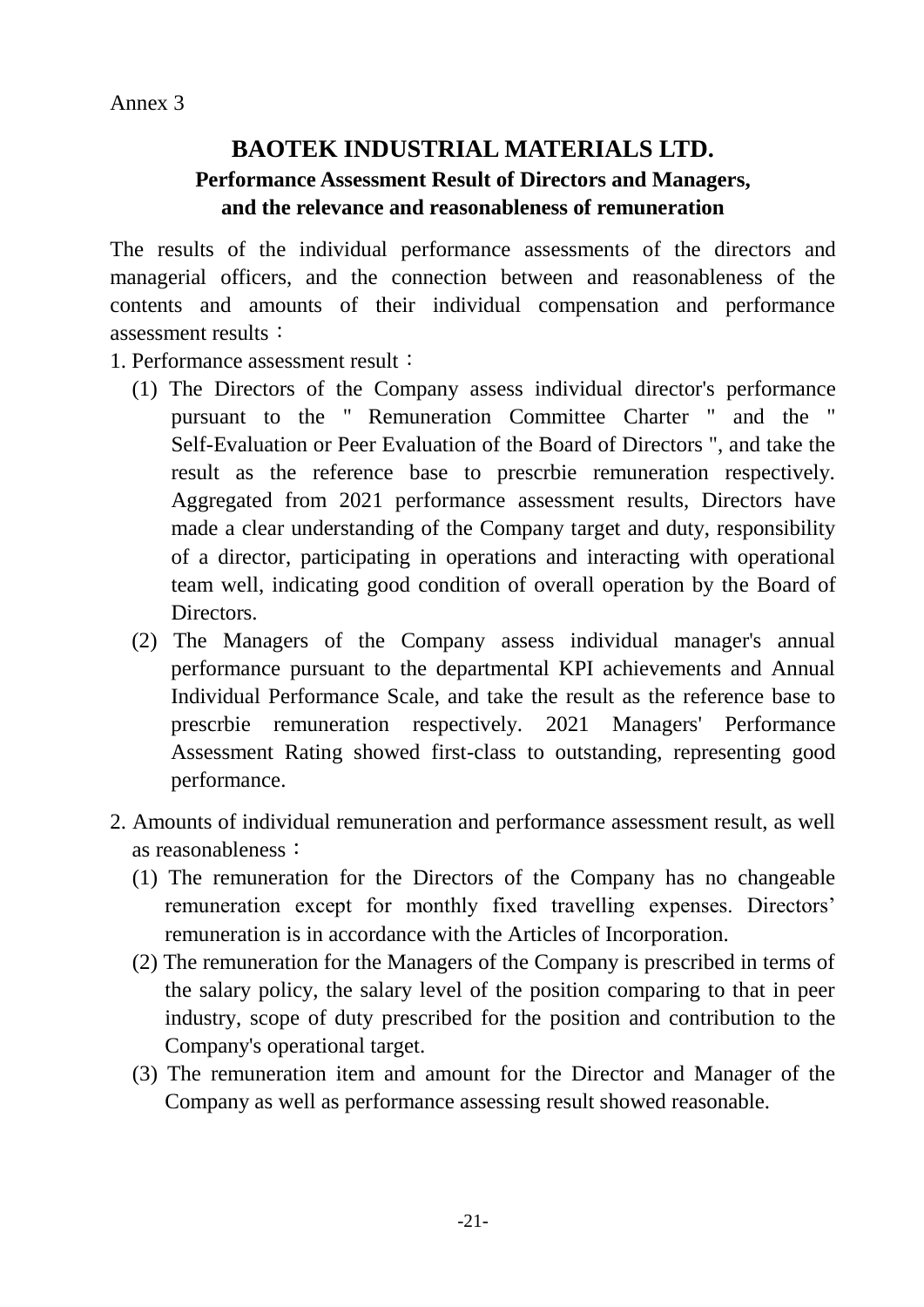Annex 3

# BAOTEK INDUSTRIAL MATERIALS LTD.

## Performance Assessment Result of Directors and Managers, and the relevance and reasonableness of remuneration

The results of the individual performance assessments of the directors and managerial officers, and the connection between and reasonableness of the contents and amounts of their individual compensation and performance assessment results：

1. Performance assessment result：
   (1) The Directors of the Company assess individual director's performance pursuant to the " Remuneration Committee Charter " and the " Self-Evaluation or Peer Evaluation of the Board of Directors ", and take the result as the reference base to prescrbie remuneration respectively. Aggregated from 2021 performance assessment results, Directors have made a clear understanding of the Company target and duty, responsibility of a director, participating in operations and interacting with operational team well, indicating good condition of overall operation by the Board of Directors.
   (2) The Managers of the Company assess individual manager's annual performance pursuant to the departmental KPI achievements and Annual Individual Performance Scale, and take the result as the reference base to prescrbie remuneration respectively. 2021 Managers' Performance Assessment Rating showed first-class to outstanding, representing good performance.
2. Amounts of individual remuneration and performance assessment result, as well as reasonableness：
   (1) The remuneration for the Directors of the Company has no changeable remuneration except for monthly fixed travelling expenses. Directors' remuneration is in accordance with the Articles of Incorporation.
   (2) The remuneration for the Managers of the Company is prescribed in terms of the salary policy, the salary level of the position comparing to that in peer industry, scope of duty prescribed for the position and contribution to the Company's operational target.
   (3) The remuneration item and amount for the Director and Manager of the Company as well as performance assessing result showed reasonable.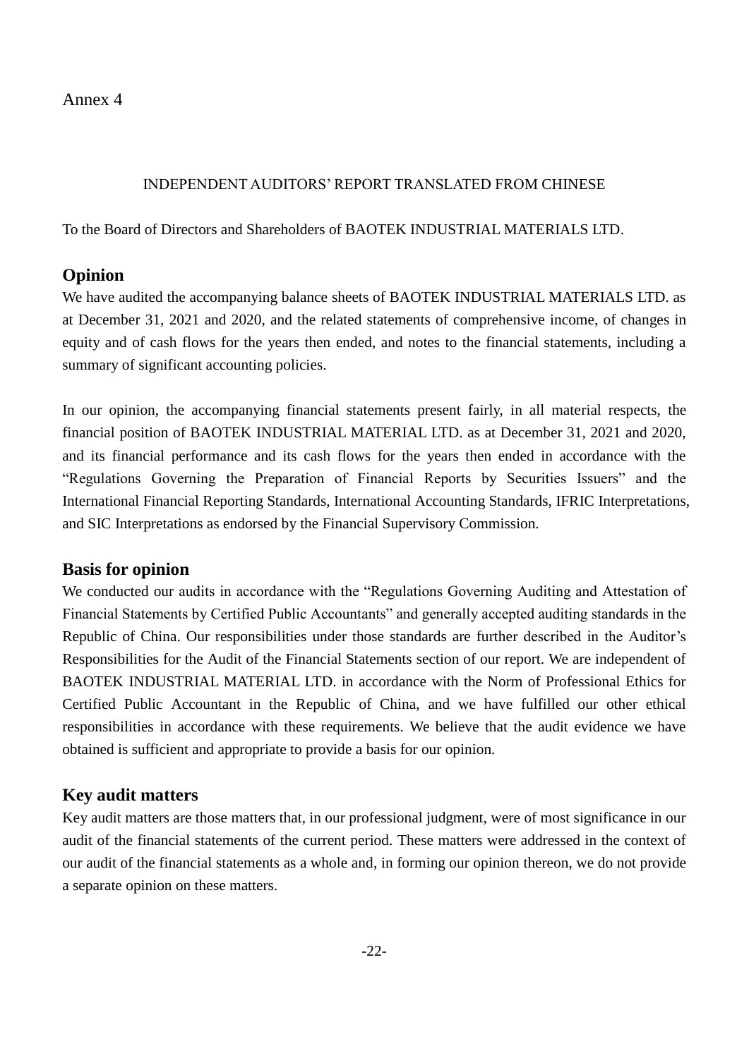Annex 4

INDEPENDENT AUDITORS' REPORT TRANSLATED FROM CHINESE

To the Board of Directors and Shareholders of BAOTEK INDUSTRIAL MATERIALS LTD.

## Opinion

We have audited the accompanying balance sheets of BAOTEK INDUSTRIAL MATERIALS LTD. as at December 31, 2021 and 2020, and the related statements of comprehensive income, of changes in equity and of cash flows for the years then ended, and notes to the financial statements, including a summary of significant accounting policies.

In our opinion, the accompanying financial statements present fairly, in all material respects, the financial position of BAOTEK INDUSTRIAL MATERIAL LTD. as at December 31, 2021 and 2020, and its financial performance and its cash flows for the years then ended in accordance with the "Regulations Governing the Preparation of Financial Reports by Securities Issuers" and the International Financial Reporting Standards, International Accounting Standards, IFRIC Interpretations, and SIC Interpretations as endorsed by the Financial Supervisory Commission.

## Basis for opinion

We conducted our audits in accordance with the "Regulations Governing Auditing and Attestation of Financial Statements by Certified Public Accountants" and generally accepted auditing standards in the Republic of China. Our responsibilities under those standards are further described in the Auditor's Responsibilities for the Audit of the Financial Statements section of our report. We are independent of BAOTEK INDUSTRIAL MATERIAL LTD. in accordance with the Norm of Professional Ethics for Certified Public Accountant in the Republic of China, and we have fulfilled our other ethical responsibilities in accordance with these requirements. We believe that the audit evidence we have obtained is sufficient and appropriate to provide a basis for our opinion.

## Key audit matters

Key audit matters are those matters that, in our professional judgment, were of most significance in our audit of the financial statements of the current period. These matters were addressed in the context of our audit of the financial statements as a whole and, in forming our opinion thereon, we do not provide a separate opinion on these matters.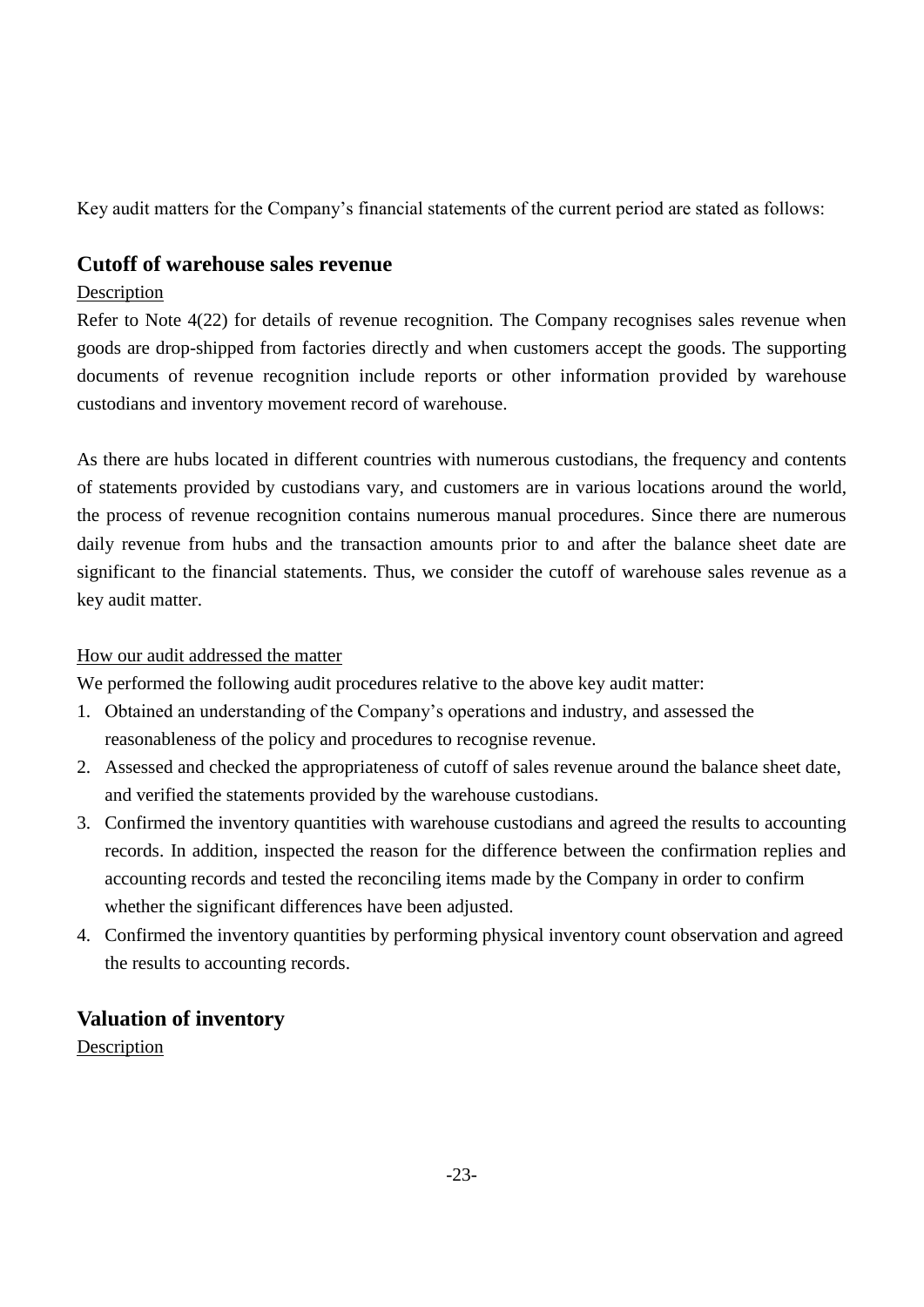Key audit matters for the Company's financial statements of the current period are stated as follows:

## Cutoff of warehouse sales revenue

Description

Refer to Note 4(22) for details of revenue recognition. The Company recognises sales revenue when goods are drop-shipped from factories directly and when customers accept the goods. The supporting documents of revenue recognition include reports or other information provided by warehouse custodians and inventory movement record of warehouse.

As there are hubs located in different countries with numerous custodians, the frequency and contents of statements provided by custodians vary, and customers are in various locations around the world, the process of revenue recognition contains numerous manual procedures. Since there are numerous daily revenue from hubs and the transaction amounts prior to and after the balance sheet date are significant to the financial statements. Thus, we consider the cutoff of warehouse sales revenue as a key audit matter.

How our audit addressed the matter

We performed the following audit procedures relative to the above key audit matter:

1. Obtained an understanding of the Company's operations and industry, and assessed the reasonableness of the policy and procedures to recognise revenue.
2. Assessed and checked the appropriateness of cutoff of sales revenue around the balance sheet date, and verified the statements provided by the warehouse custodians.
3. Confirmed the inventory quantities with warehouse custodians and agreed the results to accounting records. In addition, inspected the reason for the difference between the confirmation replies and accounting records and tested the reconciling items made by the Company in order to confirm whether the significant differences have been adjusted.
4. Confirmed the inventory quantities by performing physical inventory count observation and agreed the results to accounting records.

## Valuation of inventory

Description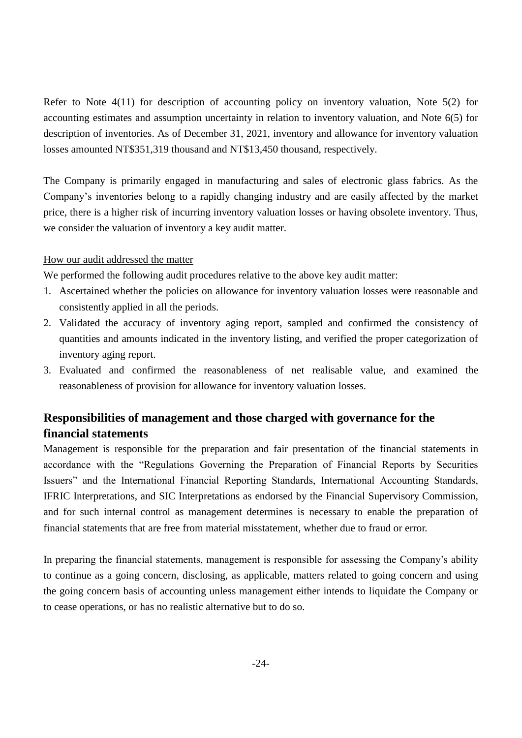Refer to Note 4(11) for description of accounting policy on inventory valuation, Note 5(2) for accounting estimates and assumption uncertainty in relation to inventory valuation, and Note 6(5) for description of inventories. As of December 31, 2021, inventory and allowance for inventory valuation losses amounted NT$351,319 thousand and NT$13,450 thousand, respectively.

The Company is primarily engaged in manufacturing and sales of electronic glass fabrics. As the Company's inventories belong to a rapidly changing industry and are easily affected by the market price, there is a higher risk of incurring inventory valuation losses or having obsolete inventory. Thus, we consider the valuation of inventory a key audit matter.

How our audit addressed the matter

We performed the following audit procedures relative to the above key audit matter:

1. Ascertained whether the policies on allowance for inventory valuation losses were reasonable and consistently applied in all the periods.
2. Validated the accuracy of inventory aging report, sampled and confirmed the consistency of quantities and amounts indicated in the inventory listing, and verified the proper categorization of inventory aging report.
3. Evaluated and confirmed the reasonableness of net realisable value, and examined the reasonableness of provision for allowance for inventory valuation losses.

## Responsibilities of management and those charged with governance for the financial statements

Management is responsible for the preparation and fair presentation of the financial statements in accordance with the "Regulations Governing the Preparation of Financial Reports by Securities Issuers" and the International Financial Reporting Standards, International Accounting Standards, IFRIC Interpretations, and SIC Interpretations as endorsed by the Financial Supervisory Commission, and for such internal control as management determines is necessary to enable the preparation of financial statements that are free from material misstatement, whether due to fraud or error.

In preparing the financial statements, management is responsible for assessing the Company's ability to continue as a going concern, disclosing, as applicable, matters related to going concern and using the going concern basis of accounting unless management either intends to liquidate the Company or to cease operations, or has no realistic alternative but to do so.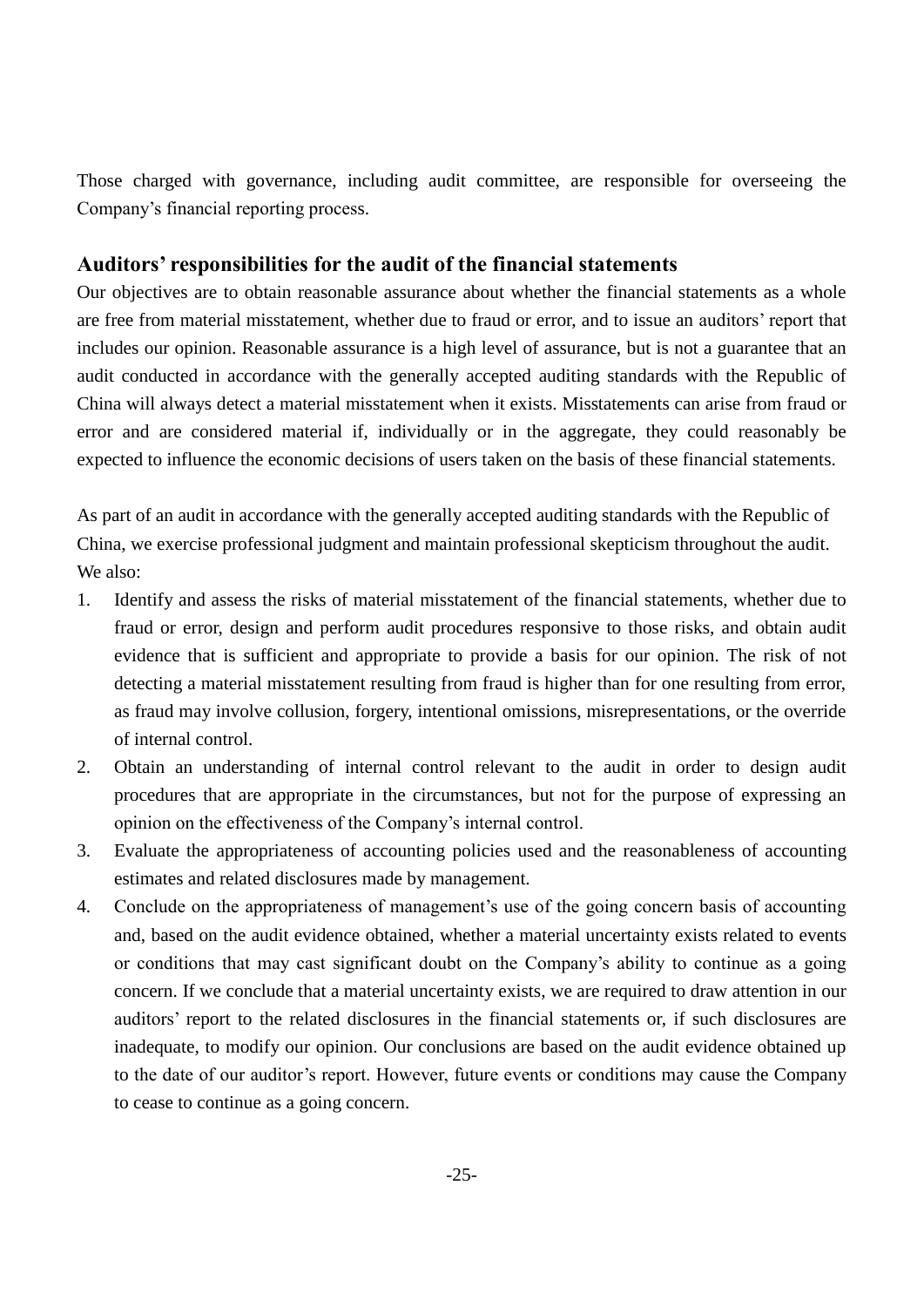Those charged with governance, including audit committee, are responsible for overseeing the Company's financial reporting process.

## Auditors' responsibilities for the audit of the financial statements

Our objectives are to obtain reasonable assurance about whether the financial statements as a whole are free from material misstatement, whether due to fraud or error, and to issue an auditors' report that includes our opinion. Reasonable assurance is a high level of assurance, but is not a guarantee that an audit conducted in accordance with the generally accepted auditing standards with the Republic of China will always detect a material misstatement when it exists. Misstatements can arise from fraud or error and are considered material if, individually or in the aggregate, they could reasonably be expected to influence the economic decisions of users taken on the basis of these financial statements.

As part of an audit in accordance with the generally accepted auditing standards with the Republic of China, we exercise professional judgment and maintain professional skepticism throughout the audit. We also:

1. Identify and assess the risks of material misstatement of the financial statements, whether due to fraud or error, design and perform audit procedures responsive to those risks, and obtain audit evidence that is sufficient and appropriate to provide a basis for our opinion. The risk of not detecting a material misstatement resulting from fraud is higher than for one resulting from error, as fraud may involve collusion, forgery, intentional omissions, misrepresentations, or the override of internal control.
2. Obtain an understanding of internal control relevant to the audit in order to design audit procedures that are appropriate in the circumstances, but not for the purpose of expressing an opinion on the effectiveness of the Company's internal control.
3. Evaluate the appropriateness of accounting policies used and the reasonableness of accounting estimates and related disclosures made by management.
4. Conclude on the appropriateness of management's use of the going concern basis of accounting and, based on the audit evidence obtained, whether a material uncertainty exists related to events or conditions that may cast significant doubt on the Company's ability to continue as a going concern. If we conclude that a material uncertainty exists, we are required to draw attention in our auditors' report to the related disclosures in the financial statements or, if such disclosures are inadequate, to modify our opinion. Our conclusions are based on the audit evidence obtained up to the date of our auditor's report. However, future events or conditions may cause the Company to cease to continue as a going concern.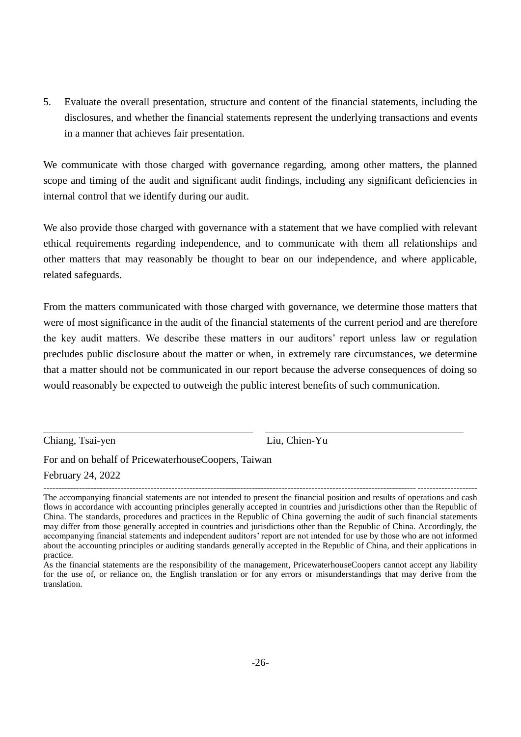5. Evaluate the overall presentation, structure and content of the financial statements, including the disclosures, and whether the financial statements represent the underlying transactions and events in a manner that achieves fair presentation.

We communicate with those charged with governance regarding, among other matters, the planned scope and timing of the audit and significant audit findings, including any significant deficiencies in internal control that we identify during our audit.

We also provide those charged with governance with a statement that we have complied with relevant ethical requirements regarding independence, and to communicate with them all relationships and other matters that may reasonably be thought to bear on our independence, and where applicable, related safeguards.

From the matters communicated with those charged with governance, we determine those matters that were of most significance in the audit of the financial statements of the current period and are therefore the key audit matters. We describe these matters in our auditors' report unless law or regulation precludes public disclosure about the matter or when, in extremely rare circumstances, we determine that a matter should not be communicated in our report because the adverse consequences of doing so would reasonably be expected to outweigh the public interest benefits of such communication.

Chiang, Tsai-yen　　　　　　　　　　Liu, Chien-Yu

For and on behalf of PricewaterhouseCoopers, Taiwan

February 24, 2022

---

The accompanying financial statements are not intended to present the financial position and results of operations and cash flows in accordance with accounting principles generally accepted in countries and jurisdictions other than the Republic of China. The standards, procedures and practices in the Republic of China governing the audit of such financial statements may differ from those generally accepted in countries and jurisdictions other than the Republic of China. Accordingly, the accompanying financial statements and independent auditors' report are not intended for use by those who are not informed about the accounting principles or auditing standards generally accepted in the Republic of China, and their applications in practice.

As the financial statements are the responsibility of the management, PricewaterhouseCoopers cannot accept any liability for the use of, or reliance on, the English translation or for any errors or misunderstandings that may derive from the translation.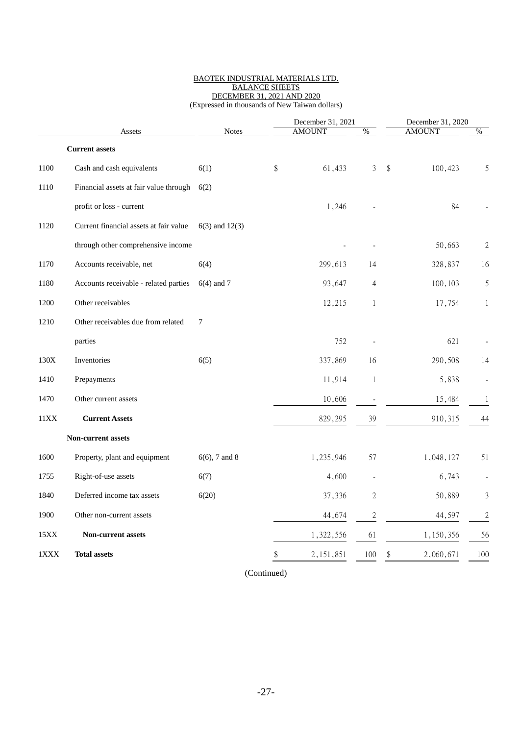BAOTEK INDUSTRIAL MATERIALS LTD.
BALANCE SHEETS
DECEMBER 31, 2021 AND 2020
(Expressed in thousands of New Taiwan dollars)

| | Assets | Notes | December 31, 2021 AMOUNT | % | December 31, 2020 AMOUNT | % |
|---|---|---|---|---|---|---|
| | **Current assets** | | | | | |
| 1100 | Cash and cash equivalents | 6(1) | $ 61,433 | 3 | $ 100,423 | 5 |
| 1110 | Financial assets at fair value through profit or loss - current | 6(2) | 1,246 | - | 84 | - |
| 1120 | Current financial assets at fair value through other comprehensive income | 6(3) and 12(3) | - | - | 50,663 | 2 |
| 1170 | Accounts receivable, net | 6(4) | 299,613 | 14 | 328,837 | 16 |
| 1180 | Accounts receivable - related parties | 6(4) and 7 | 93,647 | 4 | 100,103 | 5 |
| 1200 | Other receivables | | 12,215 | 1 | 17,754 | 1 |
| 1210 | Other receivables due from related parties | 7 | 752 | - | 621 | - |
| 130X | Inventories | 6(5) | 337,869 | 16 | 290,508 | 14 |
| 1410 | Prepayments | | 11,914 | 1 | 5,838 | - |
| 1470 | Other current assets | | 10,606 | - | 15,484 | 1 |
| 11XX | **Current Assets** | | 829,295 | 39 | 910,315 | 44 |
| | **Non-current assets** | | | | | |
| 1600 | Property, plant and equipment | 6(6), 7 and 8 | 1,235,946 | 57 | 1,048,127 | 51 |
| 1755 | Right-of-use assets | 6(7) | 4,600 | - | 6,743 | - |
| 1840 | Deferred income tax assets | 6(20) | 37,336 | 2 | 50,889 | 3 |
| 1900 | Other non-current assets | | 44,674 | 2 | 44,597 | 2 |
| 15XX | **Non-current assets** | | 1,322,556 | 61 | 1,150,356 | 56 |
| 1XXX | **Total assets** | | $ 2,151,851 | 100 | $ 2,060,671 | 100 |

(Continued)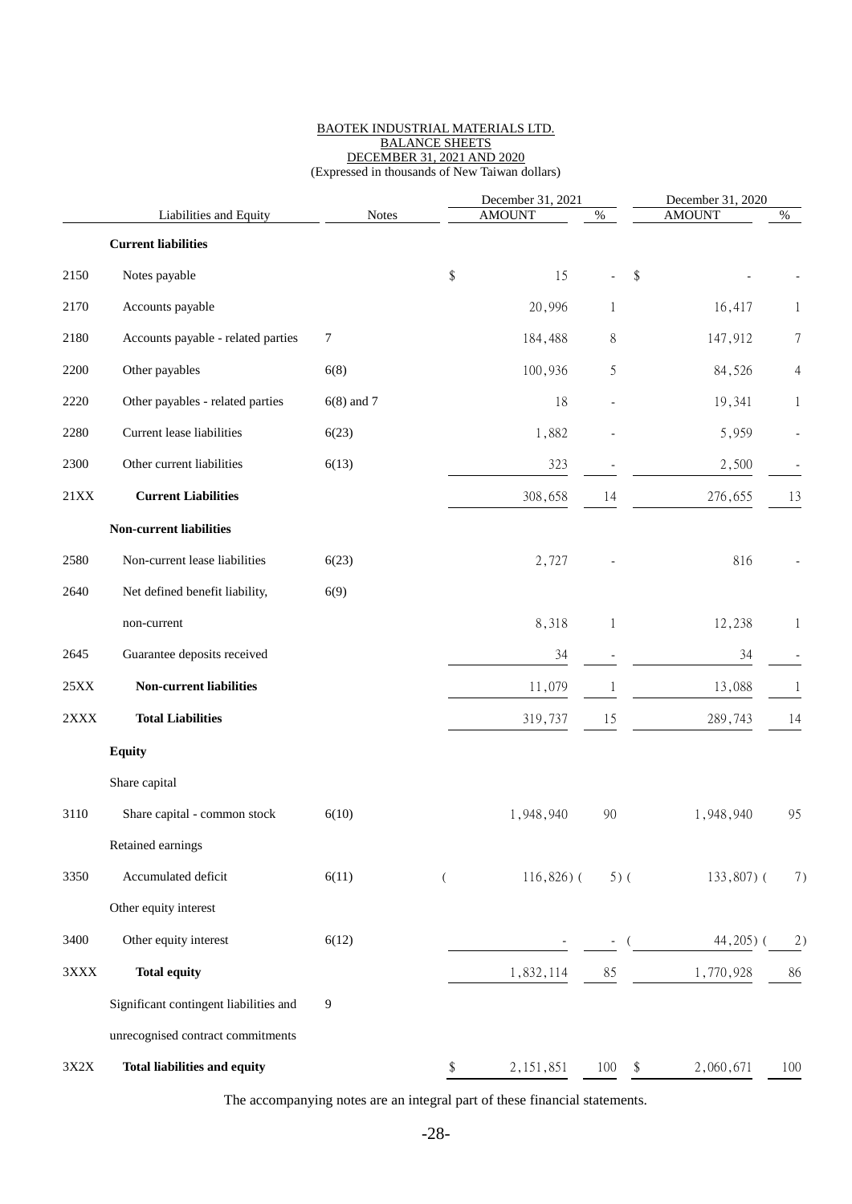BAOTEK INDUSTRIAL MATERIALS LTD.
BALANCE SHEETS
DECEMBER 31, 2021 AND 2020
(Expressed in thousands of New Taiwan dollars)

| | Liabilities and Equity | Notes | December 31, 2021 AMOUNT | % | December 31, 2020 AMOUNT | % |
|---|---|---|---|---|---|---|
| | **Current liabilities** | | | | | |
| 2150 | Notes payable | | $ 15 | - | $ - | - |
| 2170 | Accounts payable | | 20,996 | 1 | 16,417 | 1 |
| 2180 | Accounts payable - related parties | 7 | 184,488 | 8 | 147,912 | 7 |
| 2200 | Other payables | 6(8) | 100,936 | 5 | 84,526 | 4 |
| 2220 | Other payables - related parties | 6(8) and 7 | 18 | - | 19,341 | 1 |
| 2280 | Current lease liabilities | 6(23) | 1,882 | - | 5,959 | - |
| 2300 | Other current liabilities | 6(13) | 323 | - | 2,500 | - |
| 21XX | **Current Liabilities** | | 308,658 | 14 | 276,655 | 13 |
| | **Non-current liabilities** | | | | | |
| 2580 | Non-current lease liabilities | 6(23) | 2,727 | - | 816 | - |
| 2640 | Net defined benefit liability, non-current | 6(9) | 8,318 | 1 | 12,238 | 1 |
| 2645 | Guarantee deposits received | | 34 | - | 34 | - |
| 25XX | **Non-current liabilities** | | 11,079 | 1 | 13,088 | 1 |
| 2XXX | **Total Liabilities** | | 319,737 | 15 | 289,743 | 14 |
| | **Equity** | | | | | |
| | Share capital | | | | | |
| 3110 | Share capital - common stock | 6(10) | 1,948,940 | 90 | 1,948,940 | 95 |
| | Retained earnings | | | | | |
| 3350 | Accumulated deficit | 6(11) | ( 116,826) | ( 5) | ( 133,807) | ( 7) |
| | Other equity interest | | | | | |
| 3400 | Other equity interest | 6(12) | - | - | ( 44,205) | ( 2) |
| 3XXX | **Total equity** | | 1,832,114 | 85 | 1,770,928 | 86 |
| | Significant contingent liabilities and unrecognised contract commitments | 9 | | | | |
| 3X2X | **Total liabilities and equity** | | $ 2,151,851 | 100 | $ 2,060,671 | 100 |

The accompanying notes are an integral part of these financial statements.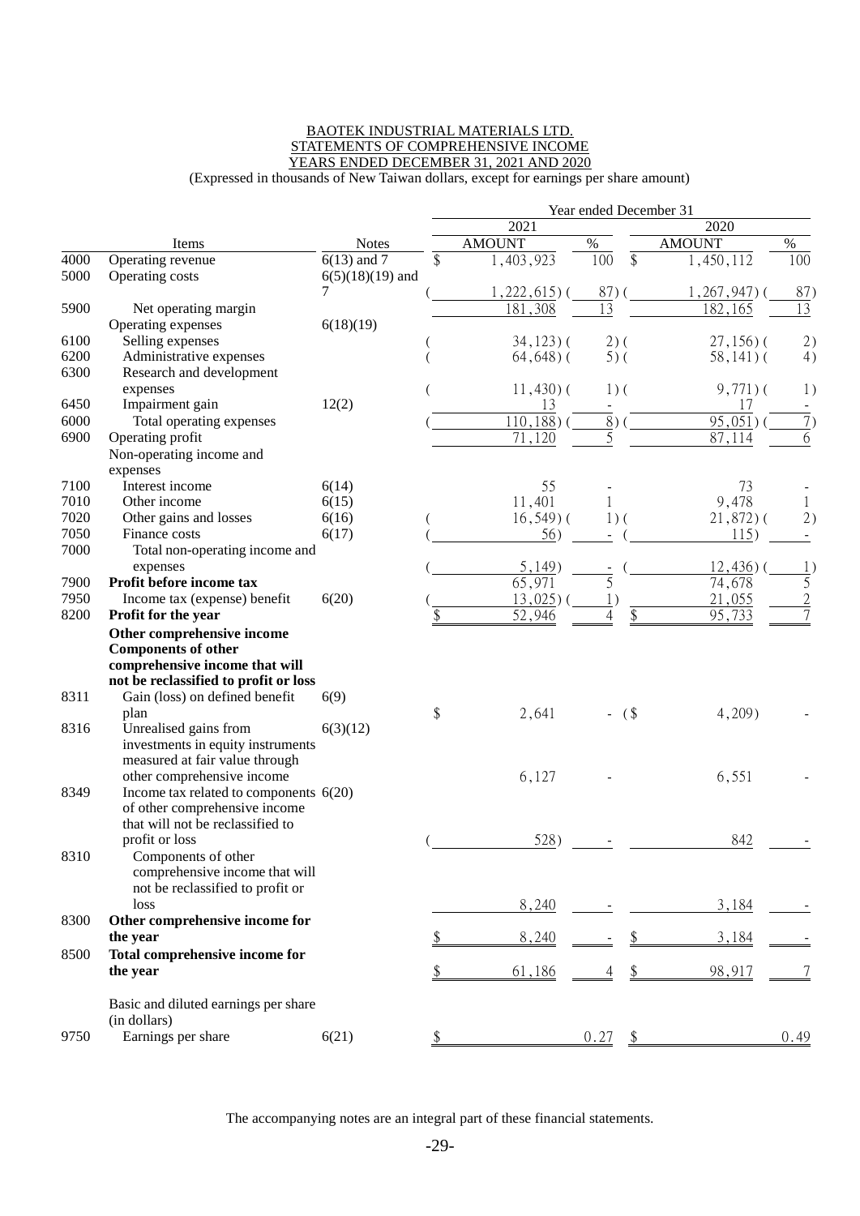BAOTEK INDUSTRIAL MATERIALS LTD.
STATEMENTS OF COMPREHENSIVE INCOME
YEARS ENDED DECEMBER 31, 2021 AND 2020
(Expressed in thousands of New Taiwan dollars, except for earnings per share amount)

| | | | Year ended December 31 | | | |
|---|---|---|---|---|---|---|
| | | | 2021 | | 2020 | |
| | Items | Notes | AMOUNT | % | AMOUNT | % |
| 4000 | Operating revenue | 6(13) and 7 | $ 1,403,923 | 100 | $ 1,450,112 | 100 |
| 5000 | Operating costs | 6(5)(18)(19) and 7 | ( 1,222,615) | ( 87) | ( 1,267,947) | ( 87) |
| 5900 | Net operating margin | | 181,308 | 13 | 182,165 | 13 |
| | Operating expenses | 6(18)(19) | | | | |
| 6100 | Selling expenses | | ( 34,123) | ( 2) | ( 27,156) | ( 2) |
| 6200 | Administrative expenses | | ( 64,648) | ( 5) | ( 58,141) | ( 4) |
| 6300 | Research and development expenses | | ( 11,430) | ( 1) | ( 9,771) | ( 1) |
| 6450 | Impairment gain | 12(2) | 13 | - | 17 | - |
| 6000 | Total operating expenses | | ( 110,188) | ( 8) | ( 95,051) | ( 7) |
| 6900 | Operating profit | | 71,120 | 5 | 87,114 | 6 |
| | Non-operating income and expenses | | | | | |
| 7100 | Interest income | 6(14) | 55 | - | 73 | - |
| 7010 | Other income | 6(15) | 11,401 | 1 | 9,478 | 1 |
| 7020 | Other gains and losses | 6(16) | ( 16,549) | ( 1) | ( 21,872) | ( 2) |
| 7050 | Finance costs | 6(17) | ( 56) | - | ( 115) | - |
| 7000 | Total non-operating income and expenses | | ( 5,149) | - | ( 12,436) | ( 1) |
| 7900 | **Profit before income tax** | | 65,971 | 5 | 74,678 | 5 |
| 7950 | Income tax (expense) benefit | 6(20) | ( 13,025) | ( 1) | 21,055 | 2 |
| 8200 | **Profit for the year** | | $ 52,946 | 4 | $ 95,733 | 7 |
| | **Other comprehensive income** | | | | | |
| | **Components of other comprehensive income that will not be reclassified to profit or loss** | | | | | |
| 8311 | Gain (loss) on defined benefit plan | 6(9) | $ 2,641 | - | ($ 4,209) | - |
| 8316 | Unrealised gains from investments in equity instruments measured at fair value through other comprehensive income | 6(3)(12) | 6,127 | - | 6,551 | - |
| 8349 | Income tax related to components of other comprehensive income that will not be reclassified to profit or loss | 6(20) | ( 528) | - | 842 | - |
| 8310 | Components of other comprehensive income that will not be reclassified to profit or loss | | 8,240 | - | 3,184 | - |
| 8300 | **Other comprehensive income for the year** | | $ 8,240 | - | $ 3,184 | - |
| 8500 | **Total comprehensive income for the year** | | $ 61,186 | 4 | $ 98,917 | 7 |
| | Basic and diluted earnings per share (in dollars) | | | | | |
| 9750 | Earnings per share | 6(21) | $ | 0.27 | $ | 0.49 |

The accompanying notes are an integral part of these financial statements.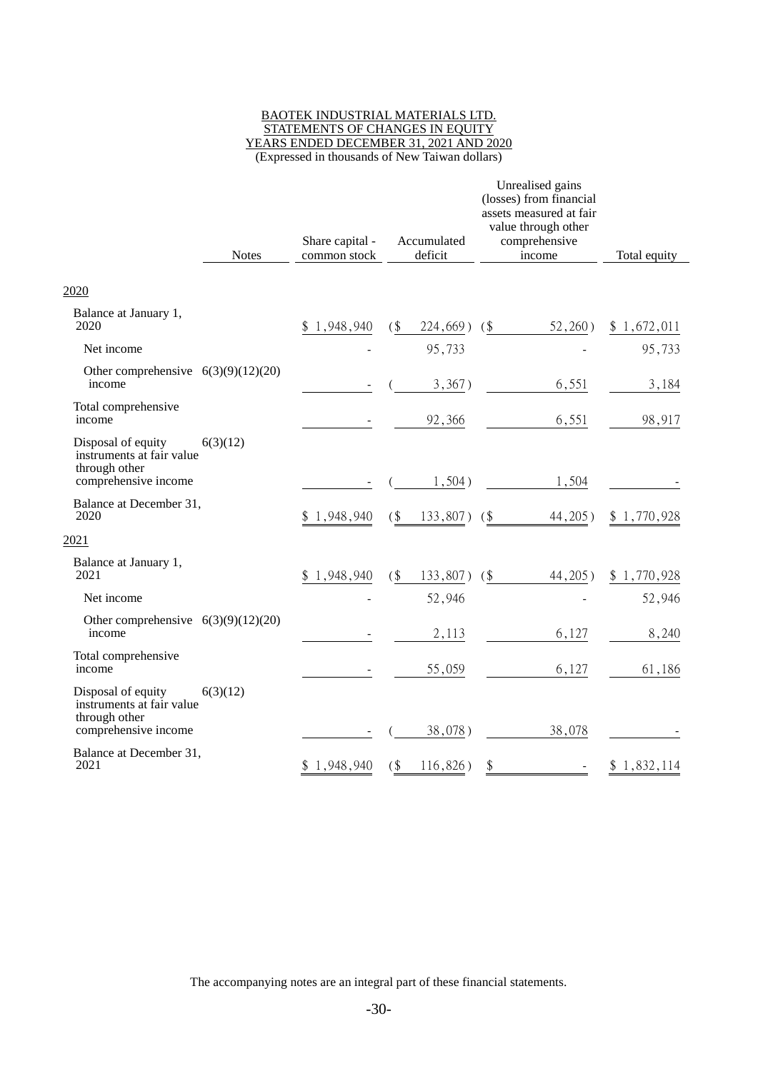BAOTEK INDUSTRIAL MATERIALS LTD.
STATEMENTS OF CHANGES IN EQUITY
YEARS ENDED DECEMBER 31, 2021 AND 2020
(Expressed in thousands of New Taiwan dollars)

| | Notes | Share capital - common stock | Accumulated deficit | Unrealised gains (losses) from financial assets measured at fair value through other comprehensive income | Total equity |
|---|---|---|---|---|---|
| 2020 | | | | | |
| Balance at January 1, 2020 | | $ 1,948,940 | ($ 224,669) | ($ 52,260) | $ 1,672,011 |
| Net income | | - | 95,733 | - | 95,733 |
| Other comprehensive income | 6(3)(9)(12)(20) | - | ( 3,367) | 6,551 | 3,184 |
| Total comprehensive income | | - | 92,366 | 6,551 | 98,917 |
| Disposal of equity instruments at fair value through other comprehensive income | 6(3)(12) | - | ( 1,504) | 1,504 | - |
| Balance at December 31, 2020 | | $ 1,948,940 | ($ 133,807) | ($ 44,205) | $ 1,770,928 |
| 2021 | | | | | |
| Balance at January 1, 2021 | | $ 1,948,940 | ($ 133,807) | ($ 44,205) | $ 1,770,928 |
| Net income | | - | 52,946 | - | 52,946 |
| Other comprehensive income | 6(3)(9)(12)(20) | - | 2,113 | 6,127 | 8,240 |
| Total comprehensive income | | - | 55,059 | 6,127 | 61,186 |
| Disposal of equity instruments at fair value through other comprehensive income | 6(3)(12) | - | ( 38,078) | 38,078 | - |
| Balance at December 31, 2021 | | $ 1,948,940 | ($ 116,826) | $ - | $ 1,832,114 |

The accompanying notes are an integral part of these financial statements.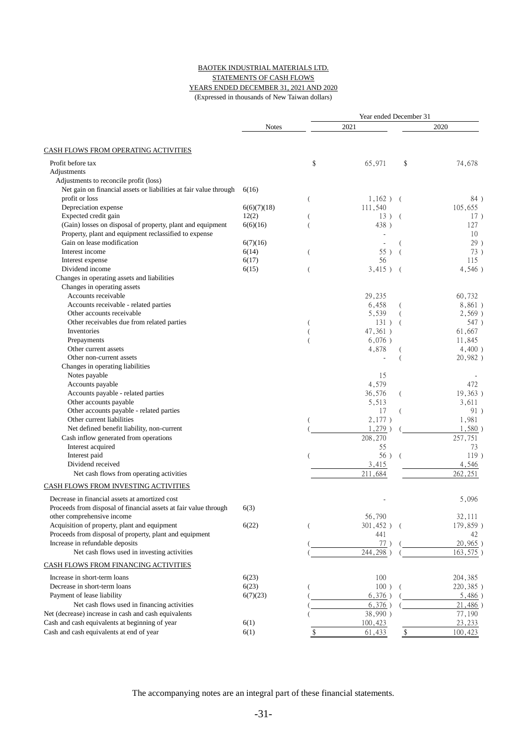BAOTEK INDUSTRIAL MATERIALS LTD.
STATEMENTS OF CASH FLOWS
YEARS ENDED DECEMBER 31, 2021 AND 2020
(Expressed in thousands of New Taiwan dollars)

| | Notes | 2021 | 2020 |
|---|---|---|---|
| **CASH FLOWS FROM OPERATING ACTIVITIES** | | | |
| Profit before tax | | $ 65,971 | $ 74,678 |
| Adjustments | | | |
| Adjustments to reconcile profit (loss) | | | |
| Net gain on financial assets or liabilities at fair value through profit or loss | 6(16) | ( 1,162 ) | ( 84 ) |
| Depreciation expense | 6(6)(7)(18) | 111,540 | 105,655 |
| Expected credit gain | 12(2) | ( 13 ) | ( 17 ) |
| (Gain) losses on disposal of property, plant and equipment | 6(6)(16) | ( 438 ) | 127 |
| Property, plant and equipment reclassified to expense | | - | 10 |
| Gain on lease modification | 6(7)(16) | - | ( 29 ) |
| Interest income | 6(14) | ( 55 ) | ( 73 ) |
| Interest expense | 6(17) | 56 | 115 |
| Dividend income | 6(15) | ( 3,415 ) | ( 4,546 ) |
| Changes in operating assets and liabilities | | | |
| Changes in operating assets | | | |
| Accounts receivable | | 29,235 | 60,732 |
| Accounts receivable - related parties | | 6,458 | ( 8,861 ) |
| Other accounts receivable | | 5,539 | ( 2,569 ) |
| Other receivables due from related parties | | ( 131 ) | ( 547 ) |
| Inventories | | ( 47,361 ) | 61,667 |
| Prepayments | | ( 6,076 ) | 11,845 |
| Other current assets | | 4,878 | ( 4,400 ) |
| Other non-current assets | | - | ( 20,982 ) |
| Changes in operating liabilities | | | |
| Notes payable | | 15 | - |
| Accounts payable | | 4,579 | 472 |
| Accounts payable - related parties | | 36,576 | ( 19,363 ) |
| Other accounts payable | | 5,513 | 3,611 |
| Other accounts payable - related parties | | 17 | ( 91 ) |
| Other current liabilities | | ( 2,177 ) | 1,981 |
| Net defined benefit liability, non-current | | ( 1,279 ) | ( 1,580 ) |
| Cash inflow generated from operations | | 208,270 | 257,751 |
| Interest acquired | | 55 | 73 |
| Interest paid | | ( 56 ) | ( 119 ) |
| Dividend received | | 3,415 | 4,546 |
| Net cash flows from operating activities | | 211,684 | 262,251 |
| **CASH FLOWS FROM INVESTING ACTIVITIES** | | | |
| Decrease in financial assets at amortized cost | | - | 5,096 |
| Proceeds from disposal of financial assets at fair value through other comprehensive income | 6(3) | 56,790 | 32,111 |
| Acquisition of property, plant and equipment | 6(22) | ( 301,452 ) | ( 179,859 ) |
| Proceeds from disposal of property, plant and equipment | | 441 | 42 |
| Increase in refundable deposits | | ( 77 ) | ( 20,965 ) |
| Net cash flows used in investing activities | | ( 244,298 ) | ( 163,575 ) |
| **CASH FLOWS FROM FINANCING ACTIVITIES** | | | |
| Increase in short-term loans | 6(23) | 100 | 204,385 |
| Decrease in short-term loans | 6(23) | ( 100 ) | ( 220,385 ) |
| Payment of lease liability | 6(7)(23) | ( 6,376 ) | ( 5,486 ) |
| Net cash flows used in financing activities | | ( 6,376 ) | ( 21,486 ) |
| Net (decrease) increase in cash and cash equivalents | | ( 38,990 ) | 77,190 |
| Cash and cash equivalents at beginning of year | 6(1) | 100,423 | 23,233 |
| Cash and cash equivalents at end of year | 6(1) | $ 61,433 | $ 100,423 |

The accompanying notes are an integral part of these financial statements.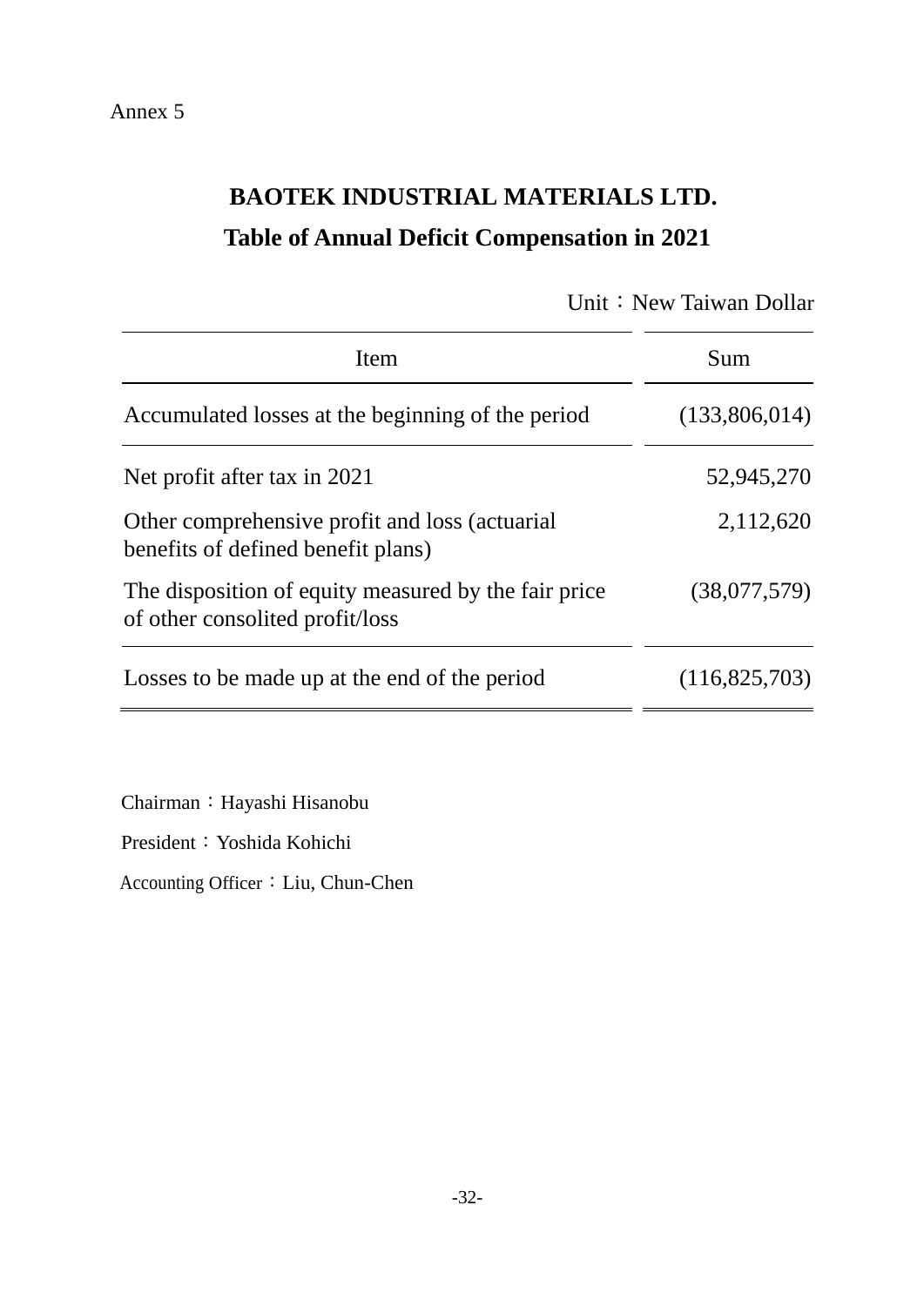Annex 5

# BAOTEK INDUSTRIAL MATERIALS LTD.

## Table of Annual Deficit Compensation in 2021

Unit：New Taiwan Dollar

| Item | Sum |
|---|---|
| Accumulated losses at the beginning of the period | (133,806,014) |
| Net profit after tax in 2021 | 52,945,270 |
| Other comprehensive profit and loss (actuarial benefits of defined benefit plans) | 2,112,620 |
| The disposition of equity measured by the fair price of other consolited profit/loss | (38,077,579) |
| Losses to be made up at the end of the period | (116,825,703) |

Chairman：Hayashi Hisanobu

President：Yoshida Kohichi

Accounting Officer：Liu, Chun-Chen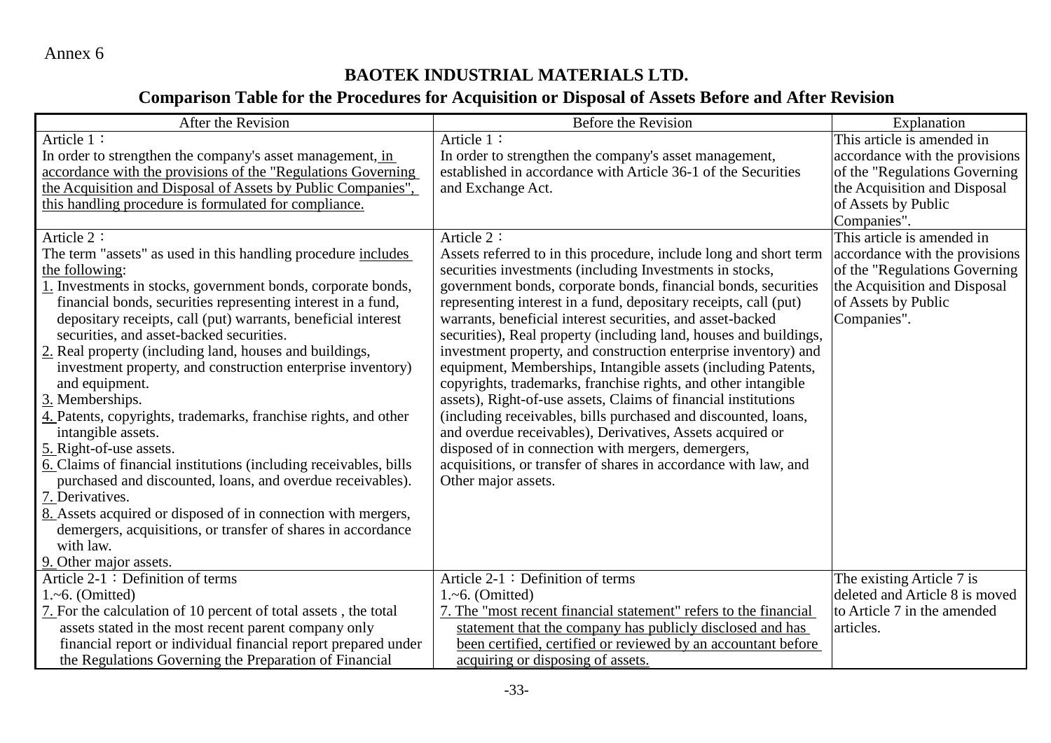Annex 6

# BAOTEK INDUSTRIAL MATERIALS LTD.

## Comparison Table for the Procedures for Acquisition or Disposal of Assets Before and After Revision

| After the Revision | Before the Revision | Explanation |
|---|---|---|
| Article 1：<br>In order to strengthen the company's asset management, in accordance with the provisions of the "Regulations Governing the Acquisition and Disposal of Assets by Public Companies", this handling procedure is formulated for compliance. | Article 1：<br>In order to strengthen the company's asset management, established in accordance with Article 36-1 of the Securities and Exchange Act. | This article is amended in accordance with the provisions of the "Regulations Governing the Acquisition and Disposal of Assets by Public Companies". |
| Article 2：<br>The term "assets" as used in this handling procedure includes the following:<br>1. Investments in stocks, government bonds, corporate bonds, financial bonds, securities representing interest in a fund, depositary receipts, call (put) warrants, beneficial interest securities, and asset-backed securities.<br>2. Real property (including land, houses and buildings, investment property, and construction enterprise inventory) and equipment.<br>3. Memberships.<br>4. Patents, copyrights, trademarks, franchise rights, and other intangible assets.<br>5. Right-of-use assets.<br>6. Claims of financial institutions (including receivables, bills purchased and discounted, loans, and overdue receivables).<br>7. Derivatives.<br>8. Assets acquired or disposed of in connection with mergers, demergers, acquisitions, or transfer of shares in accordance with law.<br>9. Other major assets. | Article 2：<br>Assets referred to in this procedure, include long and short term securities investments (including Investments in stocks, government bonds, corporate bonds, financial bonds, securities representing interest in a fund, depositary receipts, call (put) warrants, beneficial interest securities, and asset-backed securities), Real property (including land, houses and buildings, investment property, and construction enterprise inventory) and equipment, Memberships, Intangible assets (including Patents, copyrights, trademarks, franchise rights, and other intangible assets), Right-of-use assets, Claims of financial institutions (including receivables, bills purchased and discounted, loans, and overdue receivables), Derivatives, Assets acquired or disposed of in connection with mergers, demergers, acquisitions, or transfer of shares in accordance with law, and Other major assets. | This article is amended in accordance with the provisions of the "Regulations Governing the Acquisition and Disposal of Assets by Public Companies". |
| Article 2-1：Definition of terms<br>1.~6. (Omitted)<br>7. For the calculation of 10 percent of total assets , the total assets stated in the most recent parent company only financial report or individual financial report prepared under the Regulations Governing the Preparation of Financial | Article 2-1：Definition of terms<br>1.~6. (Omitted)<br>7. The "most recent financial statement" refers to the financial statement that the company has publicly disclosed and has been certified, certified or reviewed by an accountant before acquiring or disposing of assets. | The existing Article 7 is deleted and Article 8 is moved to Article 7 in the amended articles. |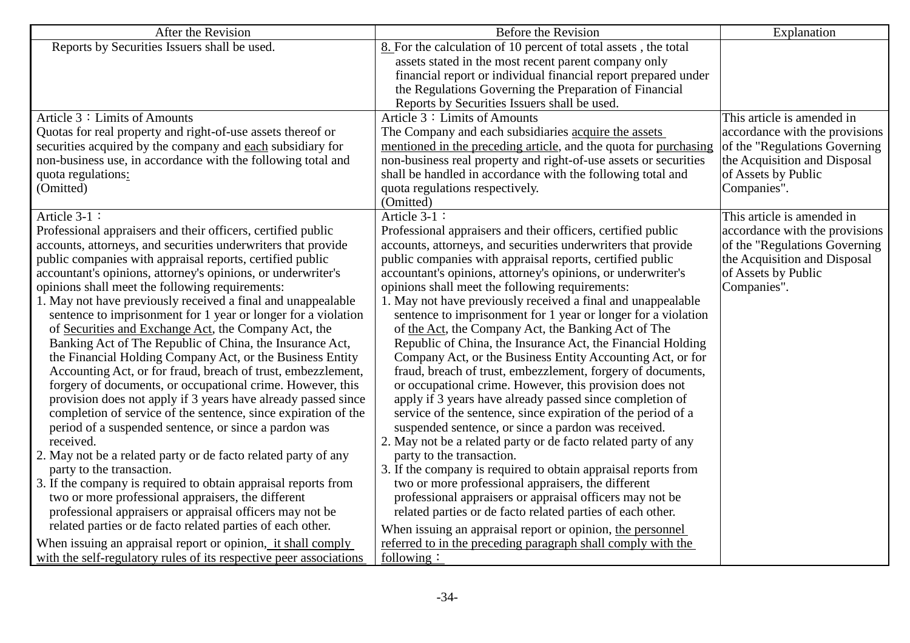| After the Revision | Before the Revision | Explanation |
|---|---|---|
| Reports by Securities Issuers shall be used. | 8. For the calculation of 10 percent of total assets , the total assets stated in the most recent parent company only financial report or individual financial report prepared under the Regulations Governing the Preparation of Financial Reports by Securities Issuers shall be used. | |
| Article 3：Limits of Amounts<br>Quotas for real property and right-of-use assets thereof or securities acquired by the company and each subsidiary for non-business use, in accordance with the following total and quota regulations:<br>(Omitted) | Article 3：Limits of Amounts<br>The Company and each subsidiaries acquire the assets mentioned in the preceding article, and the quota for purchasing non-business real property and right-of-use assets or securities shall be handled in accordance with the following total and quota regulations respectively.<br>(Omitted) | This article is amended in accordance with the provisions of the "Regulations Governing the Acquisition and Disposal of Assets by Public Companies". |
| Article 3-1：<br>Professional appraisers and their officers, certified public accounts, attorneys, and securities underwriters that provide public companies with appraisal reports, certified public accountant's opinions, attorney's opinions, or underwriter's opinions shall meet the following requirements:<br>1. May not have previously received a final and unappealable sentence to imprisonment for 1 year or longer for a violation of Securities and Exchange Act, the Company Act, the Banking Act of The Republic of China, the Insurance Act, the Financial Holding Company Act, or the Business Entity Accounting Act, or for fraud, breach of trust, embezzlement, forgery of documents, or occupational crime. However, this provision does not apply if 3 years have already passed since completion of service of the sentence, since expiration of the period of a suspended sentence, or since a pardon was received.<br>2. May not be a related party or de facto related party of any party to the transaction.<br>3. If the company is required to obtain appraisal reports from two or more professional appraisers, the different professional appraisers or appraisal officers may not be related parties or de facto related parties of each other.<br>When issuing an appraisal report or opinion, it shall comply with the self-regulatory rules of its respective peer associations | Article 3-1：<br>Professional appraisers and their officers, certified public accounts, attorneys, and securities underwriters that provide public companies with appraisal reports, certified public accountant's opinions, attorney's opinions, or underwriter's opinions shall meet the following requirements:<br>1. May not have previously received a final and unappealable sentence to imprisonment for 1 year or longer for a violation of the Act, the Company Act, the Banking Act of The Republic of China, the Insurance Act, the Financial Holding Company Act, or the Business Entity Accounting Act, or for fraud, breach of trust, embezzlement, forgery of documents, or occupational crime. However, this provision does not apply if 3 years have already passed since completion of service of the sentence, since expiration of the period of a suspended sentence, or since a pardon was received.<br>2. May not be a related party or de facto related party of any party to the transaction.<br>3. If the company is required to obtain appraisal reports from two or more professional appraisers, the different professional appraisers or appraisal officers may not be related parties or de facto related parties of each other.<br>When issuing an appraisal report or opinion, the personnel referred to in the preceding paragraph shall comply with the following： | This article is amended in accordance with the provisions of the "Regulations Governing the Acquisition and Disposal of Assets by Public Companies". |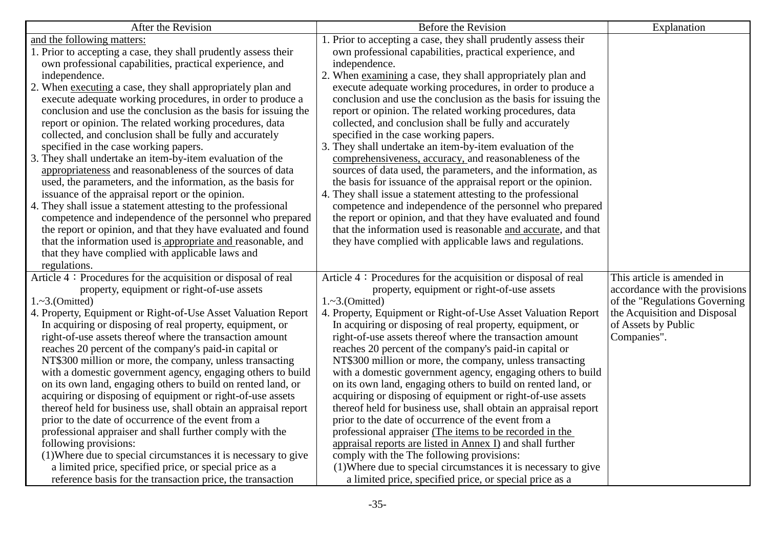| After the Revision | Before the Revision | Explanation |
|---|---|---|
| and the following matters:<br>1. Prior to accepting a case, they shall prudently assess their own professional capabilities, practical experience, and independence.<br>2. When executing a case, they shall appropriately plan and execute adequate working procedures, in order to produce a conclusion and use the conclusion as the basis for issuing the report or opinion. The related working procedures, data collected, and conclusion shall be fully and accurately specified in the case working papers.<br>3. They shall undertake an item-by-item evaluation of the appropriateness and reasonableness of the sources of data used, the parameters, and the information, as the basis for issuance of the appraisal report or the opinion.<br>4. They shall issue a statement attesting to the professional competence and independence of the personnel who prepared the report or opinion, and that they have evaluated and found that the information used is appropriate and reasonable, and that they have complied with applicable laws and regulations. | 1. Prior to accepting a case, they shall prudently assess their own professional capabilities, practical experience, and independence.<br>2. When examining a case, they shall appropriately plan and execute adequate working procedures, in order to produce a conclusion and use the conclusion as the basis for issuing the report or opinion. The related working procedures, data collected, and conclusion shall be fully and accurately specified in the case working papers.<br>3. They shall undertake an item-by-item evaluation of the comprehensiveness, accuracy, and reasonableness of the sources of data used, the parameters, and the information, as the basis for issuance of the appraisal report or the opinion.<br>4. They shall issue a statement attesting to the professional competence and independence of the personnel who prepared the report or opinion, and that they have evaluated and found that the information used is reasonable and accurate, and that they have complied with applicable laws and regulations. | |
| Article 4：Procedures for the acquisition or disposal of real property, equipment or right-of-use assets<br>1.~3.(Omitted)<br>4. Property, Equipment or Right-of-Use Asset Valuation Report<br>In acquiring or disposing of real property, equipment, or right-of-use assets thereof where the transaction amount reaches 20 percent of the company's paid-in capital or NT$300 million or more, the company, unless transacting with a domestic government agency, engaging others to build on its own land, engaging others to build on rented land, or acquiring or disposing of equipment or right-of-use assets thereof held for business use, shall obtain an appraisal report prior to the date of occurrence of the event from a professional appraiser and shall further comply with the following provisions:<br>(1)Where due to special circumstances it is necessary to give a limited price, specified price, or special price as a reference basis for the transaction price, the transaction | Article 4：Procedures for the acquisition or disposal of real property, equipment or right-of-use assets<br>1.~3.(Omitted)<br>4. Property, Equipment or Right-of-Use Asset Valuation Report<br>In acquiring or disposing of real property, equipment, or right-of-use assets thereof where the transaction amount reaches 20 percent of the company's paid-in capital or NT$300 million or more, the company, unless transacting with a domestic government agency, engaging others to build on its own land, engaging others to build on rented land, or acquiring or disposing of equipment or right-of-use assets thereof held for business use, shall obtain an appraisal report prior to the date of occurrence of the event from a professional appraiser (The items to be recorded in the appraisal reports are listed in Annex I) and shall further comply with the The following provisions:<br>(1)Where due to special circumstances it is necessary to give a limited price, specified price, or special price as a | This article is amended in accordance with the provisions of the "Regulations Governing the Acquisition and Disposal of Assets by Public Companies". |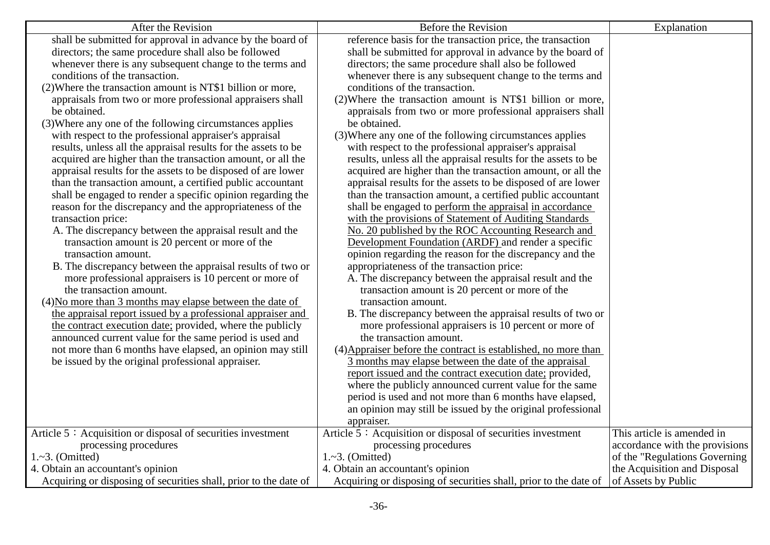| After the Revision | Before the Revision | Explanation |
|---|---|---|
| shall be submitted for approval in advance by the board of directors; the same procedure shall also be followed whenever there is any subsequent change to the terms and conditions of the transaction.<br>(2)Where the transaction amount is NT$1 billion or more, appraisals from two or more professional appraisers shall be obtained.<br>(3)Where any one of the following circumstances applies with respect to the professional appraiser's appraisal results, unless all the appraisal results for the assets to be acquired are higher than the transaction amount, or all the appraisal results for the assets to be disposed of are lower than the transaction amount, a certified public accountant shall be engaged to render a specific opinion regarding the reason for the discrepancy and the appropriateness of the transaction price:<br>A. The discrepancy between the appraisal result and the transaction amount is 20 percent or more of the transaction amount.<br>B. The discrepancy between the appraisal results of two or more professional appraisers is 10 percent or more of the transaction amount.<br>(4)<u>No more than 3 months may elapse between the date of the appraisal report issued by a professional appraiser and the contract execution date;</u> provided, where the publicly announced current value for the same period is used and not more than 6 months have elapsed, an opinion may still be issued by the original professional appraiser. | reference basis for the transaction price, the transaction shall be submitted for approval in advance by the board of directors; the same procedure shall also be followed whenever there is any subsequent change to the terms and conditions of the transaction.<br>(2)Where the transaction amount is NT$1 billion or more, appraisals from two or more professional appraisers shall be obtained.<br>(3)Where any one of the following circumstances applies with respect to the professional appraiser's appraisal results, unless all the appraisal results for the assets to be acquired are higher than the transaction amount, or all the appraisal results for the assets to be disposed of are lower than the transaction amount, a certified public accountant shall be engaged to <u>perform the appraisal</u> <u>in accordance with the provisions of Statement of Auditing Standards No. 20 published by the ROC Accounting Research and Development Foundation (ARDF)</u> and render a specific opinion regarding the reason for the discrepancy and the appropriateness of the transaction price:<br>A. The discrepancy between the appraisal result and the transaction amount is 20 percent or more of the transaction amount.<br>B. The discrepancy between the appraisal results of two or more professional appraisers is 10 percent or more of the transaction amount.<br>(4)<u>Appraiser before the contract is established, no more than 3 months may elapse between the date of the appraisal report issued and the contract execution date;</u> provided, where the publicly announced current value for the same period is used and not more than 6 months have elapsed, an opinion may still be issued by the original professional appraiser. | |
| Article 5：Acquisition or disposal of securities investment processing procedures<br>1.~3. (Omitted)<br>4. Obtain an accountant's opinion<br>Acquiring or disposing of securities shall, prior to the date of | Article 5：Acquisition or disposal of securities investment processing procedures<br>1.~3. (Omitted)<br>4. Obtain an accountant's opinion<br>Acquiring or disposing of securities shall, prior to the date of | This article is amended in accordance with the provisions of the "Regulations Governing the Acquisition and Disposal of Assets by Public |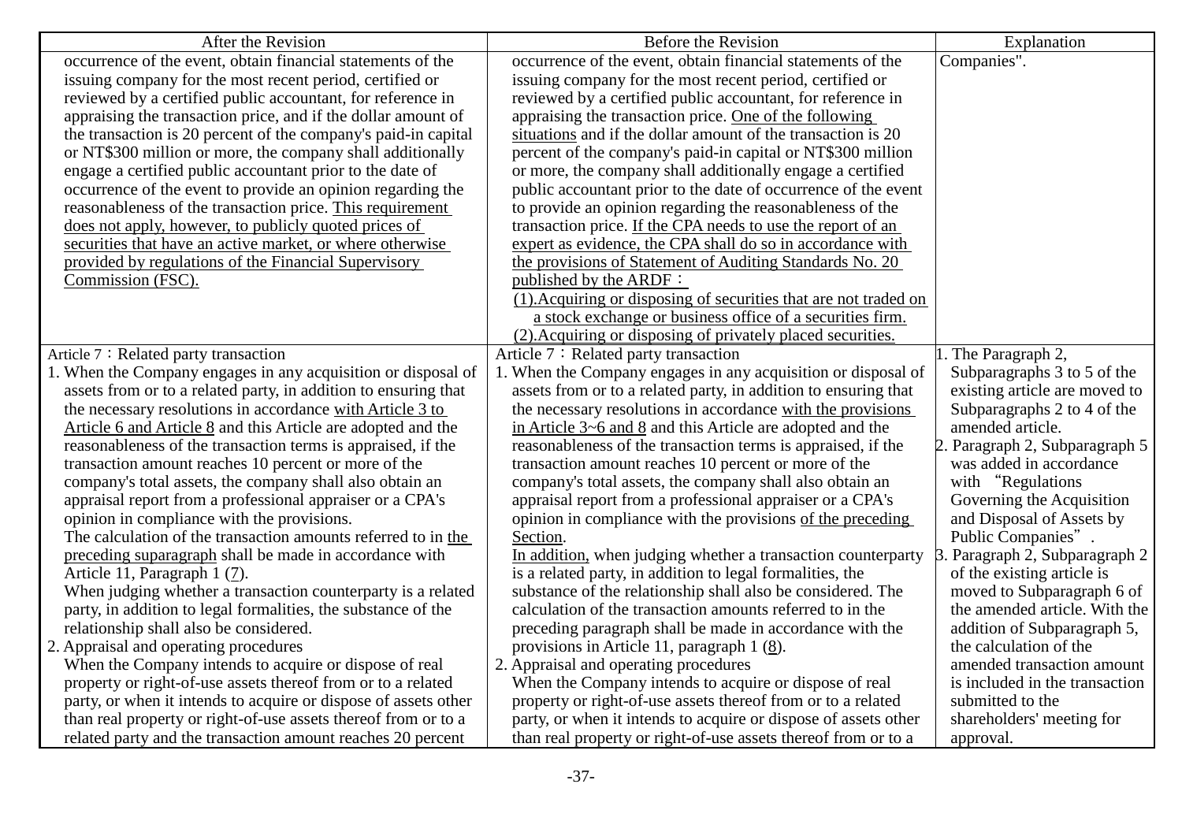| After the Revision | Before the Revision | Explanation |
|---|---|---|
| occurrence of the event, obtain financial statements of the issuing company for the most recent period, certified or reviewed by a certified public accountant, for reference in appraising the transaction price, and if the dollar amount of the transaction is 20 percent of the company's paid-in capital or NT$300 million or more, the company shall additionally engage a certified public accountant prior to the date of occurrence of the event to provide an opinion regarding the reasonableness of the transaction price. <u>This requirement does not apply, however, to publicly quoted prices of securities that have an active market, or where otherwise provided by regulations of the Financial Supervisory Commission (FSC).</u> | occurrence of the event, obtain financial statements of the issuing company for the most recent period, certified or reviewed by a certified public accountant, for reference in appraising the transaction price. <u>One of the following situations</u> and if the dollar amount of the transaction is 20 percent of the company's paid-in capital or NT$300 million or more, the company shall additionally engage a certified public accountant prior to the date of occurrence of the event to provide an opinion regarding the reasonableness of the transaction price. <u>If the CPA needs to use the report of an expert as evidence, the CPA shall do so in accordance with the provisions of Statement of Auditing Standards No. 20 published by the ARDF：</u><br><u>(1).Acquiring or disposing of securities that are not traded on a stock exchange or business office of a securities firm.</u><br><u>(2).Acquiring or disposing of privately placed securities.</u> | Companies". |
| Article 7：Related party transaction<br>1. When the Company engages in any acquisition or disposal of assets from or to a related party, in addition to ensuring that the necessary resolutions in accordance <u>with Article 3 to Article 6 and Article 8</u> and this Article are adopted and the reasonableness of the transaction terms is appraised, if the transaction amount reaches 10 percent or more of the company's total assets, the company shall also obtain an appraisal report from a professional appraiser or a CPA's opinion in compliance with the provisions.<br>The calculation of the transaction amounts referred to in <u>the preceding suparagraph</u> shall be made in accordance with Article 11, Paragraph 1 (<u>7</u>).<br>When judging whether a transaction counterparty is a related party, in addition to legal formalities, the substance of the relationship shall also be considered.<br>2. Appraisal and operating procedures<br>When the Company intends to acquire or dispose of real property or right-of-use assets thereof from or to a related party, or when it intends to acquire or dispose of assets other than real property or right-of-use assets thereof from or to a related party and the transaction amount reaches 20 percent | Article 7：Related party transaction<br>1. When the Company engages in any acquisition or disposal of assets from or to a related party, in addition to ensuring that the necessary resolutions in accordance <u>with the provisions in Article 3~6 and 8</u> and this Article are adopted and the reasonableness of the transaction terms is appraised, if the transaction amount reaches 10 percent or more of the company's total assets, the company shall also obtain an appraisal report from a professional appraiser or a CPA's opinion in compliance with the provisions <u>of the preceding Section</u>.<br><u>In addition,</u> when judging whether a transaction counterparty is a related party, in addition to legal formalities, the substance of the relationship shall also be considered. The calculation of the transaction amounts referred to in the preceding paragraph shall be made in accordance with the provisions in Article 11, paragraph 1 (<u>8</u>).<br>2. Appraisal and operating procedures<br>When the Company intends to acquire or dispose of real property or right-of-use assets thereof from or to a related party, or when it intends to acquire or dispose of assets other than real property or right-of-use assets thereof from or to a | 1. The Paragraph 2, Subparagraphs 3 to 5 of the existing article are moved to Subparagraphs 2 to 4 of the amended article.<br>2. Paragraph 2, Subparagraph 5 was added in accordance with "Regulations Governing the Acquisition and Disposal of Assets by Public Companies".<br>3. Paragraph 2, Subparagraph 2 of the existing article is moved to Subparagraph 6 of the amended article. With the addition of Subparagraph 5, the calculation of the amended transaction amount is included in the transaction submitted to the shareholders' meeting for approval. |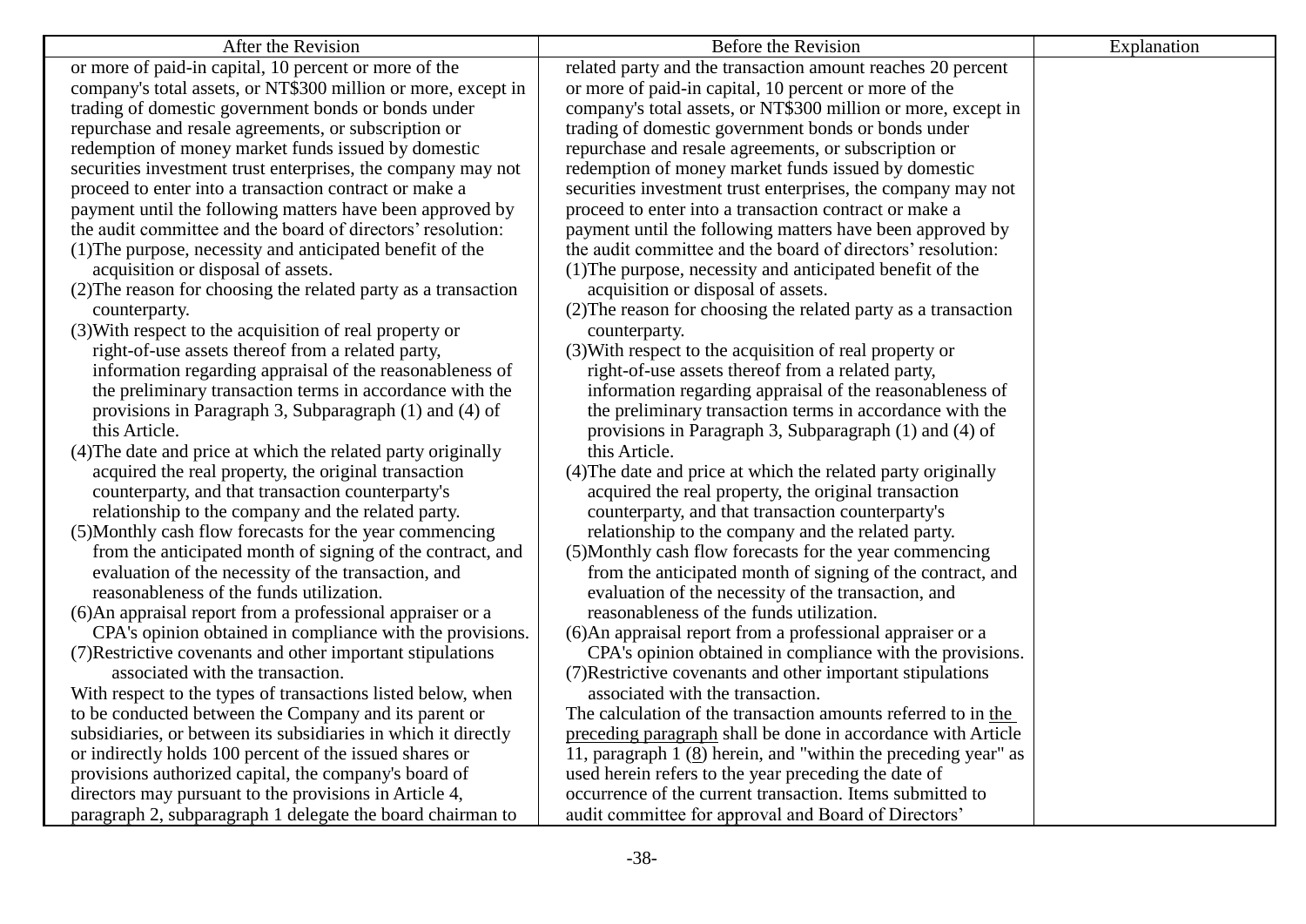| After the Revision | Before the Revision | Explanation |
| --- | --- | --- |
| or more of paid-in capital, 10 percent or more of the company's total assets, or NT$300 million or more, except in trading of domestic government bonds or bonds under repurchase and resale agreements, or subscription or redemption of money market funds issued by domestic securities investment trust enterprises, the company may not proceed to enter into a transaction contract or make a payment until the following matters have been approved by the audit committee and the board of directors' resolution:<br>(1)The purpose, necessity and anticipated benefit of the acquisition or disposal of assets.<br>(2)The reason for choosing the related party as a transaction counterparty.<br>(3)With respect to the acquisition of real property or right-of-use assets thereof from a related party, information regarding appraisal of the reasonableness of the preliminary transaction terms in accordance with the provisions in Paragraph 3, Subparagraph (1) and (4) of this Article.<br>(4)The date and price at which the related party originally acquired the real property, the original transaction counterparty, and that transaction counterparty's relationship to the company and the related party.<br>(5)Monthly cash flow forecasts for the year commencing from the anticipated month of signing of the contract, and evaluation of the necessity of the transaction, and reasonableness of the funds utilization.<br>(6)An appraisal report from a professional appraiser or a CPA's opinion obtained in compliance with the provisions.<br>(7)Restrictive covenants and other important stipulations associated with the transaction.<br>With respect to the types of transactions listed below, when to be conducted between the Company and its parent or subsidiaries, or between its subsidiaries in which it directly or indirectly holds 100 percent of the issued shares or provisions authorized capital, the company's board of directors may pursuant to the provisions in Article 4, paragraph 2, subparagraph 1 delegate the board chairman to | related party and the transaction amount reaches 20 percent or more of paid-in capital, 10 percent or more of the company's total assets, or NT$300 million or more, except in trading of domestic government bonds or bonds under repurchase and resale agreements, or subscription or redemption of money market funds issued by domestic securities investment trust enterprises, the company may not proceed to enter into a transaction contract or make a payment until the following matters have been approved by the audit committee and the board of directors' resolution:<br>(1)The purpose, necessity and anticipated benefit of the acquisition or disposal of assets.<br>(2)The reason for choosing the related party as a transaction counterparty.<br>(3)With respect to the acquisition of real property or right-of-use assets thereof from a related party, information regarding appraisal of the reasonableness of the preliminary transaction terms in accordance with the provisions in Paragraph 3, Subparagraph (1) and (4) of this Article.<br>(4)The date and price at which the related party originally acquired the real property, the original transaction counterparty, and that transaction counterparty's relationship to the company and the related party.<br>(5)Monthly cash flow forecasts for the year commencing from the anticipated month of signing of the contract, and evaluation of the necessity of the transaction, and reasonableness of the funds utilization.<br>(6)An appraisal report from a professional appraiser or a CPA's opinion obtained in compliance with the provisions.<br>(7)Restrictive covenants and other important stipulations associated with the transaction.<br>The calculation of the transaction amounts referred to in <u>the preceding paragraph</u> shall be done in accordance with Article 11, paragraph 1 (<u>8</u>) herein, and "within the preceding year" as used herein refers to the year preceding the date of occurrence of the current transaction. Items submitted to audit committee for approval and Board of Directors' | |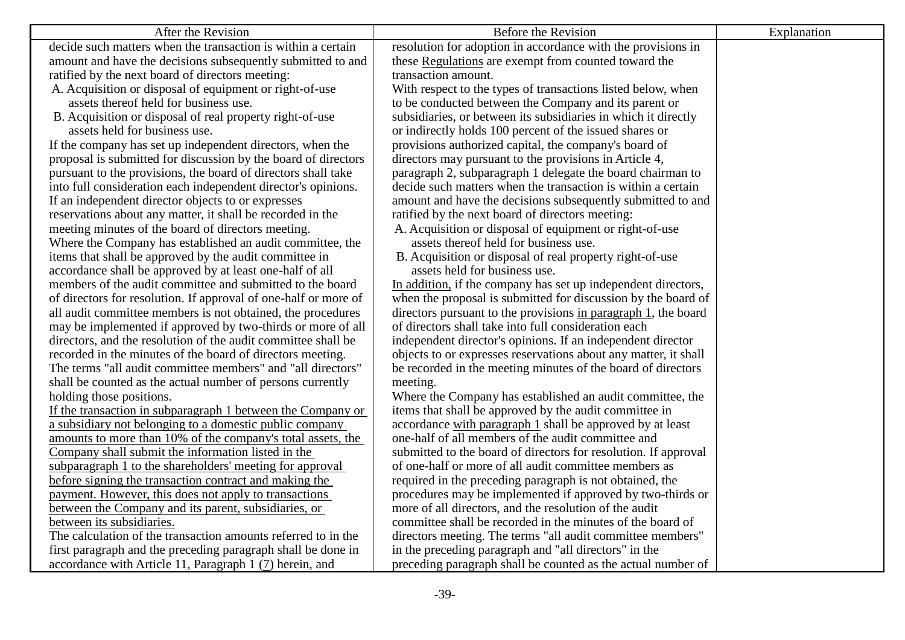| After the Revision | Before the Revision | Explanation |
|---|---|---|
| decide such matters when the transaction is within a certain amount and have the decisions subsequently submitted to and ratified by the next board of directors meeting:<br>A. Acquisition or disposal of equipment or right-of-use assets thereof held for business use.<br>B. Acquisition or disposal of real property right-of-use assets held for business use.<br>If the company has set up independent directors, when the proposal is submitted for discussion by the board of directors pursuant to the provisions, the board of directors shall take into full consideration each independent director's opinions. If an independent director objects to or expresses reservations about any matter, it shall be recorded in the meeting minutes of the board of directors meeting.<br>Where the Company has established an audit committee, the items that shall be approved by the audit committee in accordance shall be approved by at least one-half of all members of the audit committee and submitted to the board of directors for resolution. If approval of one-half or more of all audit committee members is not obtained, the procedures may be implemented if approved by two-thirds or more of all directors, and the resolution of the audit committee shall be recorded in the minutes of the board of directors meeting. The terms "all audit committee members" and "all directors" shall be counted as the actual number of persons currently holding those positions.<br><u>If the transaction in subparagraph 1 between the Company or a subsidiary not belonging to a domestic public company amounts to more than 10% of the company's total assets, the Company shall submit the information listed in the subparagraph 1 to the shareholders' meeting for approval before signing the transaction contract and making the payment. However, this does not apply to transactions between the Company and its parent, subsidiaries, or between its subsidiaries.</u><br>The calculation of the transaction amounts referred to in the first paragraph and the preceding paragraph shall be done in accordance with Article 11, Paragraph 1 (<u>7</u>) herein, and | resolution for adoption in accordance with the provisions in these <u>Regulations</u> are exempt from counted toward the transaction amount.<br>With respect to the types of transactions listed below, when to be conducted between the Company and its parent or subsidiaries, or between its subsidiaries in which it directly or indirectly holds 100 percent of the issued shares or provisions authorized capital, the company's board of directors may pursuant to the provisions in Article 4, paragraph 2, subparagraph 1 delegate the board chairman to decide such matters when the transaction is within a certain amount and have the decisions subsequently submitted to and ratified by the next board of directors meeting:<br>A. Acquisition or disposal of equipment or right-of-use assets thereof held for business use.<br>B. Acquisition or disposal of real property right-of-use assets held for business use.<br><u>In addition,</u> if the company has set up independent directors, when the proposal is submitted for discussion by the board of directors pursuant to the provisions <u>in paragraph 1</u>, the board of directors shall take into full consideration each independent director's opinions. If an independent director objects to or expresses reservations about any matter, it shall be recorded in the meeting minutes of the board of directors meeting.<br>Where the Company has established an audit committee, the items that shall be approved by the audit committee in accordance <u>with paragraph 1</u> shall be approved by at least one-half of all members of the audit committee and submitted to the board of directors for resolution. If approval of one-half or more of all audit committee members as required in the preceding paragraph is not obtained, the procedures may be implemented if approved by two-thirds or more of all directors, and the resolution of the audit committee shall be recorded in the minutes of the board of directors meeting. The terms "all audit committee members" in the preceding paragraph and "all directors" in the preceding paragraph shall be counted as the actual number of | |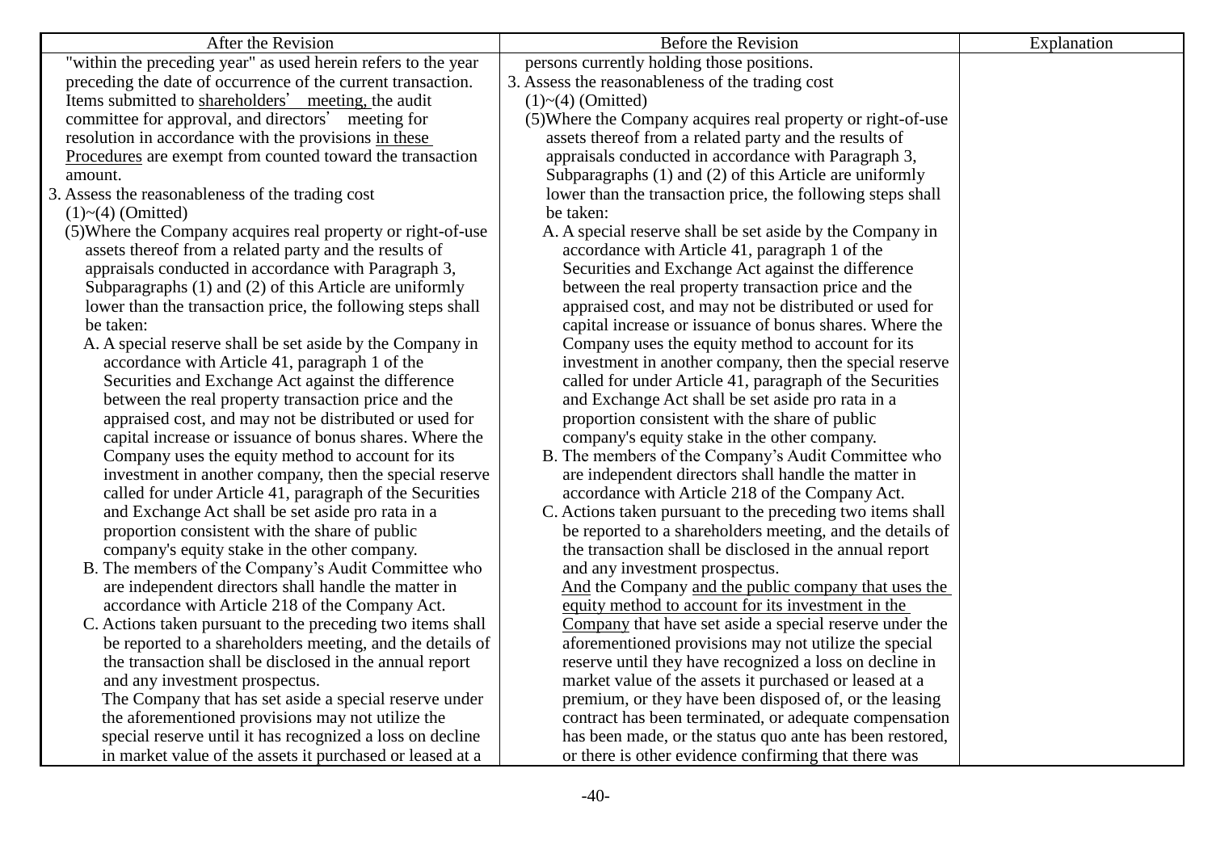| After the Revision | Before the Revision | Explanation |
|---|---|---|
| "within the preceding year" as used herein refers to the year preceding the date of occurrence of the current transaction. Items submitted to shareholders' meeting, the audit committee for approval, and directors' meeting for resolution in accordance with the provisions in these Procedures are exempt from counted toward the transaction amount.<br>3. Assess the reasonableness of the trading cost<br>(1)~(4) (Omitted)<br>(5)Where the Company acquires real property or right-of-use assets thereof from a related party and the results of appraisals conducted in accordance with Paragraph 3, Subparagraphs (1) and (2) of this Article are uniformly lower than the transaction price, the following steps shall be taken:<br>A. A special reserve shall be set aside by the Company in accordance with Article 41, paragraph 1 of the Securities and Exchange Act against the difference between the real property transaction price and the appraised cost, and may not be distributed or used for capital increase or issuance of bonus shares. Where the Company uses the equity method to account for its investment in another company, then the special reserve called for under Article 41, paragraph of the Securities and Exchange Act shall be set aside pro rata in a proportion consistent with the share of public company's equity stake in the other company.<br>B. The members of the Company's Audit Committee who are independent directors shall handle the matter in accordance with Article 218 of the Company Act.<br>C. Actions taken pursuant to the preceding two items shall be reported to a shareholders meeting, and the details of the transaction shall be disclosed in the annual report and any investment prospectus.<br>The Company that has set aside a special reserve under the aforementioned provisions may not utilize the special reserve until it has recognized a loss on decline in market value of the assets it purchased or leased at a | persons currently holding those positions.<br>3. Assess the reasonableness of the trading cost<br>(1)~(4) (Omitted)<br>(5)Where the Company acquires real property or right-of-use assets thereof from a related party and the results of appraisals conducted in accordance with Paragraph 3, Subparagraphs (1) and (2) of this Article are uniformly lower than the transaction price, the following steps shall be taken:<br>A. A special reserve shall be set aside by the Company in accordance with Article 41, paragraph 1 of the Securities and Exchange Act against the difference between the real property transaction price and the appraised cost, and may not be distributed or used for capital increase or issuance of bonus shares. Where the Company uses the equity method to account for its investment in another company, then the special reserve called for under Article 41, paragraph of the Securities and Exchange Act shall be set aside pro rata in a proportion consistent with the share of public company's equity stake in the other company.<br>B. The members of the Company's Audit Committee who are independent directors shall handle the matter in accordance with Article 218 of the Company Act.<br>C. Actions taken pursuant to the preceding two items shall be reported to a shareholders meeting, and the details of the transaction shall be disclosed in the annual report and any investment prospectus.<br>And the Company and the public company that uses the equity method to account for its investment in the Company that have set aside a special reserve under the aforementioned provisions may not utilize the special reserve until they have recognized a loss on decline in market value of the assets it purchased or leased at a premium, or they have been disposed of, or the leasing contract has been terminated, or adequate compensation has been made, or the status quo ante has been restored, or there is other evidence confirming that there was | |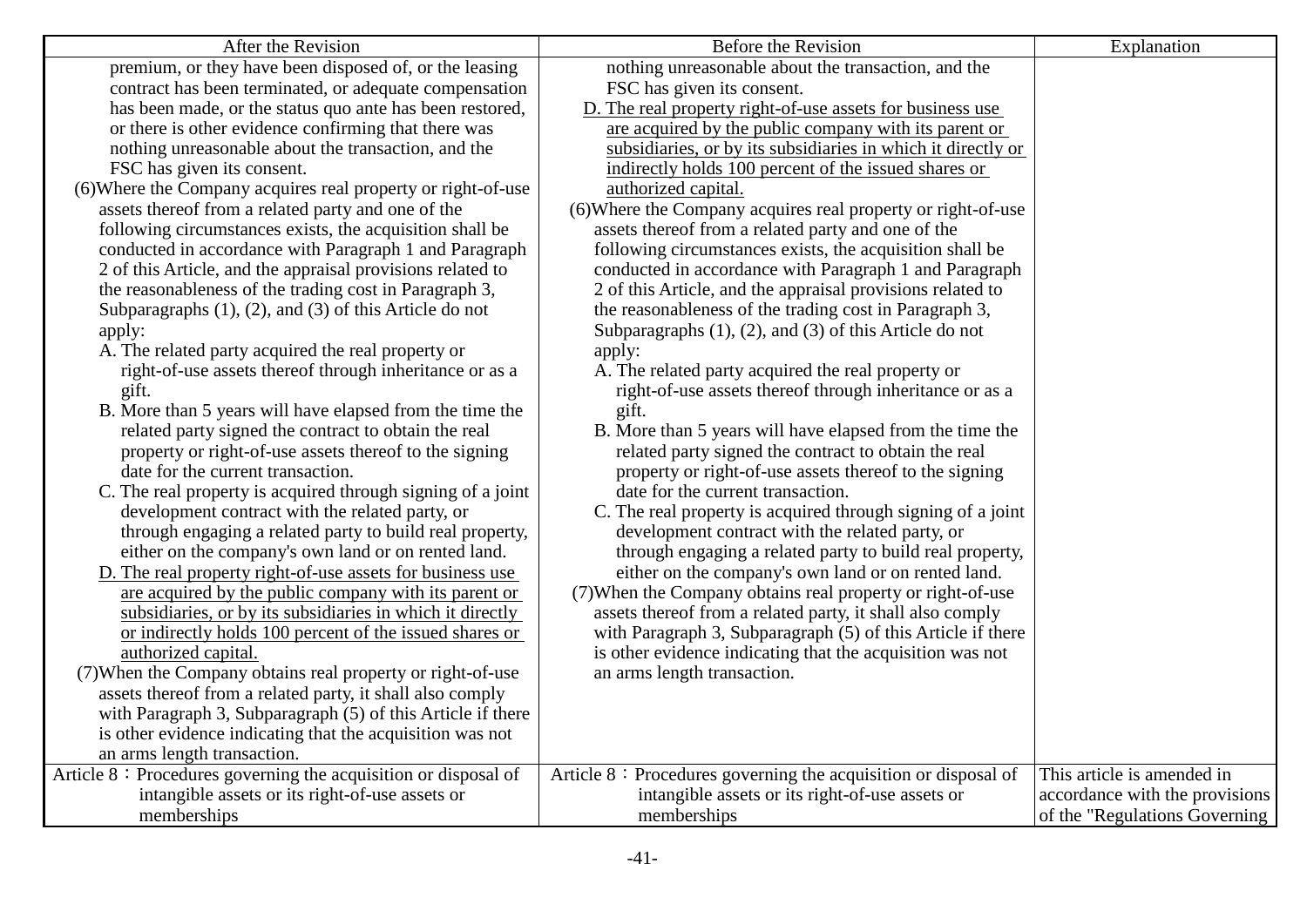| After the Revision | Before the Revision | Explanation |
|---|---|---|
| premium, or they have been disposed of, or the leasing contract has been terminated, or adequate compensation has been made, or the status quo ante has been restored, or there is other evidence confirming that there was nothing unreasonable about the transaction, and the FSC has given its consent.<br>(6)Where the Company acquires real property or right-of-use assets thereof from a related party and one of the following circumstances exists, the acquisition shall be conducted in accordance with Paragraph 1 and Paragraph 2 of this Article, and the appraisal provisions related to the reasonableness of the trading cost in Paragraph 3, Subparagraphs (1), (2), and (3) of this Article do not apply:<br>A. The related party acquired the real property or right-of-use assets thereof through inheritance or as a gift.<br>B. More than 5 years will have elapsed from the time the related party signed the contract to obtain the real property or right-of-use assets thereof to the signing date for the current transaction.<br>C. The real property is acquired through signing of a joint development contract with the related party, or through engaging a related party to build real property, either on the company's own land or on rented land.<br><u>D. The real property right-of-use assets for business use are acquired by the public company with its parent or subsidiaries, or by its subsidiaries in which it directly or indirectly holds 100 percent of the issued shares or authorized capital.</u><br>(7)When the Company obtains real property or right-of-use assets thereof from a related party, it shall also comply with Paragraph 3, Subparagraph (5) of this Article if there is other evidence indicating that the acquisition was not an arms length transaction. | nothing unreasonable about the transaction, and the FSC has given its consent.<br><u>D. The real property right-of-use assets for business use are acquired by the public company with its parent or subsidiaries, or by its subsidiaries in which it directly or indirectly holds 100 percent of the issued shares or authorized capital.</u><br>(6)Where the Company acquires real property or right-of-use assets thereof from a related party and one of the following circumstances exists, the acquisition shall be conducted in accordance with Paragraph 1 and Paragraph 2 of this Article, and the appraisal provisions related to the reasonableness of the trading cost in Paragraph 3, Subparagraphs (1), (2), and (3) of this Article do not apply:<br>A. The related party acquired the real property or right-of-use assets thereof through inheritance or as a gift.<br>B. More than 5 years will have elapsed from the time the related party signed the contract to obtain the real property or right-of-use assets thereof to the signing date for the current transaction.<br>C. The real property is acquired through signing of a joint development contract with the related party, or through engaging a related party to build real property, either on the company's own land or on rented land.<br>(7)When the Company obtains real property or right-of-use assets thereof from a related party, it shall also comply with Paragraph 3, Subparagraph (5) of this Article if there is other evidence indicating that the acquisition was not an arms length transaction. | |
| Article 8：Procedures governing the acquisition or disposal of intangible assets or its right-of-use assets or memberships | Article 8：Procedures governing the acquisition or disposal of intangible assets or its right-of-use assets or memberships | This article is amended in accordance with the provisions of the "Regulations Governing |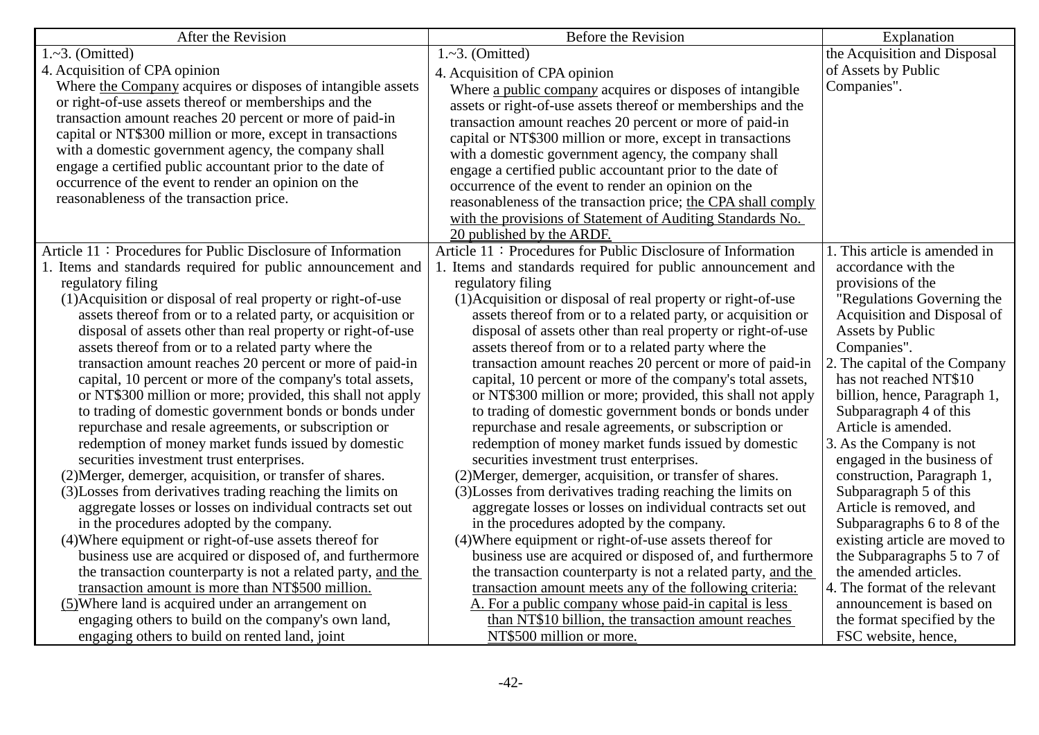| After the Revision | Before the Revision | Explanation |
|---|---|---|
| 1.~3. (Omitted)<br>4. Acquisition of CPA opinion<br>Where <u>the Company</u> acquires or disposes of intangible assets or right-of-use assets thereof or memberships and the transaction amount reaches 20 percent or more of paid-in capital or NT$300 million or more, except in transactions with a domestic government agency, the company shall engage a certified public accountant prior to the date of occurrence of the event to render an opinion on the reasonableness of the transaction price. | 1.~3. (Omitted)<br>4. Acquisition of CPA opinion<br>Where <u>a public company</u> acquires or disposes of intangible assets or right-of-use assets thereof or memberships and the transaction amount reaches 20 percent or more of paid-in capital or NT$300 million or more, except in transactions with a domestic government agency, the company shall engage a certified public accountant prior to the date of occurrence of the event to render an opinion on the reasonableness of the transaction price; <u>the CPA shall comply with the provisions of Statement of Auditing Standards No. 20 published by the ARDF.</u> | the Acquisition and Disposal of Assets by Public Companies". |
| Article 11：Procedures for Public Disclosure of Information<br>1. Items and standards required for public announcement and regulatory filing<br>(1)Acquisition or disposal of real property or right-of-use assets thereof from or to a related party, or acquisition or disposal of assets other than real property or right-of-use assets thereof from or to a related party where the transaction amount reaches 20 percent or more of paid-in capital, 10 percent or more of the company's total assets, or NT$300 million or more; provided, this shall not apply to trading of domestic government bonds or bonds under repurchase and resale agreements, or subscription or redemption of money market funds issued by domestic securities investment trust enterprises.<br>(2)Merger, demerger, acquisition, or transfer of shares.<br>(3)Losses from derivatives trading reaching the limits on aggregate losses or losses on individual contracts set out in the procedures adopted by the company.<br>(4)Where equipment or right-of-use assets thereof for business use are acquired or disposed of, and furthermore the transaction counterparty is not a related party, <u>and the transaction amount is more than NT$500 million.</u><br><u>(5)</u>Where land is acquired under an arrangement on engaging others to build on the company's own land, engaging others to build on rented land, joint | Article 11：Procedures for Public Disclosure of Information<br>1. Items and standards required for public announcement and regulatory filing<br>(1)Acquisition or disposal of real property or right-of-use assets thereof from or to a related party, or acquisition or disposal of assets other than real property or right-of-use assets thereof from or to a related party where the transaction amount reaches 20 percent or more of paid-in capital, 10 percent or more of the company's total assets, or NT$300 million or more; provided, this shall not apply to trading of domestic government bonds or bonds under repurchase and resale agreements, or subscription or redemption of money market funds issued by domestic securities investment trust enterprises.<br>(2)Merger, demerger, acquisition, or transfer of shares.<br>(3)Losses from derivatives trading reaching the limits on aggregate losses or losses on individual contracts set out in the procedures adopted by the company.<br>(4)Where equipment or right-of-use assets thereof for business use are acquired or disposed of, and furthermore the transaction counterparty is not a related party, <u>and the transaction amount meets any of the following criteria:</u><br><u>A. For a public company whose paid-in capital is less than NT$10 billion, the transaction amount reaches NT$500 million or more.</u> | 1. This article is amended in accordance with the provisions of the "Regulations Governing the Acquisition and Disposal of Assets by Public Companies".<br>2. The capital of the Company has not reached NT$10 billion, hence, Paragraph 1, Subparagraph 4 of this Article is amended.<br>3. As the Company is not engaged in the business of construction, Paragraph 1, Subparagraph 5 of this Article is removed, and Subparagraphs 6 to 8 of the existing article are moved to the Subparagraphs 5 to 7 of the amended articles.<br>4. The format of the relevant announcement is based on the format specified by the FSC website, hence, |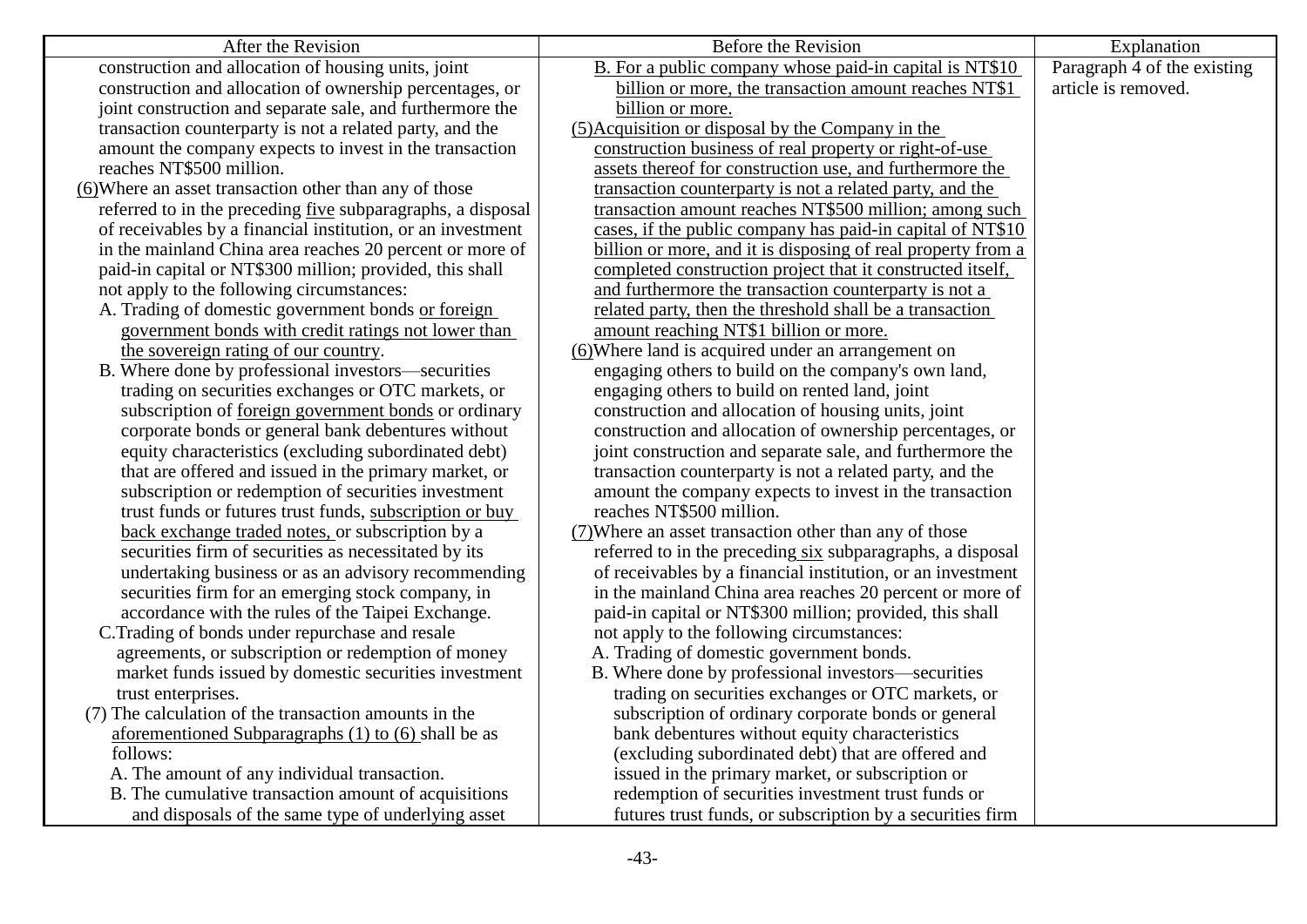| After the Revision | Before the Revision | Explanation |
|---|---|---|
| construction and allocation of housing units, joint construction and allocation of ownership percentages, or joint construction and separate sale, and furthermore the transaction counterparty is not a related party, and the amount the company expects to invest in the transaction reaches NT$500 million.<br>(6)Where an asset transaction other than any of those referred to in the preceding five subparagraphs, a disposal of receivables by a financial institution, or an investment in the mainland China area reaches 20 percent or more of paid-in capital or NT$300 million; provided, this shall not apply to the following circumstances:<br>A. Trading of domestic government bonds or foreign government bonds with credit ratings not lower than the sovereign rating of our country.<br>B. Where done by professional investors—securities trading on securities exchanges or OTC markets, or subscription of foreign government bonds or ordinary corporate bonds or general bank debentures without equity characteristics (excluding subordinated debt) that are offered and issued in the primary market, or subscription or redemption of securities investment trust funds or futures trust funds, subscription or buy back exchange traded notes, or subscription by a securities firm of securities as necessitated by its undertaking business or as an advisory recommending securities firm for an emerging stock company, in accordance with the rules of the Taipei Exchange.<br>C.Trading of bonds under repurchase and resale agreements, or subscription or redemption of money market funds issued by domestic securities investment trust enterprises.<br>(7) The calculation of the transaction amounts in the aforementioned Subparagraphs (1) to (6) shall be as follows:<br>A. The amount of any individual transaction.<br>B. The cumulative transaction amount of acquisitions and disposals of the same type of underlying asset | B. For a public company whose paid-in capital is NT$10 billion or more, the transaction amount reaches NT$1 billion or more.<br>(5)Acquisition or disposal by the Company in the construction business of real property or right-of-use assets thereof for construction use, and furthermore the transaction counterparty is not a related party, and the transaction amount reaches NT$500 million; among such cases, if the public company has paid-in capital of NT$10 billion or more, and it is disposing of real property from a completed construction project that it constructed itself, and furthermore the transaction counterparty is not a related party, then the threshold shall be a transaction amount reaching NT$1 billion or more.<br>(6)Where land is acquired under an arrangement on engaging others to build on the company's own land, engaging others to build on rented land, joint construction and allocation of housing units, joint construction and allocation of ownership percentages, or joint construction and separate sale, and furthermore the transaction counterparty is not a related party, and the amount the company expects to invest in the transaction reaches NT$500 million.<br>(7)Where an asset transaction other than any of those referred to in the preceding six subparagraphs, a disposal of receivables by a financial institution, or an investment in the mainland China area reaches 20 percent or more of paid-in capital or NT$300 million; provided, this shall not apply to the following circumstances:<br>A. Trading of domestic government bonds.<br>B. Where done by professional investors—securities trading on securities exchanges or OTC markets, or subscription of ordinary corporate bonds or general bank debentures without equity characteristics (excluding subordinated debt) that are offered and issued in the primary market, or subscription or redemption of securities investment trust funds or futures trust funds, or subscription by a securities firm | Paragraph 4 of the existing article is removed. |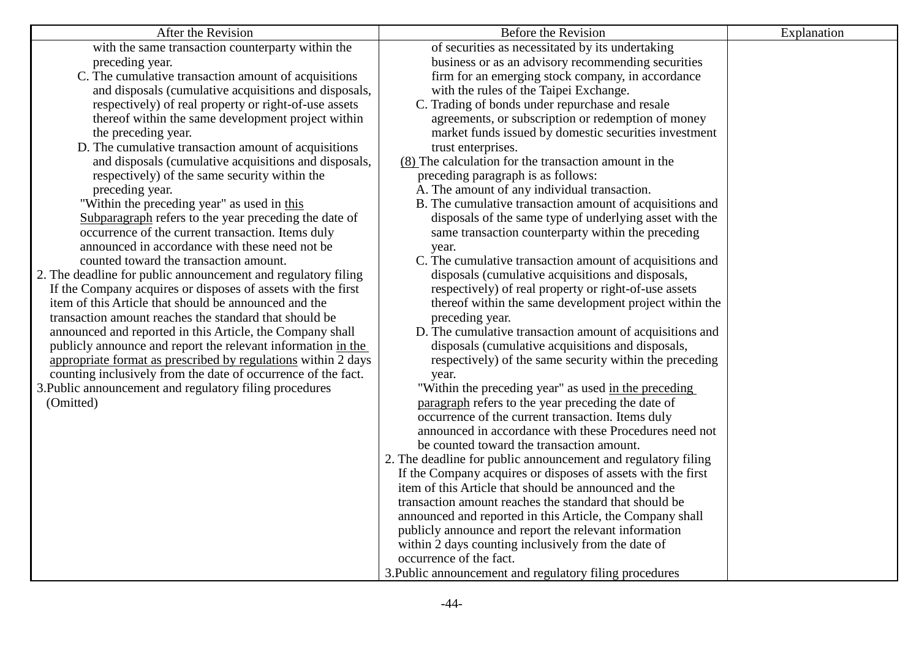| After the Revision | Before the Revision | Explanation |
|---|---|---|
| with the same transaction counterparty within the preceding year.<br>C. The cumulative transaction amount of acquisitions and disposals (cumulative acquisitions and disposals, respectively) of real property or right-of-use assets thereof within the same development project within the preceding year.<br>D. The cumulative transaction amount of acquisitions and disposals (cumulative acquisitions and disposals, respectively) of the same security within the preceding year.<br>"Within the preceding year" as used in <u>this Subparagraph</u> refers to the year preceding the date of occurrence of the current transaction. Items duly announced in accordance with these need not be counted toward the transaction amount.<br>2. The deadline for public announcement and regulatory filing<br>If the Company acquires or disposes of assets with the first item of this Article that should be announced and the transaction amount reaches the standard that should be announced and reported in this Article, the Company shall publicly announce and report the relevant information <u>in the appropriate format as prescribed by regulations</u> within 2 days counting inclusively from the date of occurrence of the fact.<br>3.Public announcement and regulatory filing procedures<br>(Omitted) | of securities as necessitated by its undertaking business or as an advisory recommending securities firm for an emerging stock company, in accordance with the rules of the Taipei Exchange.<br>C. Trading of bonds under repurchase and resale agreements, or subscription or redemption of money market funds issued by domestic securities investment trust enterprises.<br><u>(8)</u> The calculation for the transaction amount in the preceding paragraph is as follows:<br>A. The amount of any individual transaction.<br>B. The cumulative transaction amount of acquisitions and disposals of the same type of underlying asset with the same transaction counterparty within the preceding year.<br>C. The cumulative transaction amount of acquisitions and disposals (cumulative acquisitions and disposals, respectively) of real property or right-of-use assets thereof within the same development project within the preceding year.<br>D. The cumulative transaction amount of acquisitions and disposals (cumulative acquisitions and disposals, respectively) of the same security within the preceding year.<br>"Within the preceding year" as used <u>in the preceding paragraph</u> refers to the year preceding the date of occurrence of the current transaction. Items duly announced in accordance with these Procedures need not be counted toward the transaction amount.<br>2. The deadline for public announcement and regulatory filing<br>If the Company acquires or disposes of assets with the first item of this Article that should be announced and the transaction amount reaches the standard that should be announced and reported in this Article, the Company shall publicly announce and report the relevant information within 2 days counting inclusively from the date of occurrence of the fact.<br>3.Public announcement and regulatory filing procedures | |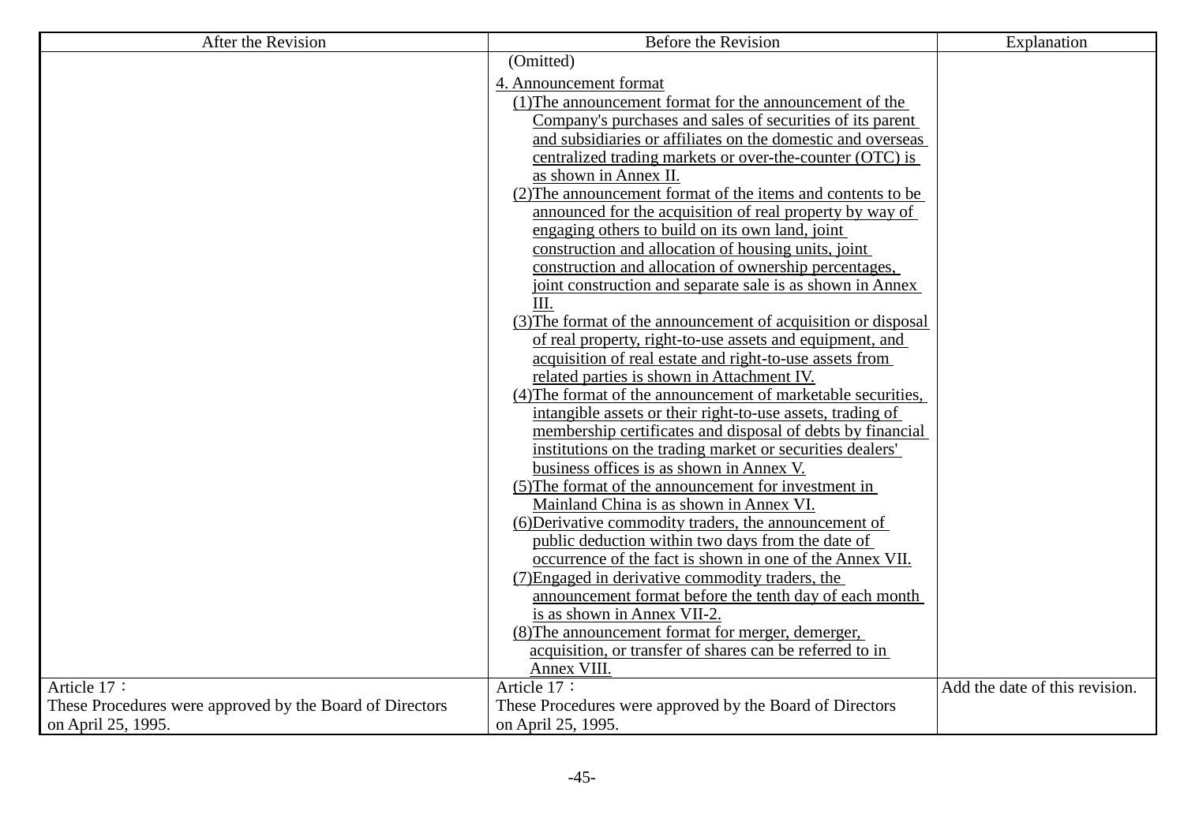| After the Revision | Before the Revision | Explanation |
|---|---|---|
| | (Omitted)<br><br>4. Announcement format<br>(1)The announcement format for the announcement of the Company's purchases and sales of securities of its parent and subsidiaries or affiliates on the domestic and overseas centralized trading markets or over-the-counter (OTC) is as shown in Annex II.<br>(2)The announcement format of the items and contents to be announced for the acquisition of real property by way of engaging others to build on its own land, joint construction and allocation of housing units, joint construction and allocation of ownership percentages, joint construction and separate sale is as shown in Annex III.<br>(3)The format of the announcement of acquisition or disposal of real property, right-to-use assets and equipment, and acquisition of real estate and right-to-use assets from related parties is shown in Attachment IV.<br>(4)The format of the announcement of marketable securities, intangible assets or their right-to-use assets, trading of membership certificates and disposal of debts by financial institutions on the trading market or securities dealers' business offices is as shown in Annex V.<br>(5)The format of the announcement for investment in Mainland China is as shown in Annex VI.<br>(6)Derivative commodity traders, the announcement of public deduction within two days from the date of occurrence of the fact is shown in one of the Annex VII.<br>(7)Engaged in derivative commodity traders, the announcement format before the tenth day of each month is as shown in Annex VII-2.<br>(8)The announcement format for merger, demerger, acquisition, or transfer of shares can be referred to in Annex VIII. | |
| Article 17：<br>These Procedures were approved by the Board of Directors on April 25, 1995. | Article 17：<br>These Procedures were approved by the Board of Directors on April 25, 1995. | Add the date of this revision. |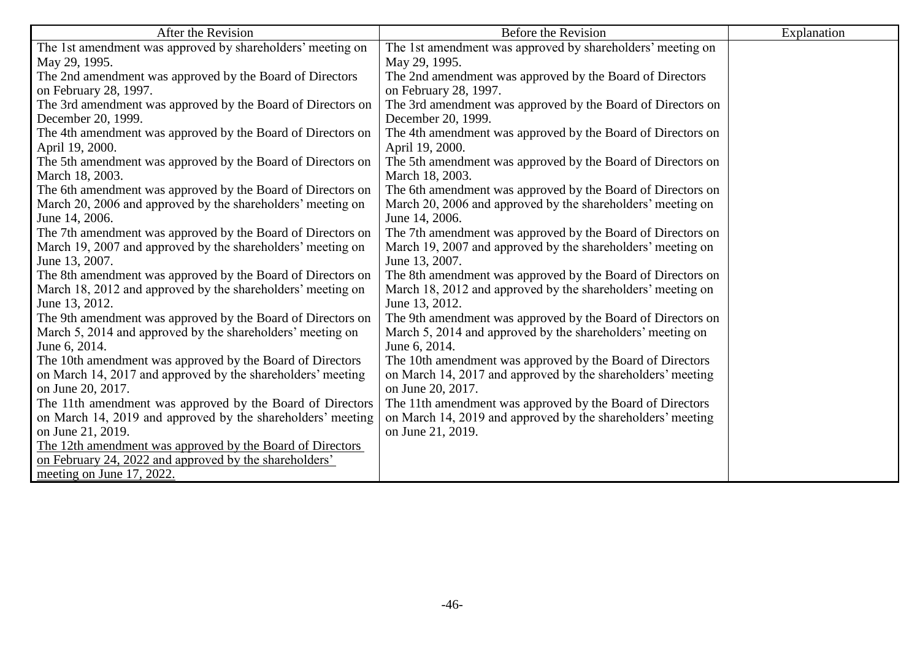| After the Revision | Before the Revision | Explanation |
|---|---|---|
| The 1st amendment was approved by shareholders' meeting on May 29, 1995.<br>The 2nd amendment was approved by the Board of Directors on February 28, 1997.<br>The 3rd amendment was approved by the Board of Directors on December 20, 1999.<br>The 4th amendment was approved by the Board of Directors on April 19, 2000.<br>The 5th amendment was approved by the Board of Directors on March 18, 2003.<br>The 6th amendment was approved by the Board of Directors on March 20, 2006 and approved by the shareholders' meeting on June 14, 2006.<br>The 7th amendment was approved by the Board of Directors on March 19, 2007 and approved by the shareholders' meeting on June 13, 2007.<br>The 8th amendment was approved by the Board of Directors on March 18, 2012 and approved by the shareholders' meeting on June 13, 2012.<br>The 9th amendment was approved by the Board of Directors on March 5, 2014 and approved by the shareholders' meeting on June 6, 2014.<br>The 10th amendment was approved by the Board of Directors on March 14, 2017 and approved by the shareholders' meeting on June 20, 2017.<br>The 11th amendment was approved by the Board of Directors on March 14, 2019 and approved by the shareholders' meeting on June 21, 2019.<br><u>The 12th amendment was approved by the Board of Directors on February 24, 2022 and approved by the shareholders' meeting on June 17, 2022.</u> | The 1st amendment was approved by shareholders' meeting on May 29, 1995.<br>The 2nd amendment was approved by the Board of Directors on February 28, 1997.<br>The 3rd amendment was approved by the Board of Directors on December 20, 1999.<br>The 4th amendment was approved by the Board of Directors on April 19, 2000.<br>The 5th amendment was approved by the Board of Directors on March 18, 2003.<br>The 6th amendment was approved by the Board of Directors on March 20, 2006 and approved by the shareholders' meeting on June 14, 2006.<br>The 7th amendment was approved by the Board of Directors on March 19, 2007 and approved by the shareholders' meeting on June 13, 2007.<br>The 8th amendment was approved by the Board of Directors on March 18, 2012 and approved by the shareholders' meeting on June 13, 2012.<br>The 9th amendment was approved by the Board of Directors on March 5, 2014 and approved by the shareholders' meeting on June 6, 2014.<br>The 10th amendment was approved by the Board of Directors on March 14, 2017 and approved by the shareholders' meeting on June 20, 2017.<br>The 11th amendment was approved by the Board of Directors on March 14, 2019 and approved by the shareholders' meeting on June 21, 2019. | |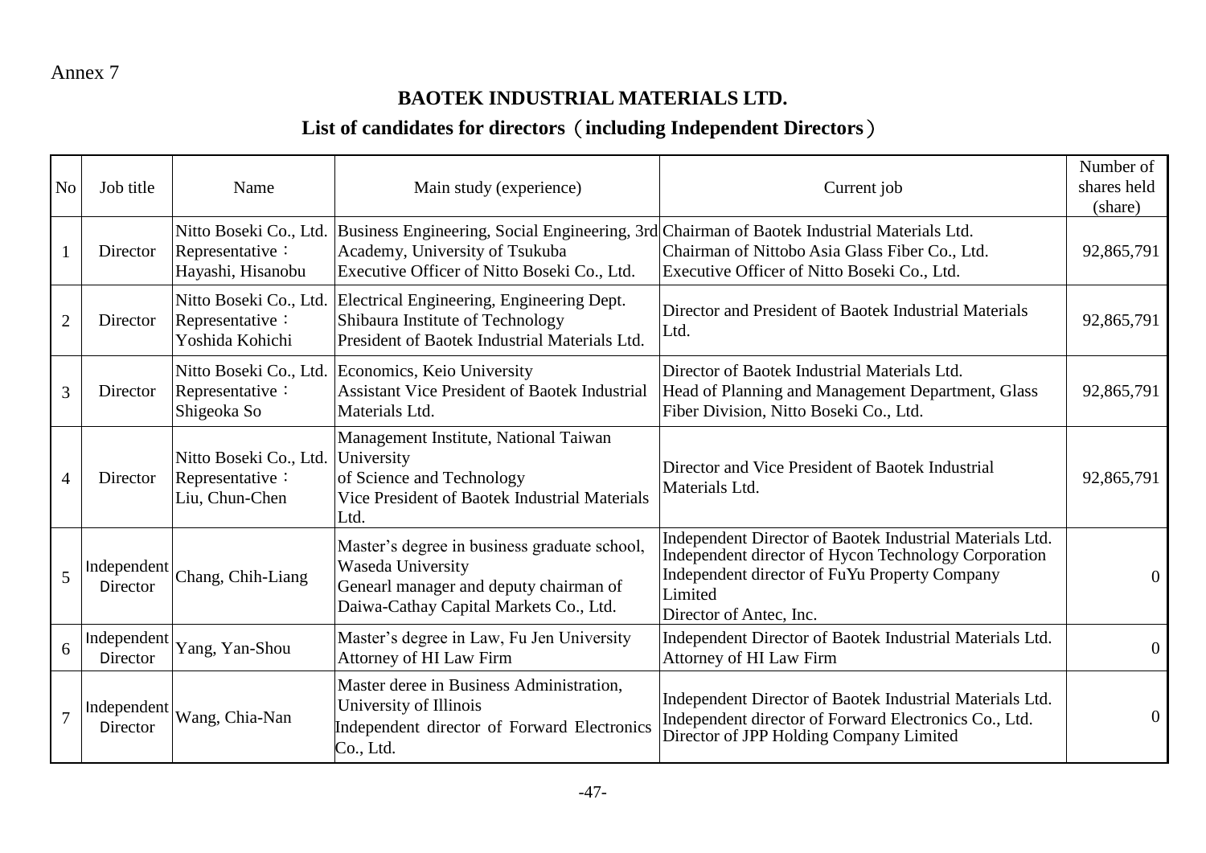Annex 7

## BAOTEK INDUSTRIAL MATERIALS LTD.

## List of candidates for directors（including Independent Directors）

| No | Job title | Name | Main study (experience) | Current job | Number of shares held (share) |
|---|---|---|---|---|---|
| 1 | Director | Nitto Boseki Co., Ltd. Representative： Hayashi, Hisanobu | Business Engineering, Social Engineering, 3rd Academy, University of Tsukuba<br>Executive Officer of Nitto Boseki Co., Ltd. | Chairman of Baotek Industrial Materials Ltd.<br>Chairman of Nittobo Asia Glass Fiber Co., Ltd.<br>Executive Officer of Nitto Boseki Co., Ltd. | 92,865,791 |
| 2 | Director | Nitto Boseki Co., Ltd. Representative： Yoshida Kohichi | Electrical Engineering, Engineering Dept. Shibaura Institute of Technology<br>President of Baotek Industrial Materials Ltd. | Director and President of Baotek Industrial Materials Ltd. | 92,865,791 |
| 3 | Director | Nitto Boseki Co., Ltd. Representative： Shigeoka So | Economics, Keio University<br>Assistant Vice President of Baotek Industrial Materials Ltd. | Director of Baotek Industrial Materials Ltd.<br>Head of Planning and Management Department, Glass Fiber Division, Nitto Boseki Co., Ltd. | 92,865,791 |
| 4 | Director | Nitto Boseki Co., Ltd. Representative： Liu, Chun-Chen | Management Institute, National Taiwan University of Science and Technology<br>Vice President of Baotek Industrial Materials Ltd. | Director and Vice President of Baotek Industrial Materials Ltd. | 92,865,791 |
| 5 | Independent Director | Chang, Chih-Liang | Master's degree in business graduate school, Waseda University<br>Genearl manager and deputy chairman of Daiwa-Cathay Capital Markets Co., Ltd. | Independent Director of Baotek Industrial Materials Ltd.<br>Independent director of Hycon Technology Corporation<br>Independent director of FuYu Property Company Limited<br>Director of Antec, Inc. | 0 |
| 6 | Independent Director | Yang, Yan-Shou | Master's degree in Law, Fu Jen University<br>Attorney of HI Law Firm | Independent Director of Baotek Industrial Materials Ltd.<br>Attorney of HI Law Firm | 0 |
| 7 | Independent Director | Wang, Chia-Nan | Master deree in Business Administration, University of Illinois<br>Independent director of Forward Electronics Co., Ltd. | Independent Director of Baotek Industrial Materials Ltd.<br>Independent director of Forward Electronics Co., Ltd.<br>Director of JPP Holding Company Limited | 0 |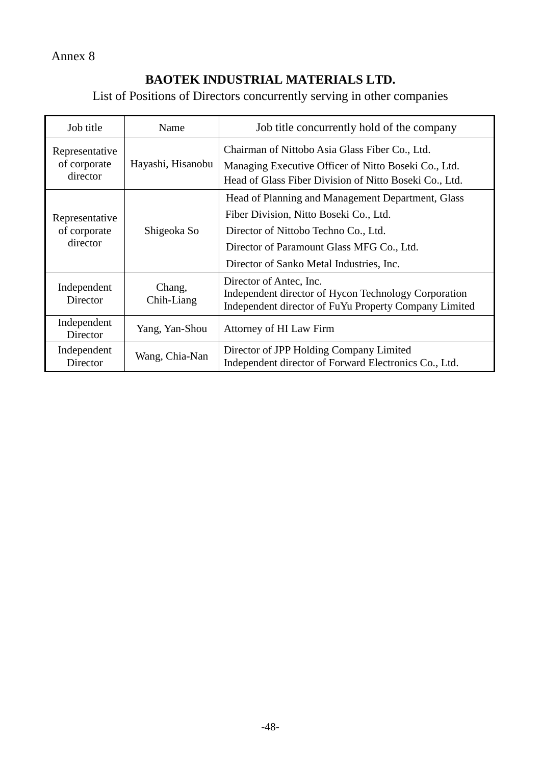Annex 8

# BAOTEK INDUSTRIAL MATERIALS LTD.

List of Positions of Directors concurrently serving in other companies

| Job title | Name | Job title concurrently hold of the company |
|---|---|---|
| Representative of corporate director | Hayashi, Hisanobu | Chairman of Nittobo Asia Glass Fiber Co., Ltd.<br>Managing Executive Officer of Nitto Boseki Co., Ltd.<br>Head of Glass Fiber Division of Nitto Boseki Co., Ltd. |
| Representative of corporate director | Shigeoka So | Head of Planning and Management Department, Glass Fiber Division, Nitto Boseki Co., Ltd.<br>Director of Nittobo Techno Co., Ltd.<br>Director of Paramount Glass MFG Co., Ltd.<br>Director of Sanko Metal Industries, Inc. |
| Independent Director | Chang, Chih-Liang | Director of Antec, Inc.<br>Independent director of Hycon Technology Corporation<br>Independent director of FuYu Property Company Limited |
| Independent Director | Yang, Yan-Shou | Attorney of HI Law Firm |
| Independent Director | Wang, Chia-Nan | Director of JPP Holding Company Limited<br>Independent director of Forward Electronics Co., Ltd. |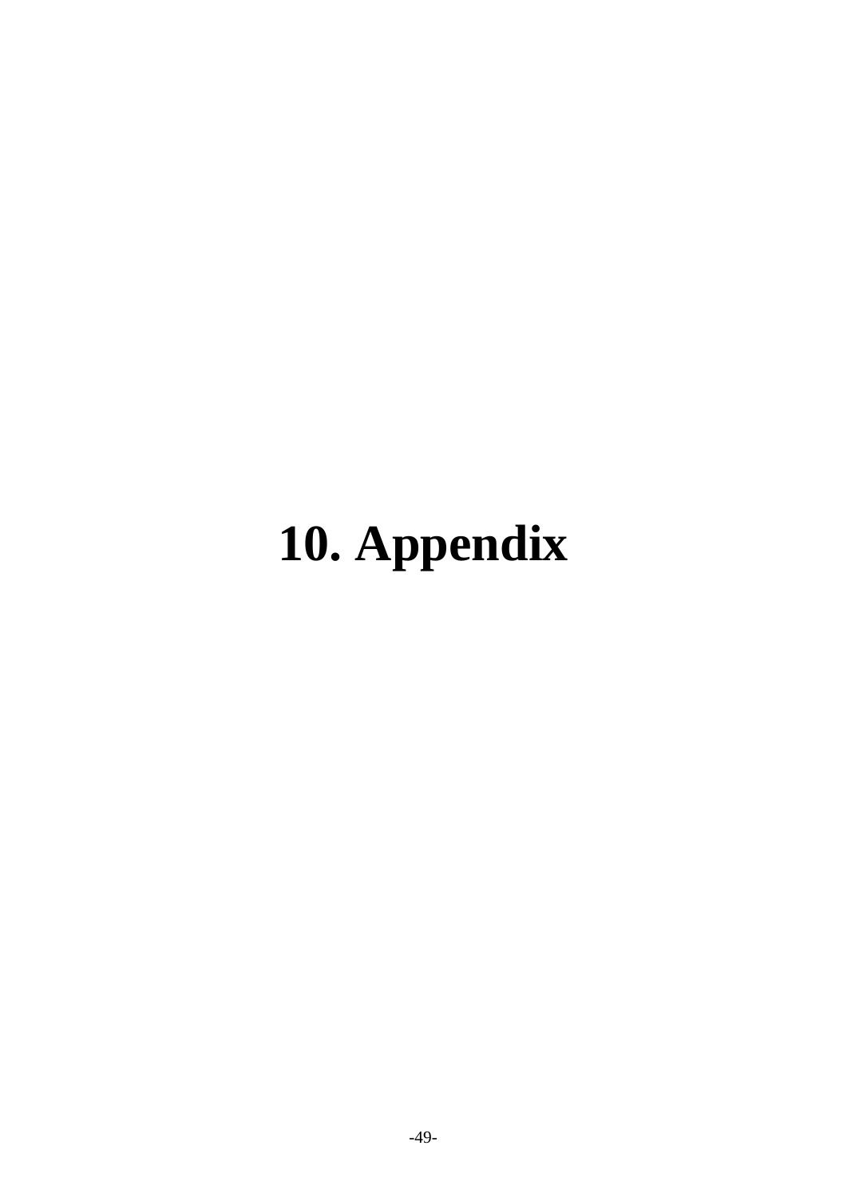# 10. Appendix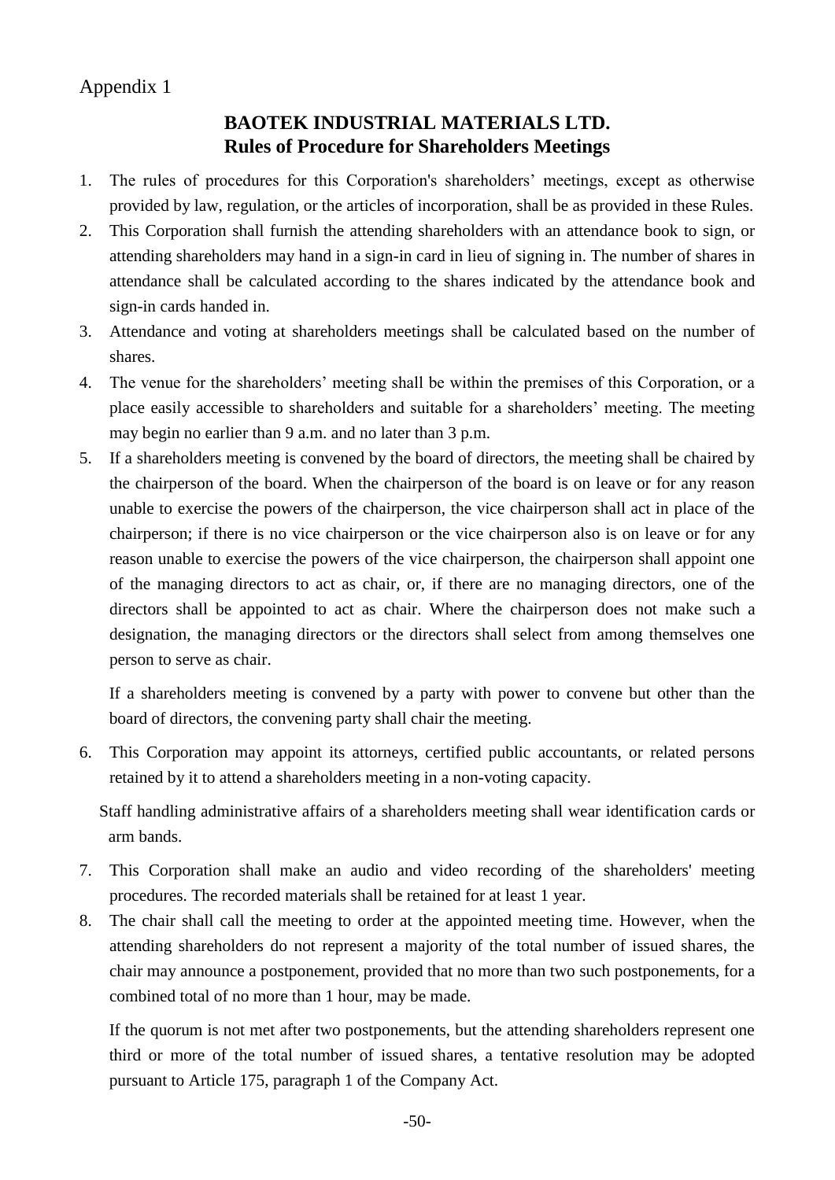Appendix 1

# BAOTEK INDUSTRIAL MATERIALS LTD.
## Rules of Procedure for Shareholders Meetings

1. The rules of procedures for this Corporation's shareholders’ meetings, except as otherwise provided by law, regulation, or the articles of incorporation, shall be as provided in these Rules.
2. This Corporation shall furnish the attending shareholders with an attendance book to sign, or attending shareholders may hand in a sign-in card in lieu of signing in. The number of shares in attendance shall be calculated according to the shares indicated by the attendance book and sign-in cards handed in.
3. Attendance and voting at shareholders meetings shall be calculated based on the number of shares.
4. The venue for the shareholders’ meeting shall be within the premises of this Corporation, or a place easily accessible to shareholders and suitable for a shareholders’ meeting. The meeting may begin no earlier than 9 a.m. and no later than 3 p.m.
5. If a shareholders meeting is convened by the board of directors, the meeting shall be chaired by the chairperson of the board. When the chairperson of the board is on leave or for any reason unable to exercise the powers of the chairperson, the vice chairperson shall act in place of the chairperson; if there is no vice chairperson or the vice chairperson also is on leave or for any reason unable to exercise the powers of the vice chairperson, the chairperson shall appoint one of the managing directors to act as chair, or, if there are no managing directors, one of the directors shall be appointed to act as chair. Where the chairperson does not make such a designation, the managing directors or the directors shall select from among themselves one person to serve as chair.

   If a shareholders meeting is convened by a party with power to convene but other than the board of directors, the convening party shall chair the meeting.

6. This Corporation may appoint its attorneys, certified public accountants, or related persons retained by it to attend a shareholders meeting in a non-voting capacity.

   Staff handling administrative affairs of a shareholders meeting shall wear identification cards or arm bands.

7. This Corporation shall make an audio and video recording of the shareholders' meeting procedures. The recorded materials shall be retained for at least 1 year.
8. The chair shall call the meeting to order at the appointed meeting time. However, when the attending shareholders do not represent a majority of the total number of issued shares, the chair may announce a postponement, provided that no more than two such postponements, for a combined total of no more than 1 hour, may be made.

   If the quorum is not met after two postponements, but the attending shareholders represent one third or more of the total number of issued shares, a tentative resolution may be adopted pursuant to Article 175, paragraph 1 of the Company Act.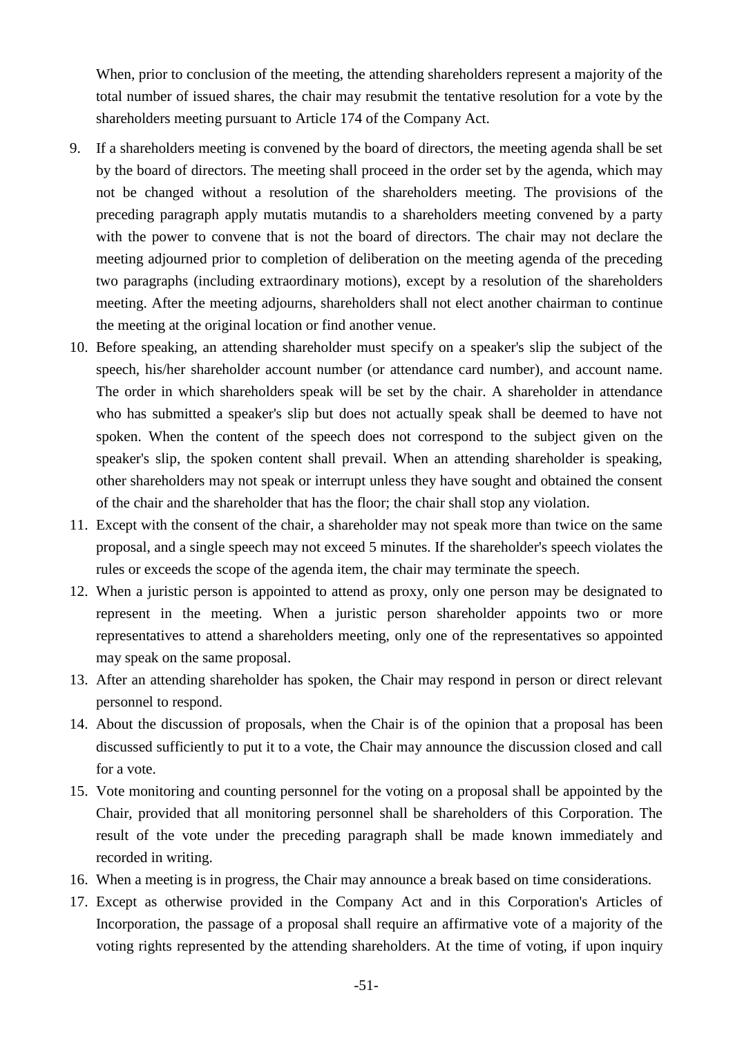When, prior to conclusion of the meeting, the attending shareholders represent a majority of the total number of issued shares, the chair may resubmit the tentative resolution for a vote by the shareholders meeting pursuant to Article 174 of the Company Act.

9. If a shareholders meeting is convened by the board of directors, the meeting agenda shall be set by the board of directors. The meeting shall proceed in the order set by the agenda, which may not be changed without a resolution of the shareholders meeting. The provisions of the preceding paragraph apply mutatis mutandis to a shareholders meeting convened by a party with the power to convene that is not the board of directors. The chair may not declare the meeting adjourned prior to completion of deliberation on the meeting agenda of the preceding two paragraphs (including extraordinary motions), except by a resolution of the shareholders meeting. After the meeting adjourns, shareholders shall not elect another chairman to continue the meeting at the original location or find another venue.
10. Before speaking, an attending shareholder must specify on a speaker's slip the subject of the speech, his/her shareholder account number (or attendance card number), and account name. The order in which shareholders speak will be set by the chair. A shareholder in attendance who has submitted a speaker's slip but does not actually speak shall be deemed to have not spoken. When the content of the speech does not correspond to the subject given on the speaker's slip, the spoken content shall prevail. When an attending shareholder is speaking, other shareholders may not speak or interrupt unless they have sought and obtained the consent of the chair and the shareholder that has the floor; the chair shall stop any violation.
11. Except with the consent of the chair, a shareholder may not speak more than twice on the same proposal, and a single speech may not exceed 5 minutes. If the shareholder's speech violates the rules or exceeds the scope of the agenda item, the chair may terminate the speech.
12. When a juristic person is appointed to attend as proxy, only one person may be designated to represent in the meeting. When a juristic person shareholder appoints two or more representatives to attend a shareholders meeting, only one of the representatives so appointed may speak on the same proposal.
13. After an attending shareholder has spoken, the Chair may respond in person or direct relevant personnel to respond.
14. About the discussion of proposals, when the Chair is of the opinion that a proposal has been discussed sufficiently to put it to a vote, the Chair may announce the discussion closed and call for a vote.
15. Vote monitoring and counting personnel for the voting on a proposal shall be appointed by the Chair, provided that all monitoring personnel shall be shareholders of this Corporation. The result of the vote under the preceding paragraph shall be made known immediately and recorded in writing.
16. When a meeting is in progress, the Chair may announce a break based on time considerations.
17. Except as otherwise provided in the Company Act and in this Corporation's Articles of Incorporation, the passage of a proposal shall require an affirmative vote of a majority of the voting rights represented by the attending shareholders. At the time of voting, if upon inquiry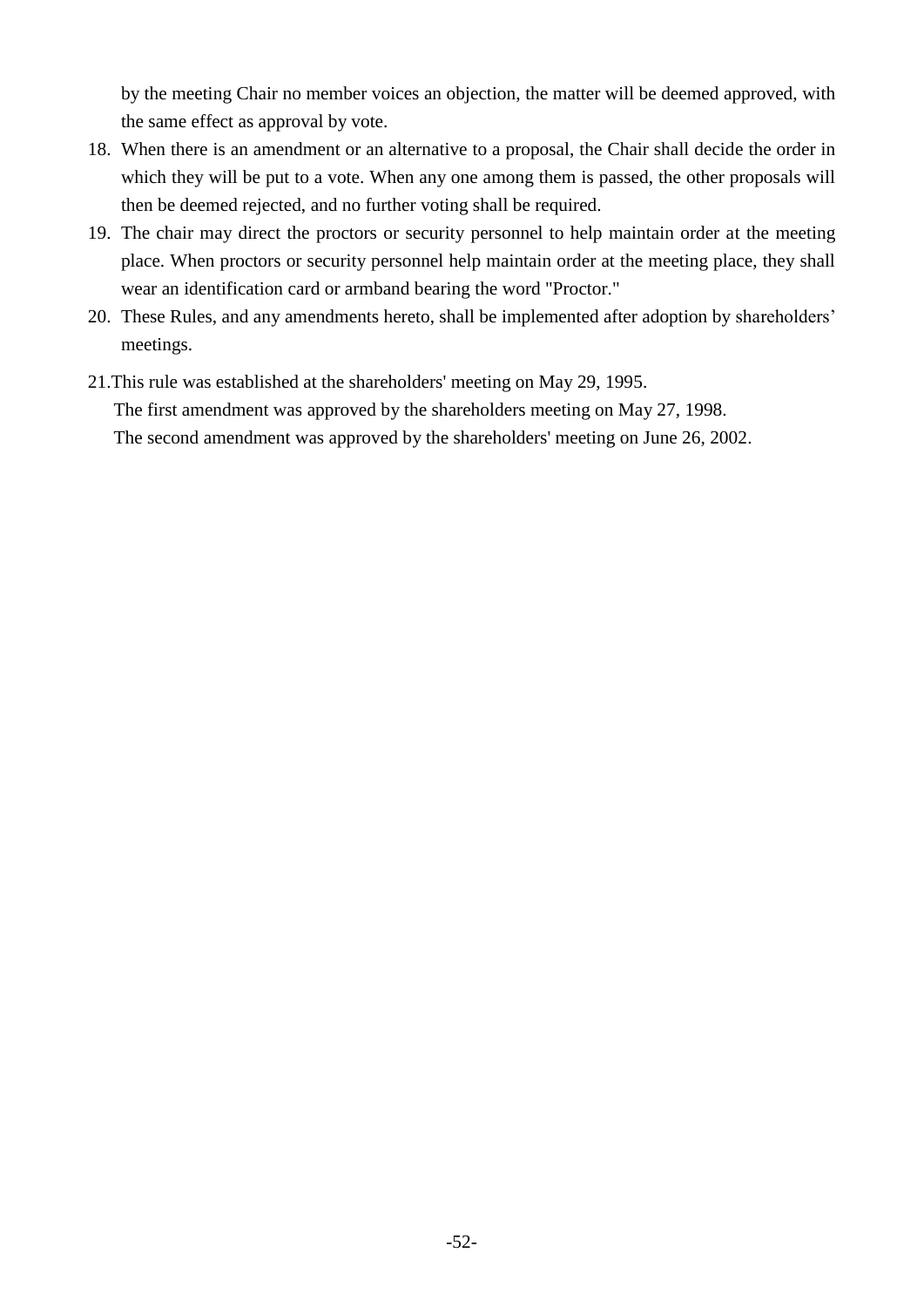by the meeting Chair no member voices an objection, the matter will be deemed approved, with the same effect as approval by vote.

18. When there is an amendment or an alternative to a proposal, the Chair shall decide the order in which they will be put to a vote. When any one among them is passed, the other proposals will then be deemed rejected, and no further voting shall be required.
19. The chair may direct the proctors or security personnel to help maintain order at the meeting place. When proctors or security personnel help maintain order at the meeting place, they shall wear an identification card or armband bearing the word "Proctor."
20. These Rules, and any amendments hereto, shall be implemented after adoption by shareholders' meetings.
21. This rule was established at the shareholders' meeting on May 29, 1995.
    The first amendment was approved by the shareholders meeting on May 27, 1998.
    The second amendment was approved by the shareholders' meeting on June 26, 2002.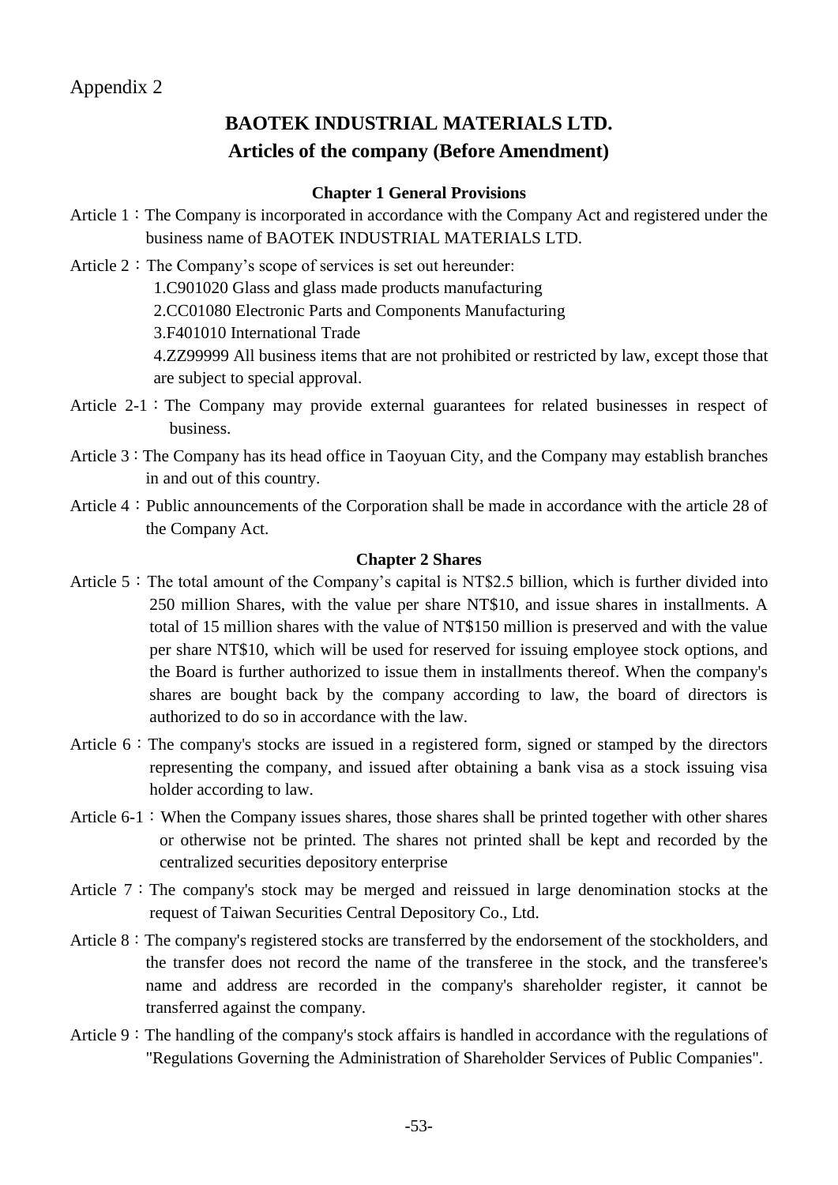Appendix 2

# BAOTEK INDUSTRIAL MATERIALS LTD.
# Articles of the company (Before Amendment)

### Chapter 1 General Provisions

Article 1：The Company is incorporated in accordance with the Company Act and registered under the business name of BAOTEK INDUSTRIAL MATERIALS LTD.

Article 2：The Company's scope of services is set out hereunder:

1.C901020 Glass and glass made products manufacturing

2.CC01080 Electronic Parts and Components Manufacturing

3.F401010 International Trade

4.ZZ99999 All business items that are not prohibited or restricted by law, except those that are subject to special approval.

Article 2-1：The Company may provide external guarantees for related businesses in respect of business.

Article 3：The Company has its head office in Taoyuan City, and the Company may establish branches in and out of this country.

Article 4：Public announcements of the Corporation shall be made in accordance with the article 28 of the Company Act.

### Chapter 2 Shares

Article 5：The total amount of the Company's capital is NT$2.5 billion, which is further divided into 250 million Shares, with the value per share NT$10, and issue shares in installments. A total of 15 million shares with the value of NT$150 million is preserved and with the value per share NT$10, which will be used for reserved for issuing employee stock options, and the Board is further authorized to issue them in installments thereof. When the company's shares are bought back by the company according to law, the board of directors is authorized to do so in accordance with the law.

Article 6：The company's stocks are issued in a registered form, signed or stamped by the directors representing the company, and issued after obtaining a bank visa as a stock issuing visa holder according to law.

Article 6-1：When the Company issues shares, those shares shall be printed together with other shares or otherwise not be printed. The shares not printed shall be kept and recorded by the centralized securities depository enterprise

Article 7：The company's stock may be merged and reissued in large denomination stocks at the request of Taiwan Securities Central Depository Co., Ltd.

Article 8：The company's registered stocks are transferred by the endorsement of the stockholders, and the transfer does not record the name of the transferee in the stock, and the transferee's name and address are recorded in the company's shareholder register, it cannot be transferred against the company.

Article 9：The handling of the company's stock affairs is handled in accordance with the regulations of "Regulations Governing the Administration of Shareholder Services of Public Companies".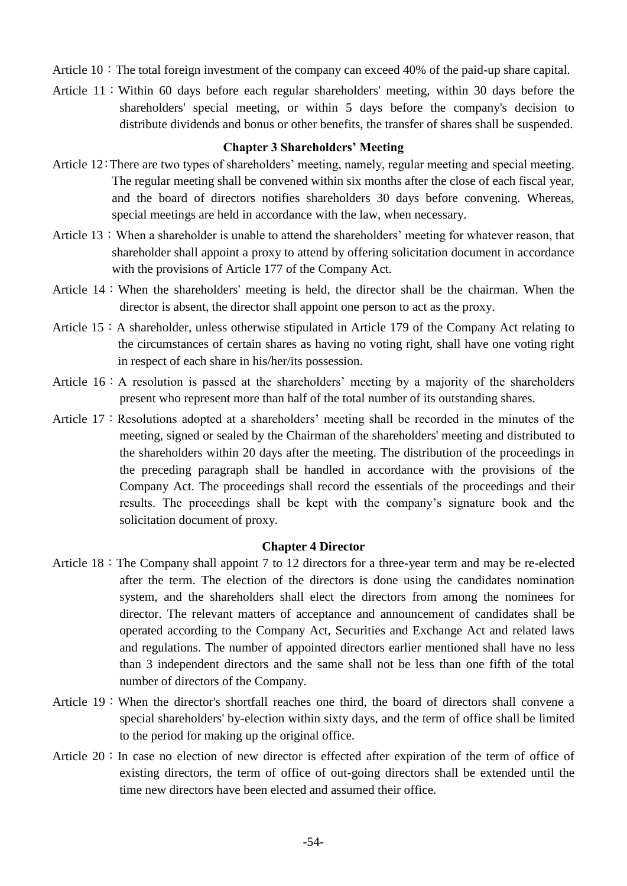Article 10：The total foreign investment of the company can exceed 40% of the paid-up share capital.

Article 11：Within 60 days before each regular shareholders' meeting, within 30 days before the shareholders' special meeting, or within 5 days before the company's decision to distribute dividends and bonus or other benefits, the transfer of shares shall be suspended.

### Chapter 3 Shareholders' Meeting

Article 12：There are two types of shareholders' meeting, namely, regular meeting and special meeting. The regular meeting shall be convened within six months after the close of each fiscal year, and the board of directors notifies shareholders 30 days before convening. Whereas, special meetings are held in accordance with the law, when necessary.

Article 13：When a shareholder is unable to attend the shareholders' meeting for whatever reason, that shareholder shall appoint a proxy to attend by offering solicitation document in accordance with the provisions of Article 177 of the Company Act.

Article 14：When the shareholders' meeting is held, the director shall be the chairman. When the director is absent, the director shall appoint one person to act as the proxy.

Article 15：A shareholder, unless otherwise stipulated in Article 179 of the Company Act relating to the circumstances of certain shares as having no voting right, shall have one voting right in respect of each share in his/her/its possession.

Article 16：A resolution is passed at the shareholders' meeting by a majority of the shareholders present who represent more than half of the total number of its outstanding shares.

Article 17：Resolutions adopted at a shareholders' meeting shall be recorded in the minutes of the meeting, signed or sealed by the Chairman of the shareholders' meeting and distributed to the shareholders within 20 days after the meeting. The distribution of the proceedings in the preceding paragraph shall be handled in accordance with the provisions of the Company Act. The proceedings shall record the essentials of the proceedings and their results. The proceedings shall be kept with the company's signature book and the solicitation document of proxy.

### Chapter 4 Director

Article 18：The Company shall appoint 7 to 12 directors for a three-year term and may be re-elected after the term. The election of the directors is done using the candidates nomination system, and the shareholders shall elect the directors from among the nominees for director. The relevant matters of acceptance and announcement of candidates shall be operated according to the Company Act, Securities and Exchange Act and related laws and regulations. The number of appointed directors earlier mentioned shall have no less than 3 independent directors and the same shall not be less than one fifth of the total number of directors of the Company.

Article 19：When the director's shortfall reaches one third, the board of directors shall convene a special shareholders' by-election within sixty days, and the term of office shall be limited to the period for making up the original office.

Article 20：In case no election of new director is effected after expiration of the term of office of existing directors, the term of office of out-going directors shall be extended until the time new directors have been elected and assumed their office.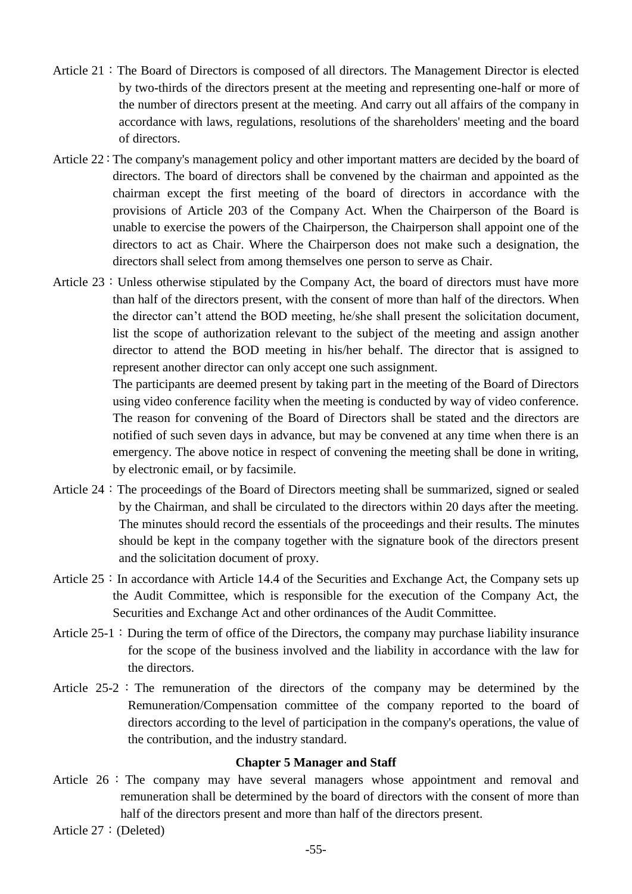Article 21：The Board of Directors is composed of all directors. The Management Director is elected by two-thirds of the directors present at the meeting and representing one-half or more of the number of directors present at the meeting. And carry out all affairs of the company in accordance with laws, regulations, resolutions of the shareholders' meeting and the board of directors.

Article 22：The company's management policy and other important matters are decided by the board of directors. The board of directors shall be convened by the chairman and appointed as the chairman except the first meeting of the board of directors in accordance with the provisions of Article 203 of the Company Act. When the Chairperson of the Board is unable to exercise the powers of the Chairperson, the Chairperson shall appoint one of the directors to act as Chair. Where the Chairperson does not make such a designation, the directors shall select from among themselves one person to serve as Chair.

Article 23：Unless otherwise stipulated by the Company Act, the board of directors must have more than half of the directors present, with the consent of more than half of the directors. When the director can't attend the BOD meeting, he/she shall present the solicitation document, list the scope of authorization relevant to the subject of the meeting and assign another director to attend the BOD meeting in his/her behalf. The director that is assigned to represent another director can only accept one such assignment.

The participants are deemed present by taking part in the meeting of the Board of Directors using video conference facility when the meeting is conducted by way of video conference. The reason for convening of the Board of Directors shall be stated and the directors are notified of such seven days in advance, but may be convened at any time when there is an emergency. The above notice in respect of convening the meeting shall be done in writing, by electronic email, or by facsimile.

Article 24：The proceedings of the Board of Directors meeting shall be summarized, signed or sealed by the Chairman, and shall be circulated to the directors within 20 days after the meeting. The minutes should record the essentials of the proceedings and their results. The minutes should be kept in the company together with the signature book of the directors present and the solicitation document of proxy.

Article 25：In accordance with Article 14.4 of the Securities and Exchange Act, the Company sets up the Audit Committee, which is responsible for the execution of the Company Act, the Securities and Exchange Act and other ordinances of the Audit Committee.

Article 25-1：During the term of office of the Directors, the company may purchase liability insurance for the scope of the business involved and the liability in accordance with the law for the directors.

Article 25-2：The remuneration of the directors of the company may be determined by the Remuneration/Compensation committee of the company reported to the board of directors according to the level of participation in the company's operations, the value of the contribution, and the industry standard.

**Chapter 5 Manager and Staff**

Article 26：The company may have several managers whose appointment and removal and remuneration shall be determined by the board of directors with the consent of more than half of the directors present and more than half of the directors present.

Article 27：(Deleted)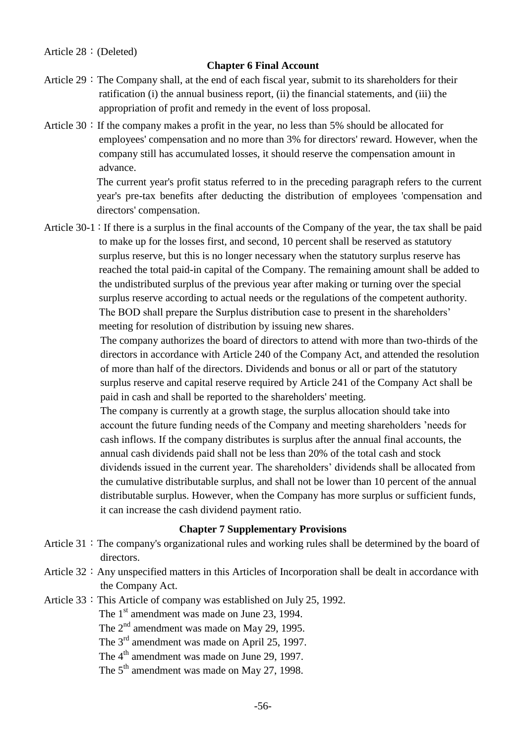Article 28：(Deleted)

## Chapter 6 Final Account

Article 29：The Company shall, at the end of each fiscal year, submit to its shareholders for their ratification (i) the annual business report, (ii) the financial statements, and (iii) the appropriation of profit and remedy in the event of loss proposal.

Article 30：If the company makes a profit in the year, no less than 5% should be allocated for employees' compensation and no more than 3% for directors' reward. However, when the company still has accumulated losses, it should reserve the compensation amount in advance.

The current year's profit status referred to in the preceding paragraph refers to the current year's pre-tax benefits after deducting the distribution of employees 'compensation and directors' compensation.

Article 30-1：If there is a surplus in the final accounts of the Company of the year, the tax shall be paid to make up for the losses first, and second, 10 percent shall be reserved as statutory surplus reserve, but this is no longer necessary when the statutory surplus reserve has reached the total paid-in capital of the Company. The remaining amount shall be added to the undistributed surplus of the previous year after making or turning over the special surplus reserve according to actual needs or the regulations of the competent authority. The BOD shall prepare the Surplus distribution case to present in the shareholders' meeting for resolution of distribution by issuing new shares.

The company authorizes the board of directors to attend with more than two-thirds of the directors in accordance with Article 240 of the Company Act, and attended the resolution of more than half of the directors. Dividends and bonus or all or part of the statutory surplus reserve and capital reserve required by Article 241 of the Company Act shall be paid in cash and shall be reported to the shareholders' meeting.

The company is currently at a growth stage, the surplus allocation should take into account the future funding needs of the Company and meeting shareholders 'needs for cash inflows. If the company distributes is surplus after the annual final accounts, the annual cash dividends paid shall not be less than 20% of the total cash and stock dividends issued in the current year. The shareholders' dividends shall be allocated from the cumulative distributable surplus, and shall not be lower than 10 percent of the annual distributable surplus. However, when the Company has more surplus or sufficient funds, it can increase the cash dividend payment ratio.

## Chapter 7 Supplementary Provisions

Article 31：The company's organizational rules and working rules shall be determined by the board of directors.

Article 32：Any unspecified matters in this Articles of Incorporation shall be dealt in accordance with the Company Act.

Article 33：This Article of company was established on July 25, 1992.

The 1st amendment was made on June 23, 1994.

The 2nd amendment was made on May 29, 1995.

The 3rd amendment was made on April 25, 1997.

The 4th amendment was made on June 29, 1997.

The 5th amendment was made on May 27, 1998.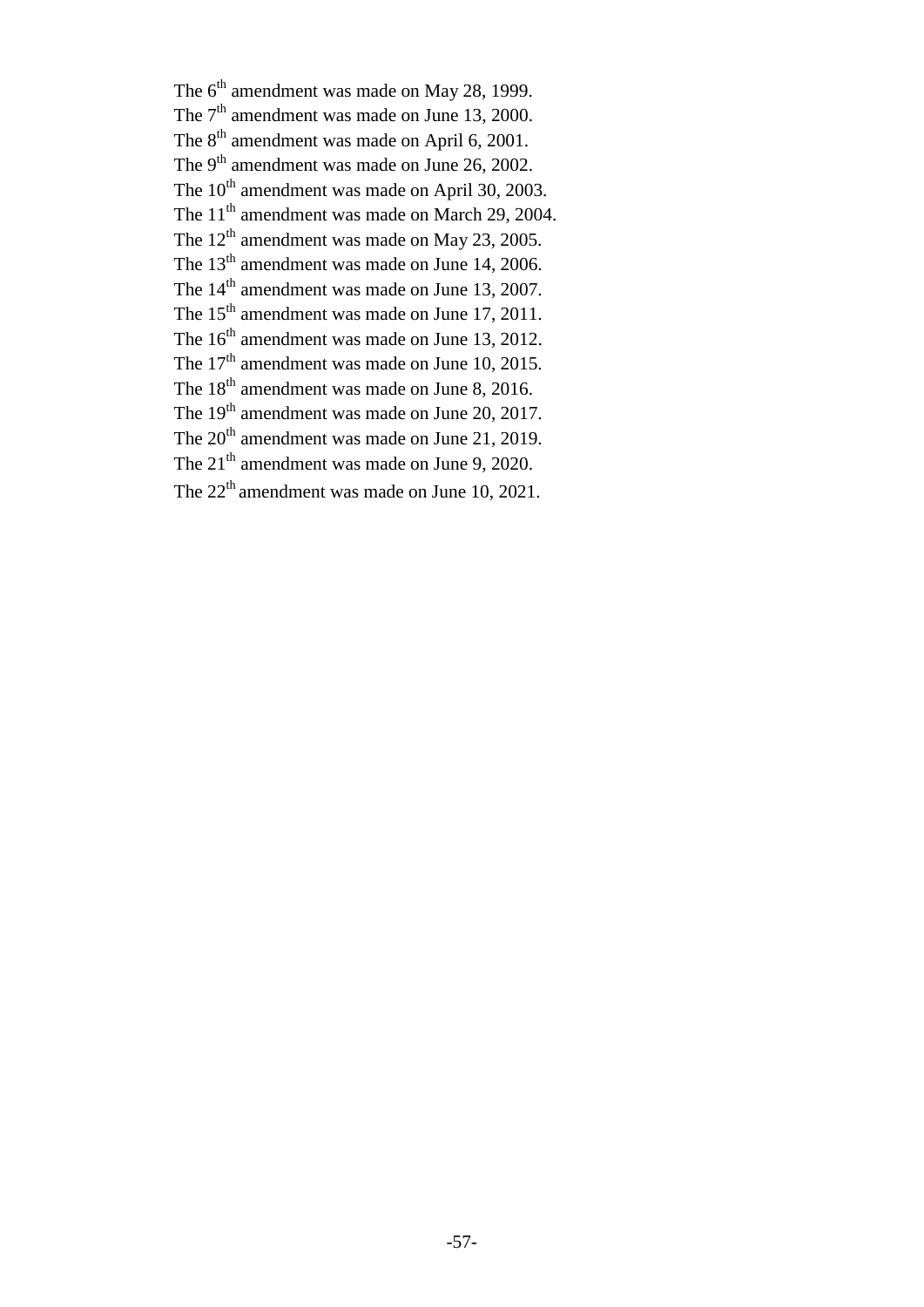The 6th amendment was made on May 28, 1999.
The 7th amendment was made on June 13, 2000.
The 8th amendment was made on April 6, 2001.
The 9th amendment was made on June 26, 2002.
The 10th amendment was made on April 30, 2003.
The 11th amendment was made on March 29, 2004.
The 12th amendment was made on May 23, 2005.
The 13th amendment was made on June 14, 2006.
The 14th amendment was made on June 13, 2007.
The 15th amendment was made on June 17, 2011.
The 16th amendment was made on June 13, 2012.
The 17th amendment was made on June 10, 2015.
The 18th amendment was made on June 8, 2016.
The 19th amendment was made on June 20, 2017.
The 20th amendment was made on June 21, 2019.
The 21th amendment was made on June 9, 2020.
The 22th amendment was made on June 10, 2021.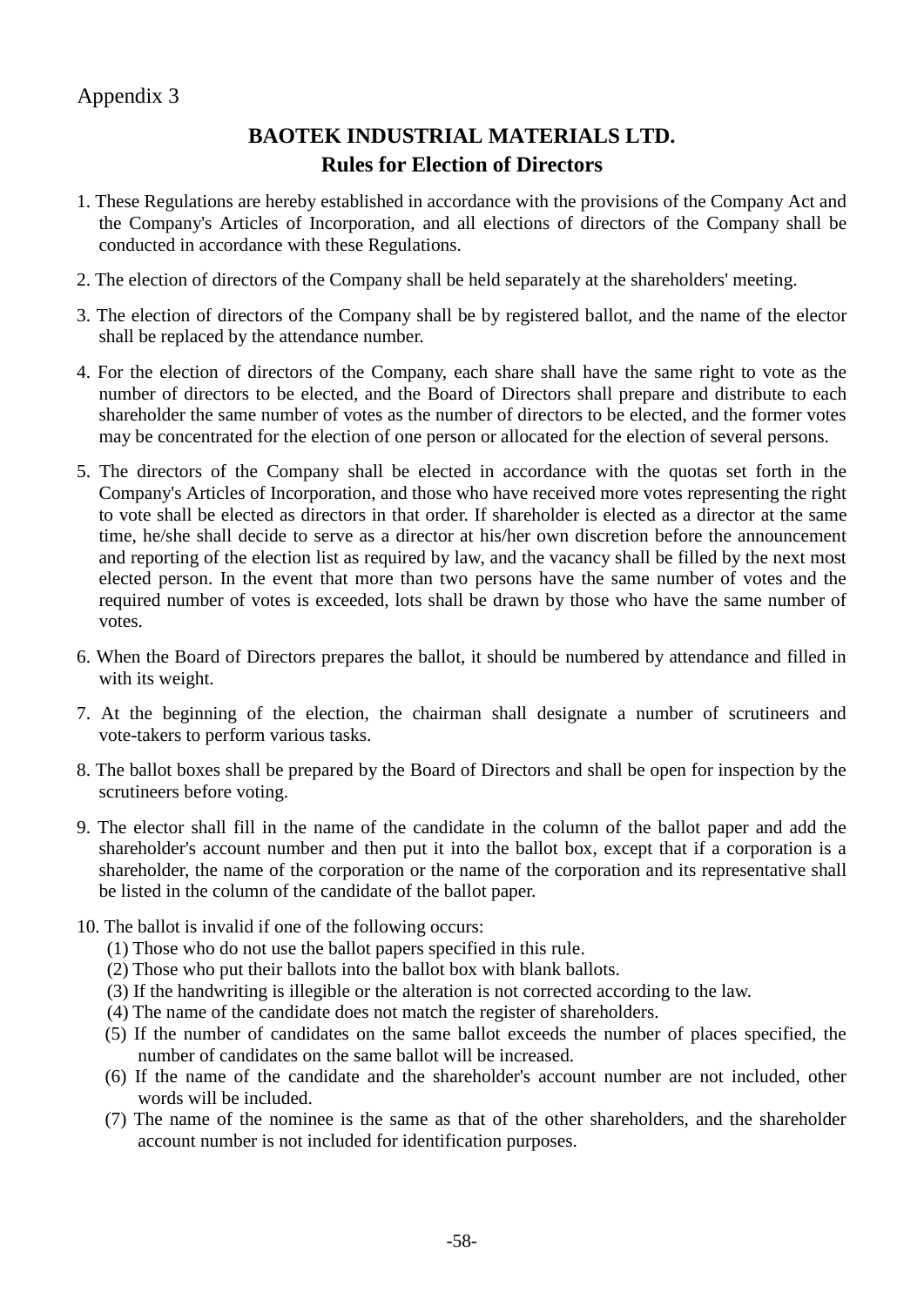Appendix 3

# BAOTEK INDUSTRIAL MATERIALS LTD.
## Rules for Election of Directors

1. These Regulations are hereby established in accordance with the provisions of the Company Act and the Company's Articles of Incorporation, and all elections of directors of the Company shall be conducted in accordance with these Regulations.

2. The election of directors of the Company shall be held separately at the shareholders' meeting.

3. The election of directors of the Company shall be by registered ballot, and the name of the elector shall be replaced by the attendance number.

4. For the election of directors of the Company, each share shall have the same right to vote as the number of directors to be elected, and the Board of Directors shall prepare and distribute to each shareholder the same number of votes as the number of directors to be elected, and the former votes may be concentrated for the election of one person or allocated for the election of several persons.

5. The directors of the Company shall be elected in accordance with the quotas set forth in the Company's Articles of Incorporation, and those who have received more votes representing the right to vote shall be elected as directors in that order. If shareholder is elected as a director at the same time, he/she shall decide to serve as a director at his/her own discretion before the announcement and reporting of the election list as required by law, and the vacancy shall be filled by the next most elected person. In the event that more than two persons have the same number of votes and the required number of votes is exceeded, lots shall be drawn by those who have the same number of votes.

6. When the Board of Directors prepares the ballot, it should be numbered by attendance and filled in with its weight.

7. At the beginning of the election, the chairman shall designate a number of scrutineers and vote-takers to perform various tasks.

8. The ballot boxes shall be prepared by the Board of Directors and shall be open for inspection by the scrutineers before voting.

9. The elector shall fill in the name of the candidate in the column of the ballot paper and add the shareholder's account number and then put it into the ballot box, except that if a corporation is a shareholder, the name of the corporation or the name of the corporation and its representative shall be listed in the column of the candidate of the ballot paper.

10. The ballot is invalid if one of the following occurs:
    (1) Those who do not use the ballot papers specified in this rule.
    (2) Those who put their ballots into the ballot box with blank ballots.
    (3) If the handwriting is illegible or the alteration is not corrected according to the law.
    (4) The name of the candidate does not match the register of shareholders.
    (5) If the number of candidates on the same ballot exceeds the number of places specified, the number of candidates on the same ballot will be increased.
    (6) If the name of the candidate and the shareholder's account number are not included, other words will be included.
    (7) The name of the nominee is the same as that of the other shareholders, and the shareholder account number is not included for identification purposes.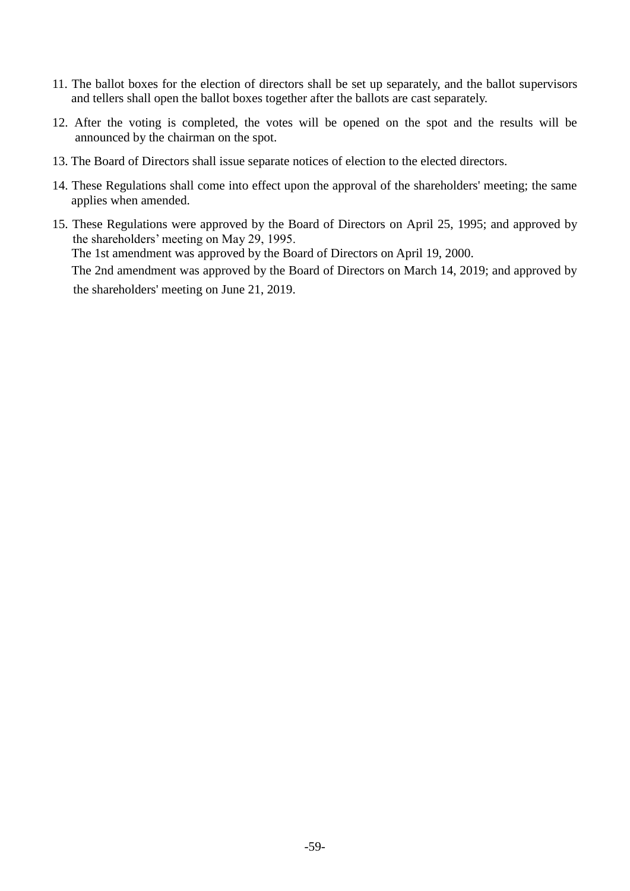11. The ballot boxes for the election of directors shall be set up separately, and the ballot supervisors and tellers shall open the ballot boxes together after the ballots are cast separately.

12. After the voting is completed, the votes will be opened on the spot and the results will be announced by the chairman on the spot.

13. The Board of Directors shall issue separate notices of election to the elected directors.

14. These Regulations shall come into effect upon the approval of the shareholders' meeting; the same applies when amended.

15. These Regulations were approved by the Board of Directors on April 25, 1995; and approved by the shareholders' meeting on May 29, 1995.
    The 1st amendment was approved by the Board of Directors on April 19, 2000.
    The 2nd amendment was approved by the Board of Directors on March 14, 2019; and approved by the shareholders' meeting on June 21, 2019.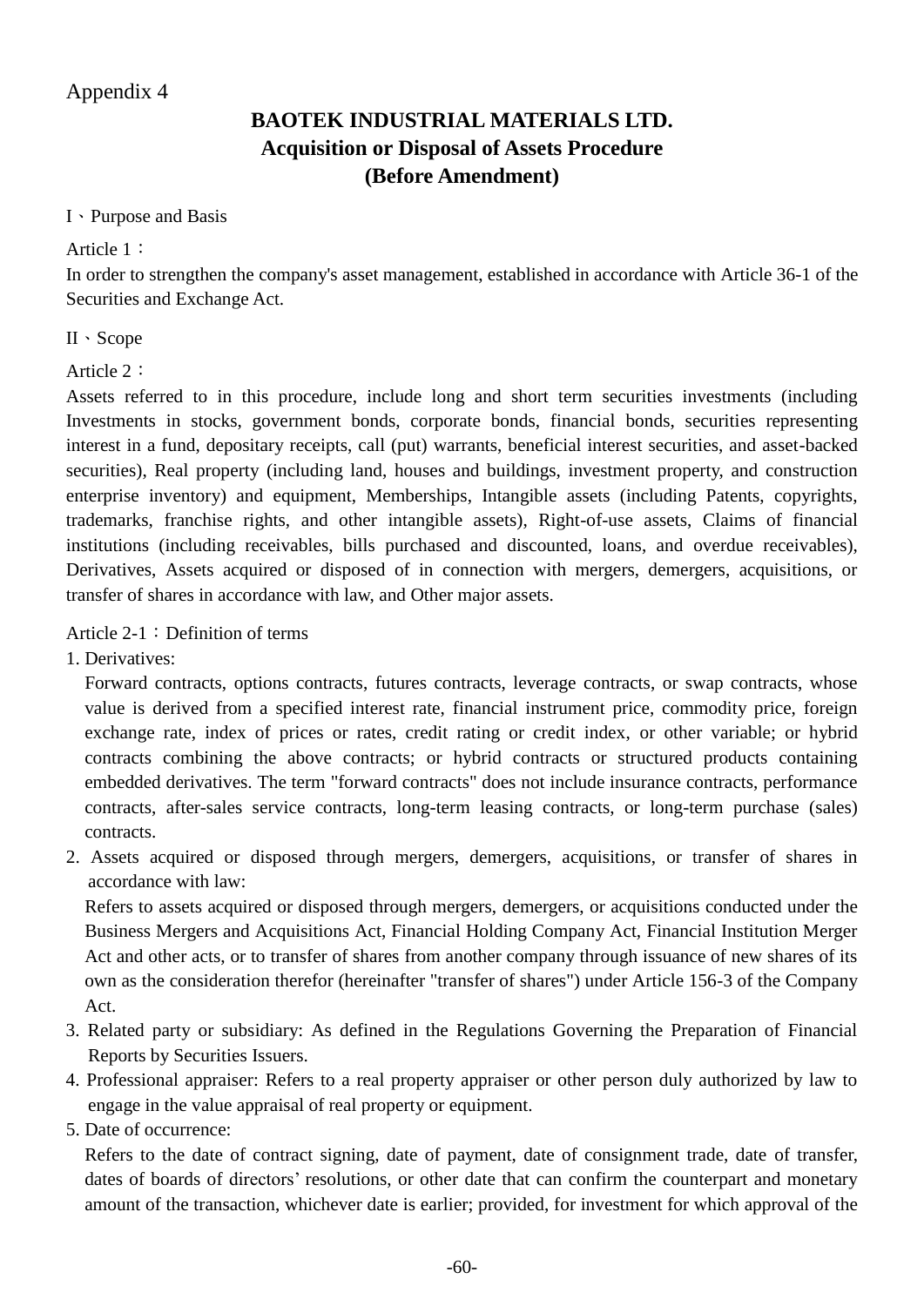Appendix 4

# BAOTEK INDUSTRIAL MATERIALS LTD.
## Acquisition or Disposal of Assets Procedure
## (Before Amendment)

I、Purpose and Basis

Article 1：

In order to strengthen the company's asset management, established in accordance with Article 36-1 of the Securities and Exchange Act.

II、Scope

Article 2：

Assets referred to in this procedure, include long and short term securities investments (including Investments in stocks, government bonds, corporate bonds, financial bonds, securities representing interest in a fund, depositary receipts, call (put) warrants, beneficial interest securities, and asset-backed securities), Real property (including land, houses and buildings, investment property, and construction enterprise inventory) and equipment, Memberships, Intangible assets (including Patents, copyrights, trademarks, franchise rights, and other intangible assets), Right-of-use assets, Claims of financial institutions (including receivables, bills purchased and discounted, loans, and overdue receivables), Derivatives, Assets acquired or disposed of in connection with mergers, demergers, acquisitions, or transfer of shares in accordance with law, and Other major assets.

Article 2-1：Definition of terms

1. Derivatives:
   Forward contracts, options contracts, futures contracts, leverage contracts, or swap contracts, whose value is derived from a specified interest rate, financial instrument price, commodity price, foreign exchange rate, index of prices or rates, credit rating or credit index, or other variable; or hybrid contracts combining the above contracts; or hybrid contracts or structured products containing embedded derivatives. The term "forward contracts" does not include insurance contracts, performance contracts, after-sales service contracts, long-term leasing contracts, or long-term purchase (sales) contracts.
2. Assets acquired or disposed through mergers, demergers, acquisitions, or transfer of shares in accordance with law:
   Refers to assets acquired or disposed through mergers, demergers, or acquisitions conducted under the Business Mergers and Acquisitions Act, Financial Holding Company Act, Financial Institution Merger Act and other acts, or to transfer of shares from another company through issuance of new shares of its own as the consideration therefor (hereinafter "transfer of shares") under Article 156-3 of the Company Act.
3. Related party or subsidiary: As defined in the Regulations Governing the Preparation of Financial Reports by Securities Issuers.
4. Professional appraiser: Refers to a real property appraiser or other person duly authorized by law to engage in the value appraisal of real property or equipment.
5. Date of occurrence:
   Refers to the date of contract signing, date of payment, date of consignment trade, date of transfer, dates of boards of directors' resolutions, or other date that can confirm the counterpart and monetary amount of the transaction, whichever date is earlier; provided, for investment for which approval of the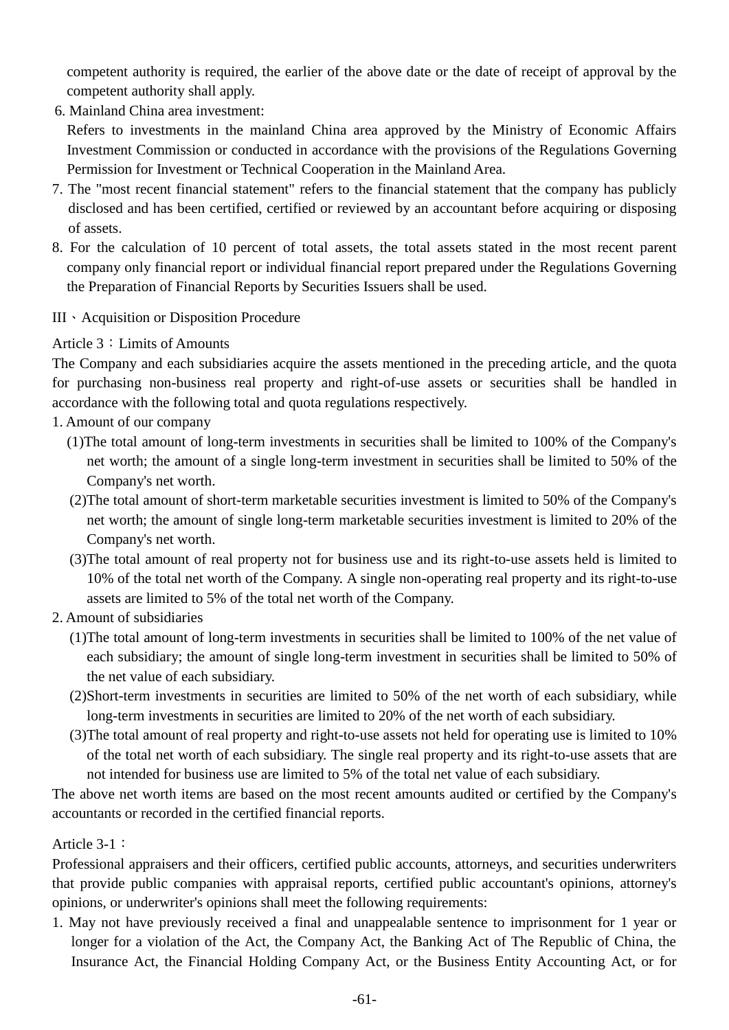competent authority is required, the earlier of the above date or the date of receipt of approval by the competent authority shall apply.

6. Mainland China area investment:
   Refers to investments in the mainland China area approved by the Ministry of Economic Affairs Investment Commission or conducted in accordance with the provisions of the Regulations Governing Permission for Investment or Technical Cooperation in the Mainland Area.
7. The "most recent financial statement" refers to the financial statement that the company has publicly disclosed and has been certified, certified or reviewed by an accountant before acquiring or disposing of assets.
8. For the calculation of 10 percent of total assets, the total assets stated in the most recent parent company only financial report or individual financial report prepared under the Regulations Governing the Preparation of Financial Reports by Securities Issuers shall be used.

III、Acquisition or Disposition Procedure

Article 3：Limits of Amounts

The Company and each subsidiaries acquire the assets mentioned in the preceding article, and the quota for purchasing non-business real property and right-of-use assets or securities shall be handled in accordance with the following total and quota regulations respectively.

1. Amount of our company
   (1)The total amount of long-term investments in securities shall be limited to 100% of the Company's net worth; the amount of a single long-term investment in securities shall be limited to 50% of the Company's net worth.
   (2)The total amount of short-term marketable securities investment is limited to 50% of the Company's net worth; the amount of single long-term marketable securities investment is limited to 20% of the Company's net worth.
   (3)The total amount of real property not for business use and its right-to-use assets held is limited to 10% of the total net worth of the Company. A single non-operating real property and its right-to-use assets are limited to 5% of the total net worth of the Company.
2. Amount of subsidiaries
   (1)The total amount of long-term investments in securities shall be limited to 100% of the net value of each subsidiary; the amount of single long-term investment in securities shall be limited to 50% of the net value of each subsidiary.
   (2)Short-term investments in securities are limited to 50% of the net worth of each subsidiary, while long-term investments in securities are limited to 20% of the net worth of each subsidiary.
   (3)The total amount of real property and right-to-use assets not held for operating use is limited to 10% of the total net worth of each subsidiary. The single real property and its right-to-use assets that are not intended for business use are limited to 5% of the total net value of each subsidiary.

The above net worth items are based on the most recent amounts audited or certified by the Company's accountants or recorded in the certified financial reports.

Article 3-1：

Professional appraisers and their officers, certified public accounts, attorneys, and securities underwriters that provide public companies with appraisal reports, certified public accountant's opinions, attorney's opinions, or underwriter's opinions shall meet the following requirements:

1. May not have previously received a final and unappealable sentence to imprisonment for 1 year or longer for a violation of the Act, the Company Act, the Banking Act of The Republic of China, the Insurance Act, the Financial Holding Company Act, or the Business Entity Accounting Act, or for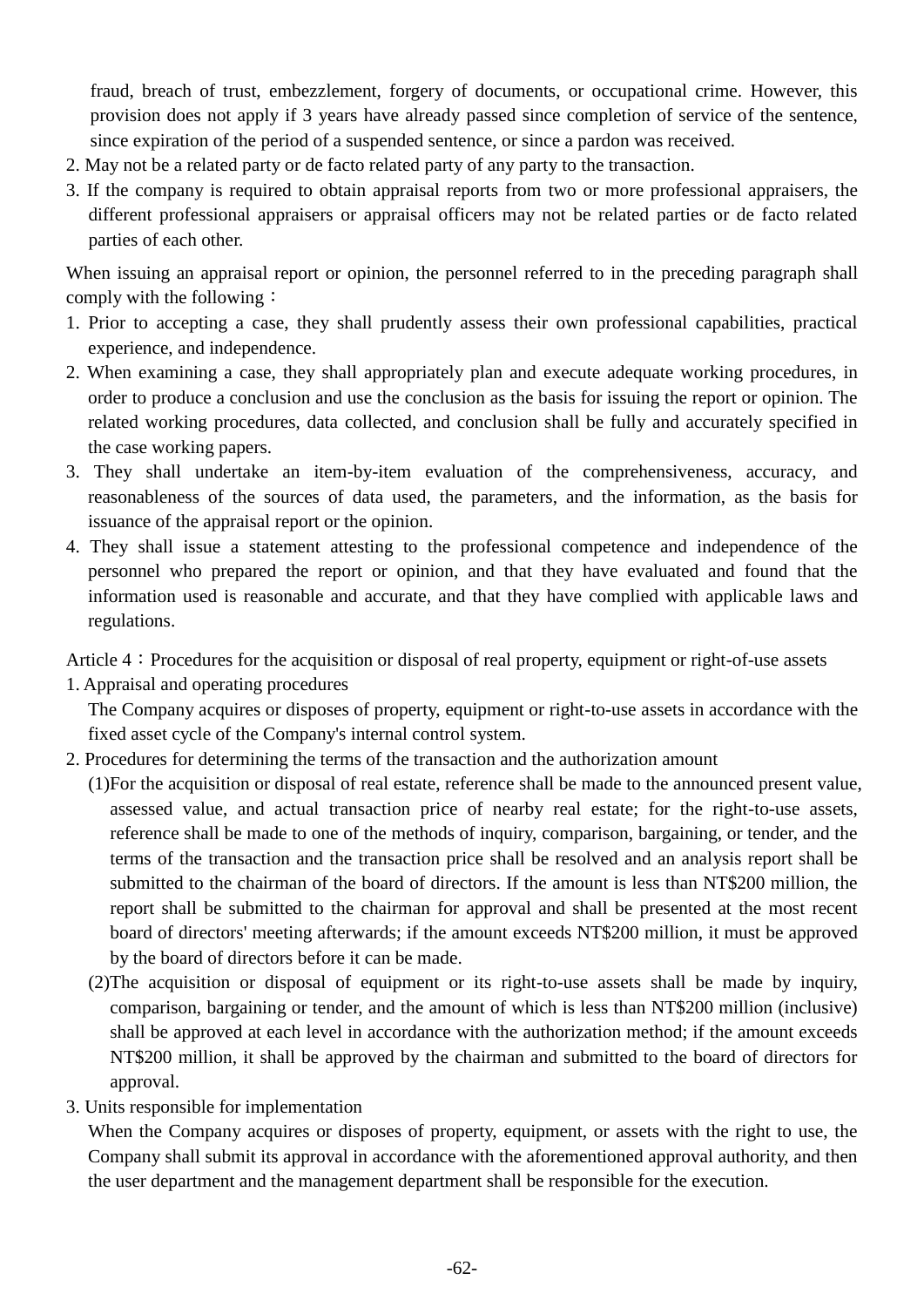fraud, breach of trust, embezzlement, forgery of documents, or occupational crime. However, this provision does not apply if 3 years have already passed since completion of service of the sentence, since expiration of the period of a suspended sentence, or since a pardon was received.

2. May not be a related party or de facto related party of any party to the transaction.
3. If the company is required to obtain appraisal reports from two or more professional appraisers, the different professional appraisers or appraisal officers may not be related parties or de facto related parties of each other.

When issuing an appraisal report or opinion, the personnel referred to in the preceding paragraph shall comply with the following：

1. Prior to accepting a case, they shall prudently assess their own professional capabilities, practical experience, and independence.
2. When examining a case, they shall appropriately plan and execute adequate working procedures, in order to produce a conclusion and use the conclusion as the basis for issuing the report or opinion. The related working procedures, data collected, and conclusion shall be fully and accurately specified in the case working papers.
3. They shall undertake an item-by-item evaluation of the comprehensiveness, accuracy, and reasonableness of the sources of data used, the parameters, and the information, as the basis for issuance of the appraisal report or the opinion.
4. They shall issue a statement attesting to the professional competence and independence of the personnel who prepared the report or opinion, and that they have evaluated and found that the information used is reasonable and accurate, and that they have complied with applicable laws and regulations.

Article 4：Procedures for the acquisition or disposal of real property, equipment or right-of-use assets

1. Appraisal and operating procedures

   The Company acquires or disposes of property, equipment or right-to-use assets in accordance with the fixed asset cycle of the Company's internal control system.

2. Procedures for determining the terms of the transaction and the authorization amount

   (1)For the acquisition or disposal of real estate, reference shall be made to the announced present value, assessed value, and actual transaction price of nearby real estate; for the right-to-use assets, reference shall be made to one of the methods of inquiry, comparison, bargaining, or tender, and the terms of the transaction and the transaction price shall be resolved and an analysis report shall be submitted to the chairman of the board of directors. If the amount is less than NT$200 million, the report shall be submitted to the chairman for approval and shall be presented at the most recent board of directors' meeting afterwards; if the amount exceeds NT$200 million, it must be approved by the board of directors before it can be made.

   (2)The acquisition or disposal of equipment or its right-to-use assets shall be made by inquiry, comparison, bargaining or tender, and the amount of which is less than NT$200 million (inclusive) shall be approved at each level in accordance with the authorization method; if the amount exceeds NT$200 million, it shall be approved by the chairman and submitted to the board of directors for approval.

3. Units responsible for implementation

   When the Company acquires or disposes of property, equipment, or assets with the right to use, the Company shall submit its approval in accordance with the aforementioned approval authority, and then the user department and the management department shall be responsible for the execution.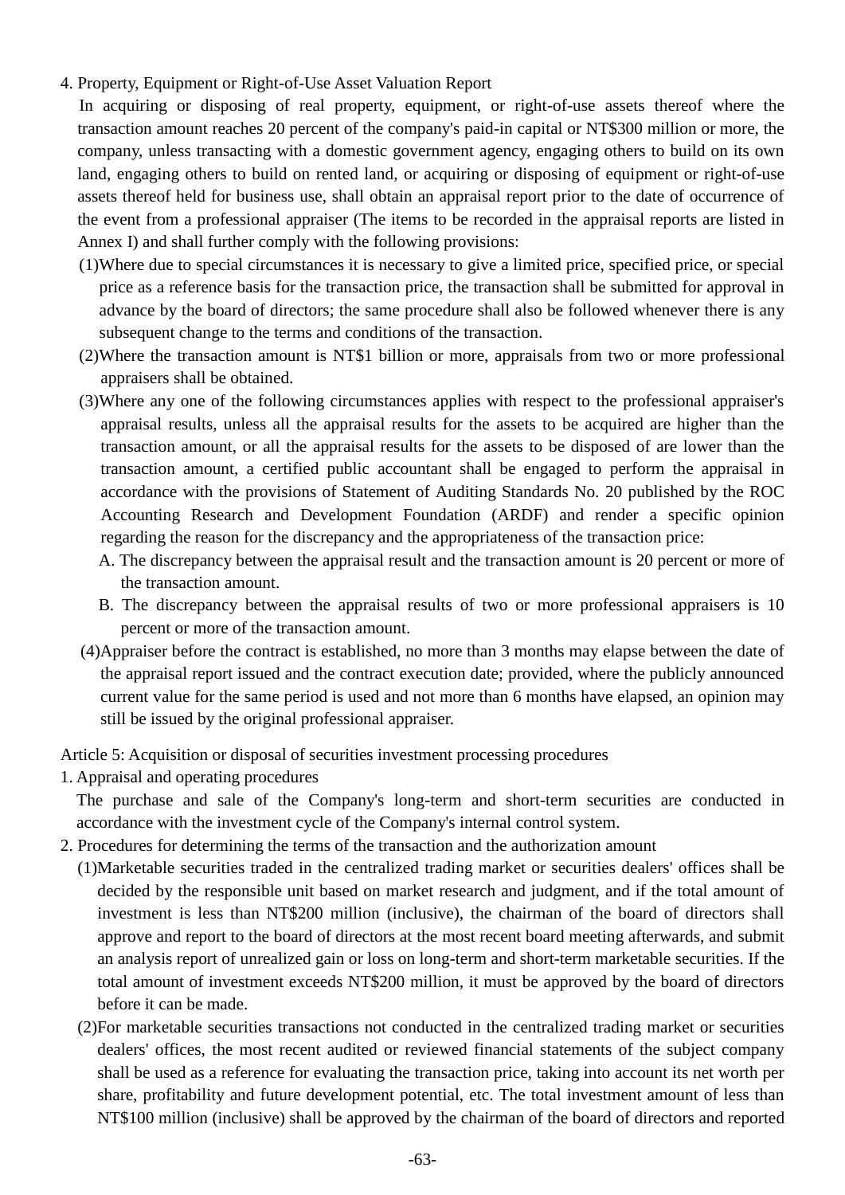4. Property, Equipment or Right-of-Use Asset Valuation Report

In acquiring or disposing of real property, equipment, or right-of-use assets thereof where the transaction amount reaches 20 percent of the company's paid-in capital or NT$300 million or more, the company, unless transacting with a domestic government agency, engaging others to build on its own land, engaging others to build on rented land, or acquiring or disposing of equipment or right-of-use assets thereof held for business use, shall obtain an appraisal report prior to the date of occurrence of the event from a professional appraiser (The items to be recorded in the appraisal reports are listed in Annex I) and shall further comply with the following provisions:

(1)Where due to special circumstances it is necessary to give a limited price, specified price, or special price as a reference basis for the transaction price, the transaction shall be submitted for approval in advance by the board of directors; the same procedure shall also be followed whenever there is any subsequent change to the terms and conditions of the transaction.

(2)Where the transaction amount is NT$1 billion or more, appraisals from two or more professional appraisers shall be obtained.

(3)Where any one of the following circumstances applies with respect to the professional appraiser's appraisal results, unless all the appraisal results for the assets to be acquired are higher than the transaction amount, or all the appraisal results for the assets to be disposed of are lower than the transaction amount, a certified public accountant shall be engaged to perform the appraisal in accordance with the provisions of Statement of Auditing Standards No. 20 published by the ROC Accounting Research and Development Foundation (ARDF) and render a specific opinion regarding the reason for the discrepancy and the appropriateness of the transaction price:

A. The discrepancy between the appraisal result and the transaction amount is 20 percent or more of the transaction amount.

B. The discrepancy between the appraisal results of two or more professional appraisers is 10 percent or more of the transaction amount.

(4)Appraiser before the contract is established, no more than 3 months may elapse between the date of the appraisal report issued and the contract execution date; provided, where the publicly announced current value for the same period is used and not more than 6 months have elapsed, an opinion may still be issued by the original professional appraiser.

Article 5: Acquisition or disposal of securities investment processing procedures

1. Appraisal and operating procedures

The purchase and sale of the Company's long-term and short-term securities are conducted in accordance with the investment cycle of the Company's internal control system.

2. Procedures for determining the terms of the transaction and the authorization amount

(1)Marketable securities traded in the centralized trading market or securities dealers' offices shall be decided by the responsible unit based on market research and judgment, and if the total amount of investment is less than NT$200 million (inclusive), the chairman of the board of directors shall approve and report to the board of directors at the most recent board meeting afterwards, and submit an analysis report of unrealized gain or loss on long-term and short-term marketable securities. If the total amount of investment exceeds NT$200 million, it must be approved by the board of directors before it can be made.

(2)For marketable securities transactions not conducted in the centralized trading market or securities dealers' offices, the most recent audited or reviewed financial statements of the subject company shall be used as a reference for evaluating the transaction price, taking into account its net worth per share, profitability and future development potential, etc. The total investment amount of less than NT$100 million (inclusive) shall be approved by the chairman of the board of directors and reported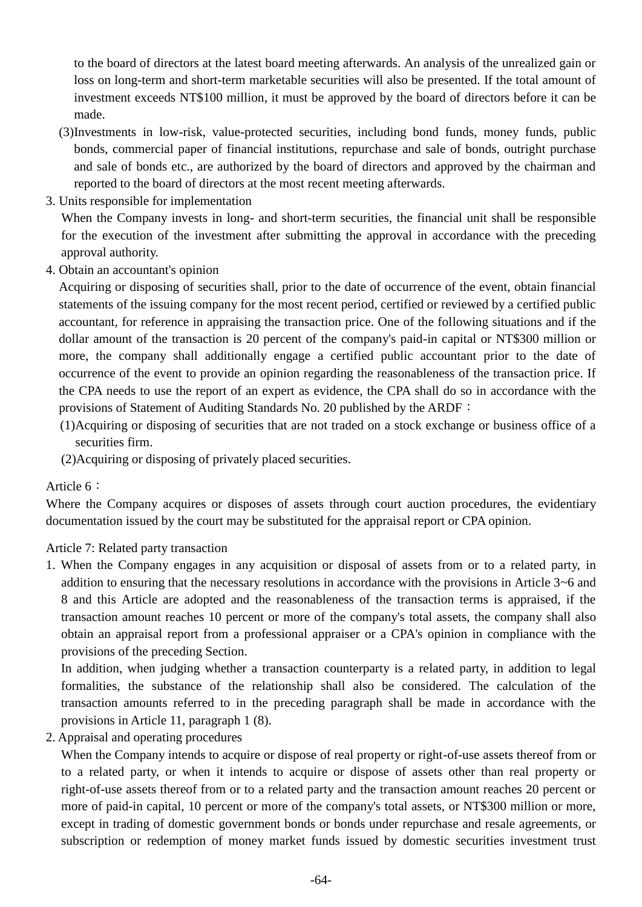to the board of directors at the latest board meeting afterwards. An analysis of the unrealized gain or loss on long-term and short-term marketable securities will also be presented. If the total amount of investment exceeds NT$100 million, it must be approved by the board of directors before it can be made.

(3)Investments in low-risk, value-protected securities, including bond funds, money funds, public bonds, commercial paper of financial institutions, repurchase and sale of bonds, outright purchase and sale of bonds etc., are authorized by the board of directors and approved by the chairman and reported to the board of directors at the most recent meeting afterwards.

3. Units responsible for implementation

When the Company invests in long- and short-term securities, the financial unit shall be responsible for the execution of the investment after submitting the approval in accordance with the preceding approval authority.

4. Obtain an accountant's opinion

Acquiring or disposing of securities shall, prior to the date of occurrence of the event, obtain financial statements of the issuing company for the most recent period, certified or reviewed by a certified public accountant, for reference in appraising the transaction price. One of the following situations and if the dollar amount of the transaction is 20 percent of the company's paid-in capital or NT$300 million or more, the company shall additionally engage a certified public accountant prior to the date of occurrence of the event to provide an opinion regarding the reasonableness of the transaction price. If the CPA needs to use the report of an expert as evidence, the CPA shall do so in accordance with the provisions of Statement of Auditing Standards No. 20 published by the ARDF：

(1)Acquiring or disposing of securities that are not traded on a stock exchange or business office of a securities firm.

(2)Acquiring or disposing of privately placed securities.

Article 6：

Where the Company acquires or disposes of assets through court auction procedures, the evidentiary documentation issued by the court may be substituted for the appraisal report or CPA opinion.

Article 7: Related party transaction

1. When the Company engages in any acquisition or disposal of assets from or to a related party, in addition to ensuring that the necessary resolutions in accordance with the provisions in Article 3~6 and 8 and this Article are adopted and the reasonableness of the transaction terms is appraised, if the transaction amount reaches 10 percent or more of the company's total assets, the company shall also obtain an appraisal report from a professional appraiser or a CPA's opinion in compliance with the provisions of the preceding Section.

   In addition, when judging whether a transaction counterparty is a related party, in addition to legal formalities, the substance of the relationship shall also be considered. The calculation of the transaction amounts referred to in the preceding paragraph shall be made in accordance with the provisions in Article 11, paragraph 1 (8).

2. Appraisal and operating procedures

   When the Company intends to acquire or dispose of real property or right-of-use assets thereof from or to a related party, or when it intends to acquire or dispose of assets other than real property or right-of-use assets thereof from or to a related party and the transaction amount reaches 20 percent or more of paid-in capital, 10 percent or more of the company's total assets, or NT$300 million or more, except in trading of domestic government bonds or bonds under repurchase and resale agreements, or subscription or redemption of money market funds issued by domestic securities investment trust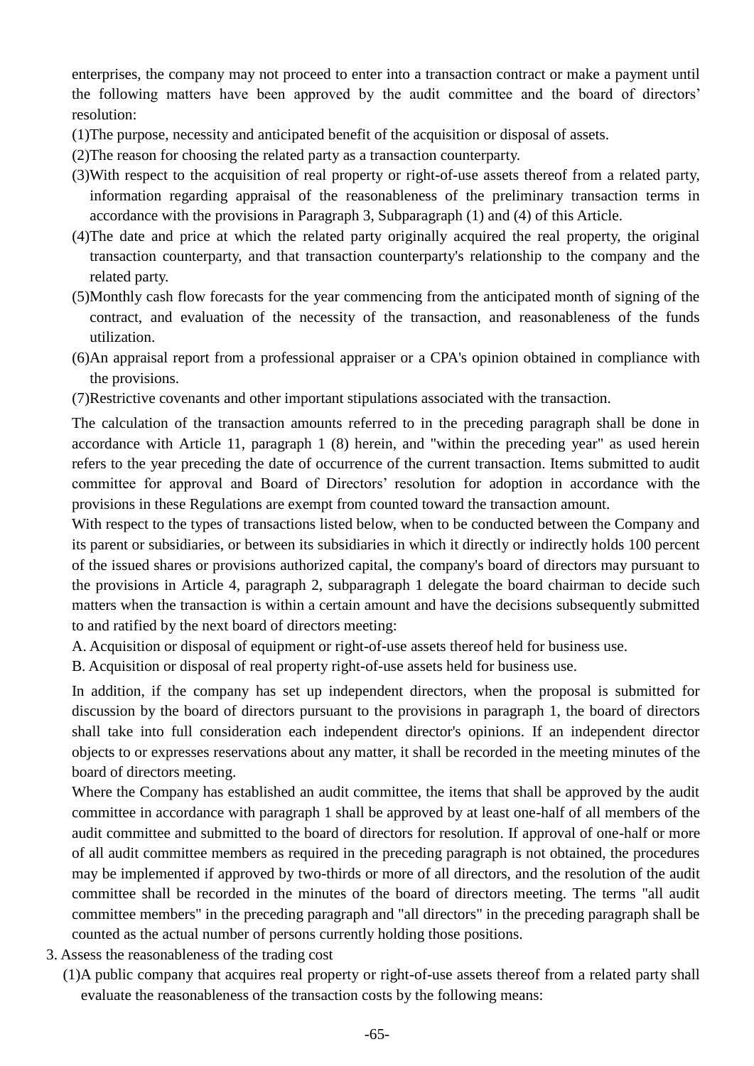enterprises, the company may not proceed to enter into a transaction contract or make a payment until the following matters have been approved by the audit committee and the board of directors' resolution:

(1)The purpose, necessity and anticipated benefit of the acquisition or disposal of assets.

(2)The reason for choosing the related party as a transaction counterparty.

(3)With respect to the acquisition of real property or right-of-use assets thereof from a related party, information regarding appraisal of the reasonableness of the preliminary transaction terms in accordance with the provisions in Paragraph 3, Subparagraph (1) and (4) of this Article.

(4)The date and price at which the related party originally acquired the real property, the original transaction counterparty, and that transaction counterparty's relationship to the company and the related party.

(5)Monthly cash flow forecasts for the year commencing from the anticipated month of signing of the contract, and evaluation of the necessity of the transaction, and reasonableness of the funds utilization.

(6)An appraisal report from a professional appraiser or a CPA's opinion obtained in compliance with the provisions.

(7)Restrictive covenants and other important stipulations associated with the transaction.

The calculation of the transaction amounts referred to in the preceding paragraph shall be done in accordance with Article 11, paragraph 1 (8) herein, and "within the preceding year" as used herein refers to the year preceding the date of occurrence of the current transaction. Items submitted to audit committee for approval and Board of Directors' resolution for adoption in accordance with the provisions in these Regulations are exempt from counted toward the transaction amount.

With respect to the types of transactions listed below, when to be conducted between the Company and its parent or subsidiaries, or between its subsidiaries in which it directly or indirectly holds 100 percent of the issued shares or provisions authorized capital, the company's board of directors may pursuant to the provisions in Article 4, paragraph 2, subparagraph 1 delegate the board chairman to decide such matters when the transaction is within a certain amount and have the decisions subsequently submitted to and ratified by the next board of directors meeting:

A. Acquisition or disposal of equipment or right-of-use assets thereof held for business use.

B. Acquisition or disposal of real property right-of-use assets held for business use.

In addition, if the company has set up independent directors, when the proposal is submitted for discussion by the board of directors pursuant to the provisions in paragraph 1, the board of directors shall take into full consideration each independent director's opinions. If an independent director objects to or expresses reservations about any matter, it shall be recorded in the meeting minutes of the board of directors meeting.

Where the Company has established an audit committee, the items that shall be approved by the audit committee in accordance with paragraph 1 shall be approved by at least one-half of all members of the audit committee and submitted to the board of directors for resolution. If approval of one-half or more of all audit committee members as required in the preceding paragraph is not obtained, the procedures may be implemented if approved by two-thirds or more of all directors, and the resolution of the audit committee shall be recorded in the minutes of the board of directors meeting. The terms "all audit committee members" in the preceding paragraph and "all directors" in the preceding paragraph shall be counted as the actual number of persons currently holding those positions.

3. Assess the reasonableness of the trading cost

(1)A public company that acquires real property or right-of-use assets thereof from a related party shall evaluate the reasonableness of the transaction costs by the following means: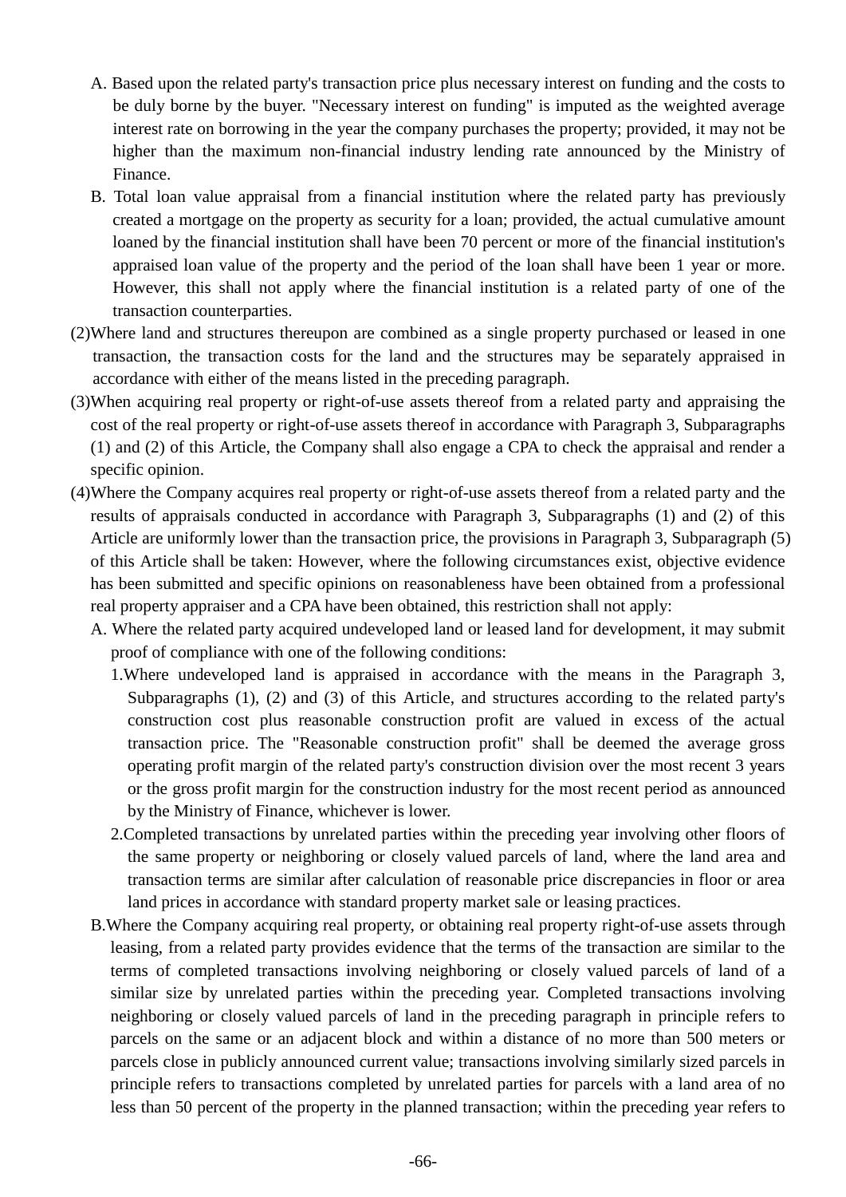A. Based upon the related party's transaction price plus necessary interest on funding and the costs to be duly borne by the buyer. "Necessary interest on funding" is imputed as the weighted average interest rate on borrowing in the year the company purchases the property; provided, it may not be higher than the maximum non-financial industry lending rate announced by the Ministry of Finance.

B. Total loan value appraisal from a financial institution where the related party has previously created a mortgage on the property as security for a loan; provided, the actual cumulative amount loaned by the financial institution shall have been 70 percent or more of the financial institution's appraised loan value of the property and the period of the loan shall have been 1 year or more. However, this shall not apply where the financial institution is a related party of one of the transaction counterparties.

(2)Where land and structures thereupon are combined as a single property purchased or leased in one transaction, the transaction costs for the land and the structures may be separately appraised in accordance with either of the means listed in the preceding paragraph.

(3)When acquiring real property or right-of-use assets thereof from a related party and appraising the cost of the real property or right-of-use assets thereof in accordance with Paragraph 3, Subparagraphs (1) and (2) of this Article, the Company shall also engage a CPA to check the appraisal and render a specific opinion.

(4)Where the Company acquires real property or right-of-use assets thereof from a related party and the results of appraisals conducted in accordance with Paragraph 3, Subparagraphs (1) and (2) of this Article are uniformly lower than the transaction price, the provisions in Paragraph 3, Subparagraph (5) of this Article shall be taken: However, where the following circumstances exist, objective evidence has been submitted and specific opinions on reasonableness have been obtained from a professional real property appraiser and a CPA have been obtained, this restriction shall not apply:

A. Where the related party acquired undeveloped land or leased land for development, it may submit proof of compliance with one of the following conditions:

1.Where undeveloped land is appraised in accordance with the means in the Paragraph 3, Subparagraphs (1), (2) and (3) of this Article, and structures according to the related party's construction cost plus reasonable construction profit are valued in excess of the actual transaction price. The "Reasonable construction profit" shall be deemed the average gross operating profit margin of the related party's construction division over the most recent 3 years or the gross profit margin for the construction industry for the most recent period as announced by the Ministry of Finance, whichever is lower.

2.Completed transactions by unrelated parties within the preceding year involving other floors of the same property or neighboring or closely valued parcels of land, where the land area and transaction terms are similar after calculation of reasonable price discrepancies in floor or area land prices in accordance with standard property market sale or leasing practices.

B.Where the Company acquiring real property, or obtaining real property right-of-use assets through leasing, from a related party provides evidence that the terms of the transaction are similar to the terms of completed transactions involving neighboring or closely valued parcels of land of a similar size by unrelated parties within the preceding year. Completed transactions involving neighboring or closely valued parcels of land in the preceding paragraph in principle refers to parcels on the same or an adjacent block and within a distance of no more than 500 meters or parcels close in publicly announced current value; transactions involving similarly sized parcels in principle refers to transactions completed by unrelated parties for parcels with a land area of no less than 50 percent of the property in the planned transaction; within the preceding year refers to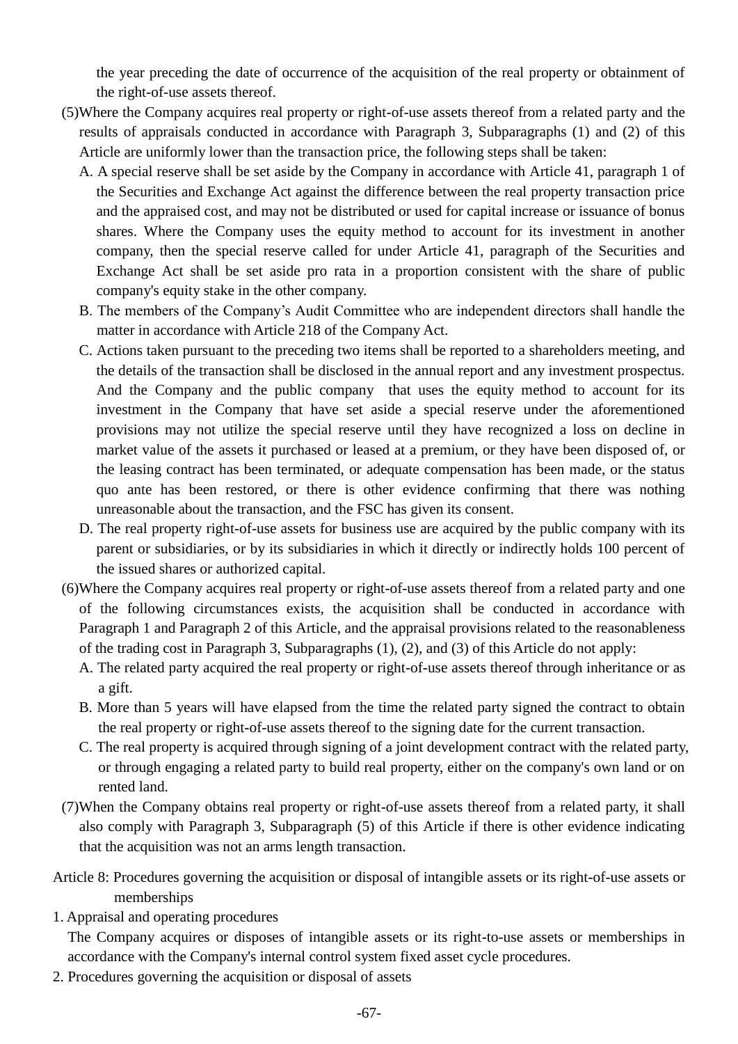the year preceding the date of occurrence of the acquisition of the real property or obtainment of the right-of-use assets thereof.

(5)Where the Company acquires real property or right-of-use assets thereof from a related party and the results of appraisals conducted in accordance with Paragraph 3, Subparagraphs (1) and (2) of this Article are uniformly lower than the transaction price, the following steps shall be taken:

A. A special reserve shall be set aside by the Company in accordance with Article 41, paragraph 1 of the Securities and Exchange Act against the difference between the real property transaction price and the appraised cost, and may not be distributed or used for capital increase or issuance of bonus shares. Where the Company uses the equity method to account for its investment in another company, then the special reserve called for under Article 41, paragraph of the Securities and Exchange Act shall be set aside pro rata in a proportion consistent with the share of public company's equity stake in the other company.

B. The members of the Company's Audit Committee who are independent directors shall handle the matter in accordance with Article 218 of the Company Act.

C. Actions taken pursuant to the preceding two items shall be reported to a shareholders meeting, and the details of the transaction shall be disclosed in the annual report and any investment prospectus. And the Company and the public company that uses the equity method to account for its investment in the Company that have set aside a special reserve under the aforementioned provisions may not utilize the special reserve until they have recognized a loss on decline in market value of the assets it purchased or leased at a premium, or they have been disposed of, or the leasing contract has been terminated, or adequate compensation has been made, or the status quo ante has been restored, or there is other evidence confirming that there was nothing unreasonable about the transaction, and the FSC has given its consent.

D. The real property right-of-use assets for business use are acquired by the public company with its parent or subsidiaries, or by its subsidiaries in which it directly or indirectly holds 100 percent of the issued shares or authorized capital.

(6)Where the Company acquires real property or right-of-use assets thereof from a related party and one of the following circumstances exists, the acquisition shall be conducted in accordance with Paragraph 1 and Paragraph 2 of this Article, and the appraisal provisions related to the reasonableness of the trading cost in Paragraph 3, Subparagraphs (1), (2), and (3) of this Article do not apply:

A. The related party acquired the real property or right-of-use assets thereof through inheritance or as a gift.

B. More than 5 years will have elapsed from the time the related party signed the contract to obtain the real property or right-of-use assets thereof to the signing date for the current transaction.

C. The real property is acquired through signing of a joint development contract with the related party, or through engaging a related party to build real property, either on the company's own land or on rented land.

(7)When the Company obtains real property or right-of-use assets thereof from a related party, it shall also comply with Paragraph 3, Subparagraph (5) of this Article if there is other evidence indicating that the acquisition was not an arms length transaction.

Article 8: Procedures governing the acquisition or disposal of intangible assets or its right-of-use assets or memberships

1. Appraisal and operating procedures

The Company acquires or disposes of intangible assets or its right-to-use assets or memberships in accordance with the Company's internal control system fixed asset cycle procedures.

2. Procedures governing the acquisition or disposal of assets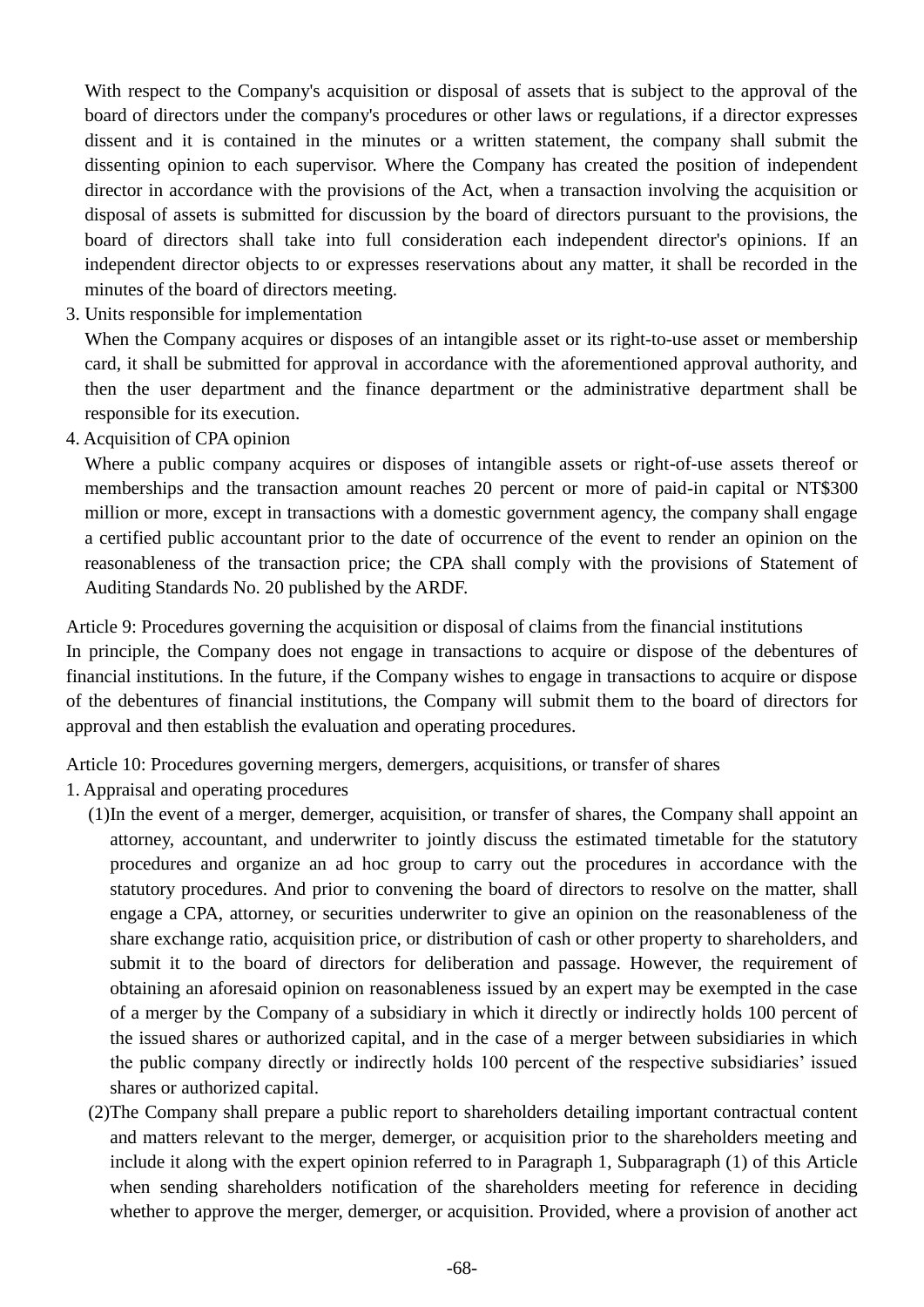With respect to the Company's acquisition or disposal of assets that is subject to the approval of the board of directors under the company's procedures or other laws or regulations, if a director expresses dissent and it is contained in the minutes or a written statement, the company shall submit the dissenting opinion to each supervisor. Where the Company has created the position of independent director in accordance with the provisions of the Act, when a transaction involving the acquisition or disposal of assets is submitted for discussion by the board of directors pursuant to the provisions, the board of directors shall take into full consideration each independent director's opinions. If an independent director objects to or expresses reservations about any matter, it shall be recorded in the minutes of the board of directors meeting.

3. Units responsible for implementation

   When the Company acquires or disposes of an intangible asset or its right-to-use asset or membership card, it shall be submitted for approval in accordance with the aforementioned approval authority, and then the user department and the finance department or the administrative department shall be responsible for its execution.

4. Acquisition of CPA opinion

   Where a public company acquires or disposes of intangible assets or right-of-use assets thereof or memberships and the transaction amount reaches 20 percent or more of paid-in capital or NT$300 million or more, except in transactions with a domestic government agency, the company shall engage a certified public accountant prior to the date of occurrence of the event to render an opinion on the reasonableness of the transaction price; the CPA shall comply with the provisions of Statement of Auditing Standards No. 20 published by the ARDF.

Article 9: Procedures governing the acquisition or disposal of claims from the financial institutions

In principle, the Company does not engage in transactions to acquire or dispose of the debentures of financial institutions. In the future, if the Company wishes to engage in transactions to acquire or dispose of the debentures of financial institutions, the Company will submit them to the board of directors for approval and then establish the evaluation and operating procedures.

Article 10: Procedures governing mergers, demergers, acquisitions, or transfer of shares

1. Appraisal and operating procedures

   (1) In the event of a merger, demerger, acquisition, or transfer of shares, the Company shall appoint an attorney, accountant, and underwriter to jointly discuss the estimated timetable for the statutory procedures and organize an ad hoc group to carry out the procedures in accordance with the statutory procedures. And prior to convening the board of directors to resolve on the matter, shall engage a CPA, attorney, or securities underwriter to give an opinion on the reasonableness of the share exchange ratio, acquisition price, or distribution of cash or other property to shareholders, and submit it to the board of directors for deliberation and passage. However, the requirement of obtaining an aforesaid opinion on reasonableness issued by an expert may be exempted in the case of a merger by the Company of a subsidiary in which it directly or indirectly holds 100 percent of the issued shares or authorized capital, and in the case of a merger between subsidiaries in which the public company directly or indirectly holds 100 percent of the respective subsidiaries' issued shares or authorized capital.

   (2) The Company shall prepare a public report to shareholders detailing important contractual content and matters relevant to the merger, demerger, or acquisition prior to the shareholders meeting and include it along with the expert opinion referred to in Paragraph 1, Subparagraph (1) of this Article when sending shareholders notification of the shareholders meeting for reference in deciding whether to approve the merger, demerger, or acquisition. Provided, where a provision of another act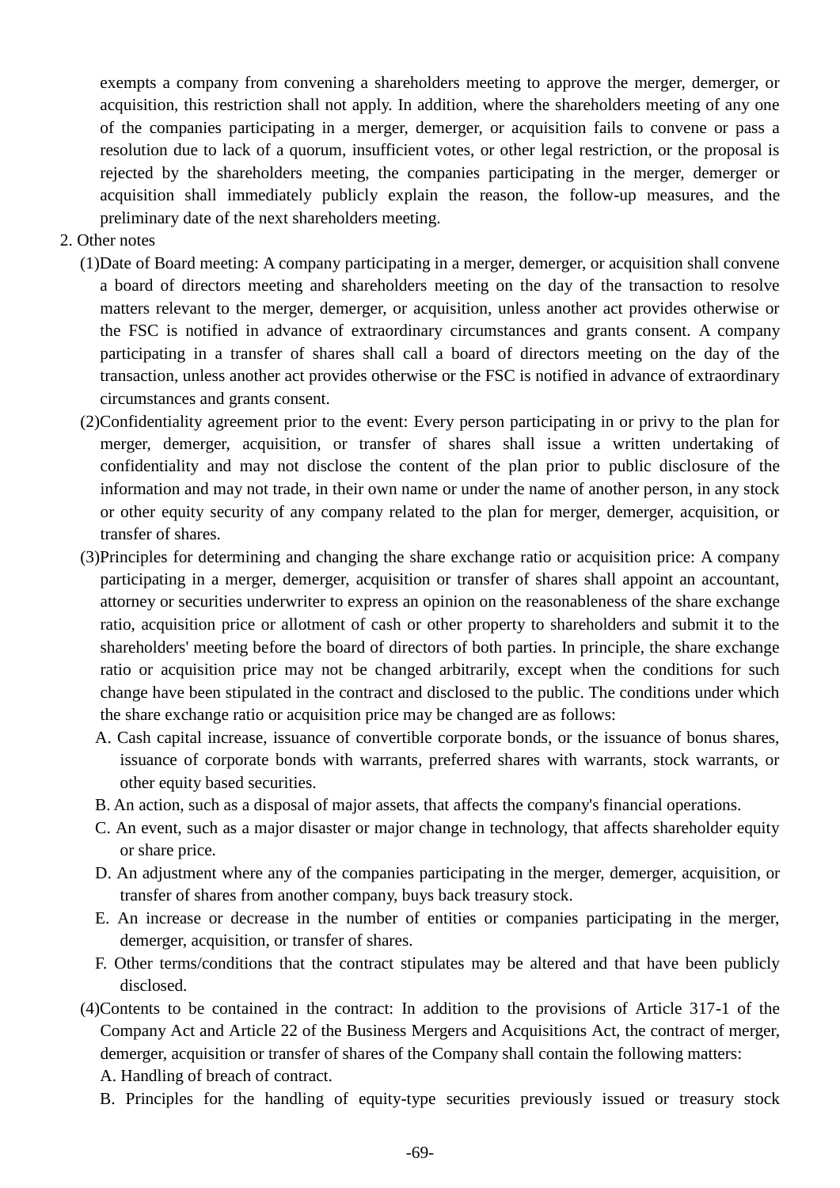exempts a company from convening a shareholders meeting to approve the merger, demerger, or acquisition, this restriction shall not apply. In addition, where the shareholders meeting of any one of the companies participating in a merger, demerger, or acquisition fails to convene or pass a resolution due to lack of a quorum, insufficient votes, or other legal restriction, or the proposal is rejected by the shareholders meeting, the companies participating in the merger, demerger or acquisition shall immediately publicly explain the reason, the follow-up measures, and the preliminary date of the next shareholders meeting.

2. Other notes

(1)Date of Board meeting: A company participating in a merger, demerger, or acquisition shall convene a board of directors meeting and shareholders meeting on the day of the transaction to resolve matters relevant to the merger, demerger, or acquisition, unless another act provides otherwise or the FSC is notified in advance of extraordinary circumstances and grants consent. A company participating in a transfer of shares shall call a board of directors meeting on the day of the transaction, unless another act provides otherwise or the FSC is notified in advance of extraordinary circumstances and grants consent.

(2)Confidentiality agreement prior to the event: Every person participating in or privy to the plan for merger, demerger, acquisition, or transfer of shares shall issue a written undertaking of confidentiality and may not disclose the content of the plan prior to public disclosure of the information and may not trade, in their own name or under the name of another person, in any stock or other equity security of any company related to the plan for merger, demerger, acquisition, or transfer of shares.

(3)Principles for determining and changing the share exchange ratio or acquisition price: A company participating in a merger, demerger, acquisition or transfer of shares shall appoint an accountant, attorney or securities underwriter to express an opinion on the reasonableness of the share exchange ratio, acquisition price or allotment of cash or other property to shareholders and submit it to the shareholders' meeting before the board of directors of both parties. In principle, the share exchange ratio or acquisition price may not be changed arbitrarily, except when the conditions for such change have been stipulated in the contract and disclosed to the public. The conditions under which the share exchange ratio or acquisition price may be changed are as follows:

A. Cash capital increase, issuance of convertible corporate bonds, or the issuance of bonus shares, issuance of corporate bonds with warrants, preferred shares with warrants, stock warrants, or other equity based securities.

B. An action, such as a disposal of major assets, that affects the company's financial operations.

C. An event, such as a major disaster or major change in technology, that affects shareholder equity or share price.

D. An adjustment where any of the companies participating in the merger, demerger, acquisition, or transfer of shares from another company, buys back treasury stock.

E. An increase or decrease in the number of entities or companies participating in the merger, demerger, acquisition, or transfer of shares.

F. Other terms/conditions that the contract stipulates may be altered and that have been publicly disclosed.

(4)Contents to be contained in the contract: In addition to the provisions of Article 317-1 of the Company Act and Article 22 of the Business Mergers and Acquisitions Act, the contract of merger, demerger, acquisition or transfer of shares of the Company shall contain the following matters:

A. Handling of breach of contract.

B. Principles for the handling of equity-type securities previously issued or treasury stock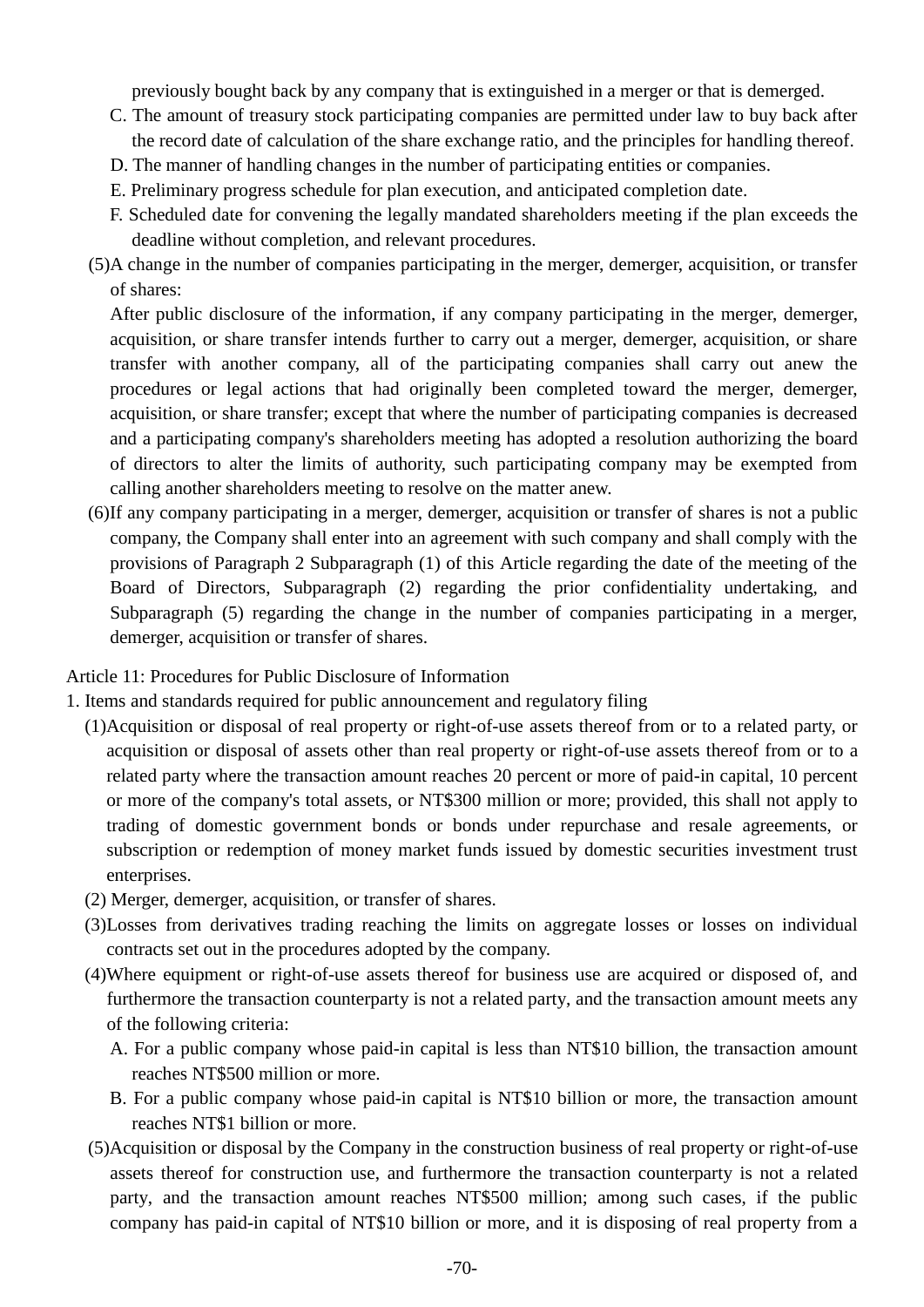previously bought back by any company that is extinguished in a merger or that is demerged.

C. The amount of treasury stock participating companies are permitted under law to buy back after the record date of calculation of the share exchange ratio, and the principles for handling thereof.

D. The manner of handling changes in the number of participating entities or companies.

E. Preliminary progress schedule for plan execution, and anticipated completion date.

F. Scheduled date for convening the legally mandated shareholders meeting if the plan exceeds the deadline without completion, and relevant procedures.

(5)A change in the number of companies participating in the merger, demerger, acquisition, or transfer of shares:

After public disclosure of the information, if any company participating in the merger, demerger, acquisition, or share transfer intends further to carry out a merger, demerger, acquisition, or share transfer with another company, all of the participating companies shall carry out anew the procedures or legal actions that had originally been completed toward the merger, demerger, acquisition, or share transfer; except that where the number of participating companies is decreased and a participating company's shareholders meeting has adopted a resolution authorizing the board of directors to alter the limits of authority, such participating company may be exempted from calling another shareholders meeting to resolve on the matter anew.

(6)If any company participating in a merger, demerger, acquisition or transfer of shares is not a public company, the Company shall enter into an agreement with such company and shall comply with the provisions of Paragraph 2 Subparagraph (1) of this Article regarding the date of the meeting of the Board of Directors, Subparagraph (2) regarding the prior confidentiality undertaking, and Subparagraph (5) regarding the change in the number of companies participating in a merger, demerger, acquisition or transfer of shares.

Article 11: Procedures for Public Disclosure of Information

1. Items and standards required for public announcement and regulatory filing

(1)Acquisition or disposal of real property or right-of-use assets thereof from or to a related party, or acquisition or disposal of assets other than real property or right-of-use assets thereof from or to a related party where the transaction amount reaches 20 percent or more of paid-in capital, 10 percent or more of the company's total assets, or NT$300 million or more; provided, this shall not apply to trading of domestic government bonds or bonds under repurchase and resale agreements, or subscription or redemption of money market funds issued by domestic securities investment trust enterprises.

(2) Merger, demerger, acquisition, or transfer of shares.

(3)Losses from derivatives trading reaching the limits on aggregate losses or losses on individual contracts set out in the procedures adopted by the company.

(4)Where equipment or right-of-use assets thereof for business use are acquired or disposed of, and furthermore the transaction counterparty is not a related party, and the transaction amount meets any of the following criteria:

A. For a public company whose paid-in capital is less than NT$10 billion, the transaction amount reaches NT$500 million or more.

B. For a public company whose paid-in capital is NT$10 billion or more, the transaction amount reaches NT$1 billion or more.

(5)Acquisition or disposal by the Company in the construction business of real property or right-of-use assets thereof for construction use, and furthermore the transaction counterparty is not a related party, and the transaction amount reaches NT$500 million; among such cases, if the public company has paid-in capital of NT$10 billion or more, and it is disposing of real property from a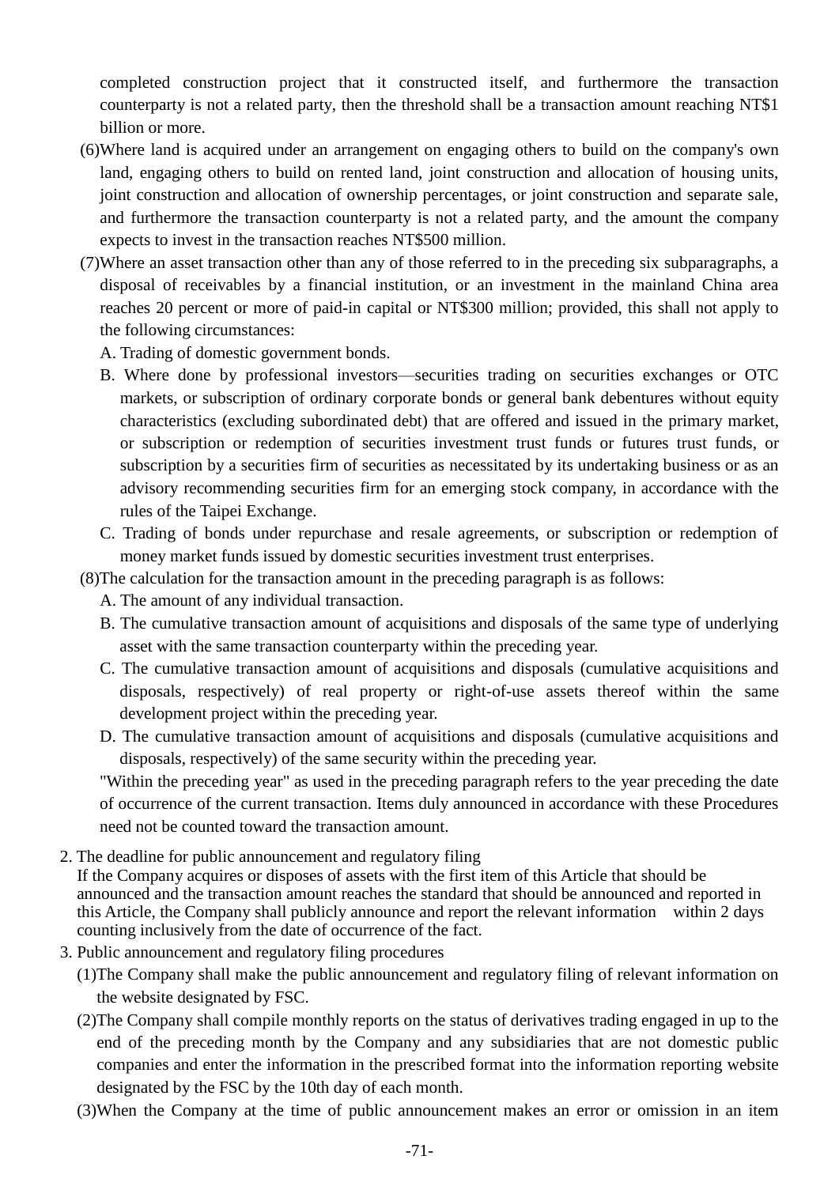completed construction project that it constructed itself, and furthermore the transaction counterparty is not a related party, then the threshold shall be a transaction amount reaching NT$1 billion or more.

(6)Where land is acquired under an arrangement on engaging others to build on the company's own land, engaging others to build on rented land, joint construction and allocation of housing units, joint construction and allocation of ownership percentages, or joint construction and separate sale, and furthermore the transaction counterparty is not a related party, and the amount the company expects to invest in the transaction reaches NT$500 million.

(7)Where an asset transaction other than any of those referred to in the preceding six subparagraphs, a disposal of receivables by a financial institution, or an investment in the mainland China area reaches 20 percent or more of paid-in capital or NT$300 million; provided, this shall not apply to the following circumstances:

A. Trading of domestic government bonds.

B. Where done by professional investors—securities trading on securities exchanges or OTC markets, or subscription of ordinary corporate bonds or general bank debentures without equity characteristics (excluding subordinated debt) that are offered and issued in the primary market, or subscription or redemption of securities investment trust funds or futures trust funds, or subscription by a securities firm of securities as necessitated by its undertaking business or as an advisory recommending securities firm for an emerging stock company, in accordance with the rules of the Taipei Exchange.

C. Trading of bonds under repurchase and resale agreements, or subscription or redemption of money market funds issued by domestic securities investment trust enterprises.

(8)The calculation for the transaction amount in the preceding paragraph is as follows:

A. The amount of any individual transaction.

B. The cumulative transaction amount of acquisitions and disposals of the same type of underlying asset with the same transaction counterparty within the preceding year.

C. The cumulative transaction amount of acquisitions and disposals (cumulative acquisitions and disposals, respectively) of real property or right-of-use assets thereof within the same development project within the preceding year.

D. The cumulative transaction amount of acquisitions and disposals (cumulative acquisitions and disposals, respectively) of the same security within the preceding year.

"Within the preceding year" as used in the preceding paragraph refers to the year preceding the date of occurrence of the current transaction. Items duly announced in accordance with these Procedures need not be counted toward the transaction amount.

2. The deadline for public announcement and regulatory filing

If the Company acquires or disposes of assets with the first item of this Article that should be announced and the transaction amount reaches the standard that should be announced and reported in this Article, the Company shall publicly announce and report the relevant information within 2 days counting inclusively from the date of occurrence of the fact.

3. Public announcement and regulatory filing procedures

(1)The Company shall make the public announcement and regulatory filing of relevant information on the website designated by FSC.

(2)The Company shall compile monthly reports on the status of derivatives trading engaged in up to the end of the preceding month by the Company and any subsidiaries that are not domestic public companies and enter the information in the prescribed format into the information reporting website designated by the FSC by the 10th day of each month.

(3)When the Company at the time of public announcement makes an error or omission in an item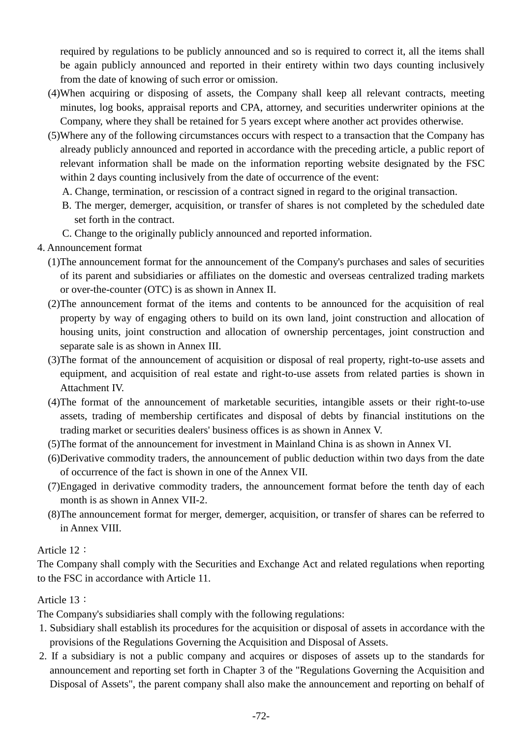required by regulations to be publicly announced and so is required to correct it, all the items shall be again publicly announced and reported in their entirety within two days counting inclusively from the date of knowing of such error or omission.

(4)When acquiring or disposing of assets, the Company shall keep all relevant contracts, meeting minutes, log books, appraisal reports and CPA, attorney, and securities underwriter opinions at the Company, where they shall be retained for 5 years except where another act provides otherwise.

(5)Where any of the following circumstances occurs with respect to a transaction that the Company has already publicly announced and reported in accordance with the preceding article, a public report of relevant information shall be made on the information reporting website designated by the FSC within 2 days counting inclusively from the date of occurrence of the event:

A. Change, termination, or rescission of a contract signed in regard to the original transaction.

B. The merger, demerger, acquisition, or transfer of shares is not completed by the scheduled date set forth in the contract.

C. Change to the originally publicly announced and reported information.

4. Announcement format

(1)The announcement format for the announcement of the Company's purchases and sales of securities of its parent and subsidiaries or affiliates on the domestic and overseas centralized trading markets or over-the-counter (OTC) is as shown in Annex II.

(2)The announcement format of the items and contents to be announced for the acquisition of real property by way of engaging others to build on its own land, joint construction and allocation of housing units, joint construction and allocation of ownership percentages, joint construction and separate sale is as shown in Annex III.

(3)The format of the announcement of acquisition or disposal of real property, right-to-use assets and equipment, and acquisition of real estate and right-to-use assets from related parties is shown in Attachment IV.

(4)The format of the announcement of marketable securities, intangible assets or their right-to-use assets, trading of membership certificates and disposal of debts by financial institutions on the trading market or securities dealers' business offices is as shown in Annex V.

(5)The format of the announcement for investment in Mainland China is as shown in Annex VI.

(6)Derivative commodity traders, the announcement of public deduction within two days from the date of occurrence of the fact is shown in one of the Annex VII.

(7)Engaged in derivative commodity traders, the announcement format before the tenth day of each month is as shown in Annex VII-2.

(8)The announcement format for merger, demerger, acquisition, or transfer of shares can be referred to in Annex VIII.

Article 12：

The Company shall comply with the Securities and Exchange Act and related regulations when reporting to the FSC in accordance with Article 11.

Article 13：

The Company's subsidiaries shall comply with the following regulations:

1. Subsidiary shall establish its procedures for the acquisition or disposal of assets in accordance with the provisions of the Regulations Governing the Acquisition and Disposal of Assets.
2. If a subsidiary is not a public company and acquires or disposes of assets up to the standards for announcement and reporting set forth in Chapter 3 of the "Regulations Governing the Acquisition and Disposal of Assets", the parent company shall also make the announcement and reporting on behalf of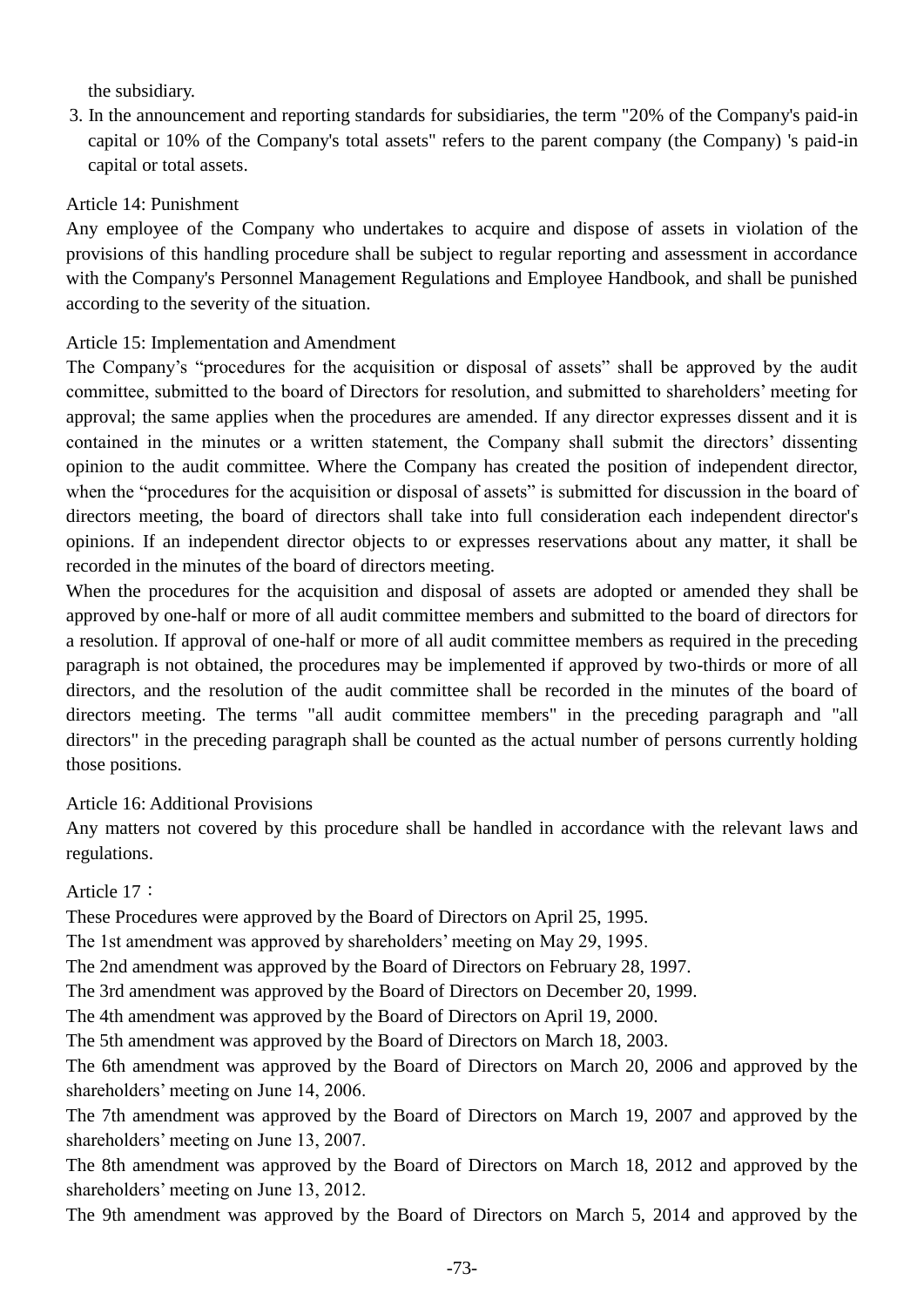the subsidiary.

3. In the announcement and reporting standards for subsidiaries, the term "20% of the Company's paid-in capital or 10% of the Company's total assets" refers to the parent company (the Company) 's paid-in capital or total assets.

Article 14: Punishment

Any employee of the Company who undertakes to acquire and dispose of assets in violation of the provisions of this handling procedure shall be subject to regular reporting and assessment in accordance with the Company's Personnel Management Regulations and Employee Handbook, and shall be punished according to the severity of the situation.

Article 15: Implementation and Amendment

The Company's "procedures for the acquisition or disposal of assets" shall be approved by the audit committee, submitted to the board of Directors for resolution, and submitted to shareholders' meeting for approval; the same applies when the procedures are amended. If any director expresses dissent and it is contained in the minutes or a written statement, the Company shall submit the directors' dissenting opinion to the audit committee. Where the Company has created the position of independent director, when the "procedures for the acquisition or disposal of assets" is submitted for discussion in the board of directors meeting, the board of directors shall take into full consideration each independent director's opinions. If an independent director objects to or expresses reservations about any matter, it shall be recorded in the minutes of the board of directors meeting.

When the procedures for the acquisition and disposal of assets are adopted or amended they shall be approved by one-half or more of all audit committee members and submitted to the board of directors for a resolution. If approval of one-half or more of all audit committee members as required in the preceding paragraph is not obtained, the procedures may be implemented if approved by two-thirds or more of all directors, and the resolution of the audit committee shall be recorded in the minutes of the board of directors meeting. The terms "all audit committee members" in the preceding paragraph and "all directors" in the preceding paragraph shall be counted as the actual number of persons currently holding those positions.

Article 16: Additional Provisions

Any matters not covered by this procedure shall be handled in accordance with the relevant laws and regulations.

Article 17：

These Procedures were approved by the Board of Directors on April 25, 1995.

The 1st amendment was approved by shareholders' meeting on May 29, 1995.

The 2nd amendment was approved by the Board of Directors on February 28, 1997.

The 3rd amendment was approved by the Board of Directors on December 20, 1999.

The 4th amendment was approved by the Board of Directors on April 19, 2000.

The 5th amendment was approved by the Board of Directors on March 18, 2003.

The 6th amendment was approved by the Board of Directors on March 20, 2006 and approved by the shareholders' meeting on June 14, 2006.

The 7th amendment was approved by the Board of Directors on March 19, 2007 and approved by the shareholders' meeting on June 13, 2007.

The 8th amendment was approved by the Board of Directors on March 18, 2012 and approved by the shareholders' meeting on June 13, 2012.

The 9th amendment was approved by the Board of Directors on March 5, 2014 and approved by the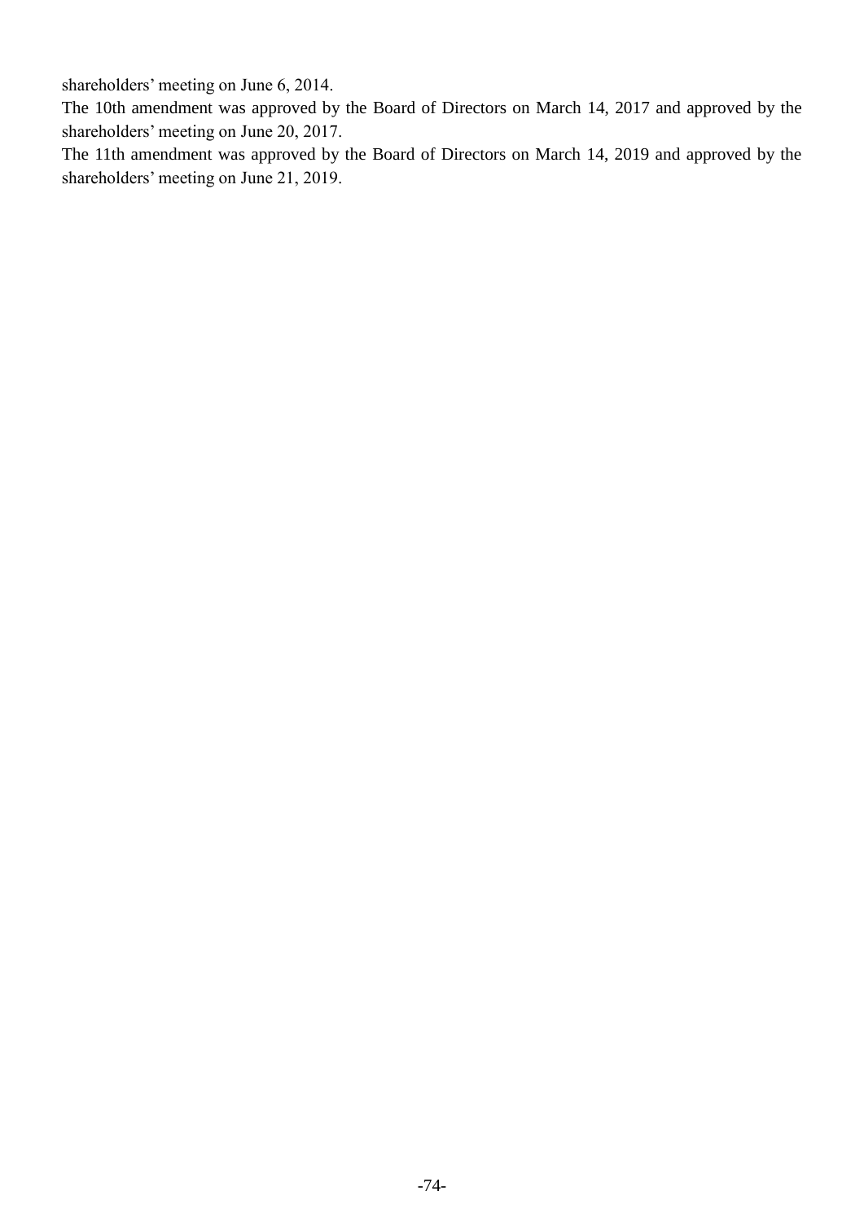shareholders' meeting on June 6, 2014.

The 10th amendment was approved by the Board of Directors on March 14, 2017 and approved by the shareholders' meeting on June 20, 2017.

The 11th amendment was approved by the Board of Directors on March 14, 2019 and approved by the shareholders' meeting on June 21, 2019.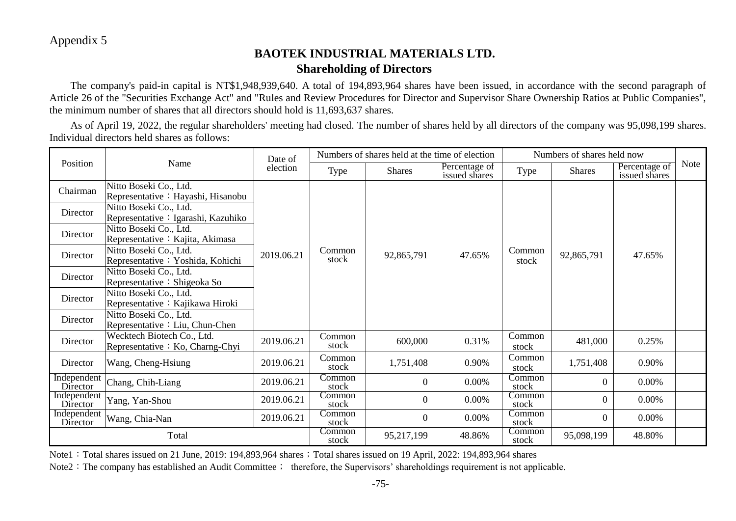Appendix 5

# BAOTEK INDUSTRIAL MATERIALS LTD.

## Shareholding of Directors

The company's paid-in capital is NT$1,948,939,640. A total of 194,893,964 shares have been issued, in accordance with the second paragraph of Article 26 of the "Securities Exchange Act" and "Rules and Review Procedures for Director and Supervisor Share Ownership Ratios at Public Companies", the minimum number of shares that all directors should hold is 11,693,637 shares.

As of April 19, 2022, the regular shareholders' meeting had closed. The number of shares held by all directors of the company was 95,098,199 shares. Individual directors held shares as follows:

| Position | Name | Date of election | Numbers of shares held at the time of election | | | Numbers of shares held now | | | Note |
|---|---|---|---|---|---|---|---|---|---|
| | | | Type | Shares | Percentage of issued shares | Type | Shares | Percentage of issued shares | |
| Chairman | Nitto Boseki Co., Ltd. Representative：Hayashi, Hisanobu | 2019.06.21 | Common stock | 92,865,791 | 47.65% | Common stock | 92,865,791 | 47.65% | |
| Director | Nitto Boseki Co., Ltd. Representative：Igarashi, Kazuhiko | | | | | | | | |
| Director | Nitto Boseki Co., Ltd. Representative：Kajita, Akimasa | | | | | | | | |
| Director | Nitto Boseki Co., Ltd. Representative：Yoshida, Kohichi | | | | | | | | |
| Director | Nitto Boseki Co., Ltd. Representative：Shigeoka So | | | | | | | | |
| Director | Nitto Boseki Co., Ltd. Representative：Kajikawa Hiroki | | | | | | | | |
| Director | Nitto Boseki Co., Ltd. Representative：Liu, Chun-Chen | | | | | | | | |
| Director | Wecktech Biotech Co., Ltd. Representative：Ko, Charng-Chyi | 2019.06.21 | Common stock | 600,000 | 0.31% | Common stock | 481,000 | 0.25% | |
| Director | Wang, Cheng-Hsiung | 2019.06.21 | Common stock | 1,751,408 | 0.90% | Common stock | 1,751,408 | 0.90% | |
| Independent Director | Chang, Chih-Liang | 2019.06.21 | Common stock | 0 | 0.00% | Common stock | 0 | 0.00% | |
| Independent Director | Yang, Yan-Shou | 2019.06.21 | Common stock | 0 | 0.00% | Common stock | 0 | 0.00% | |
| Independent Director | Wang, Chia-Nan | 2019.06.21 | Common stock | 0 | 0.00% | Common stock | 0 | 0.00% | |
| Total | | | Common stock | 95,217,199 | 48.86% | Common stock | 95,098,199 | 48.80% | |

Note1：Total shares issued on 21 June, 2019: 194,893,964 shares；Total shares issued on 19 April, 2022: 194,893,964 shares

Note2：The company has established an Audit Committee； therefore, the Supervisors' shareholdings requirement is not applicable.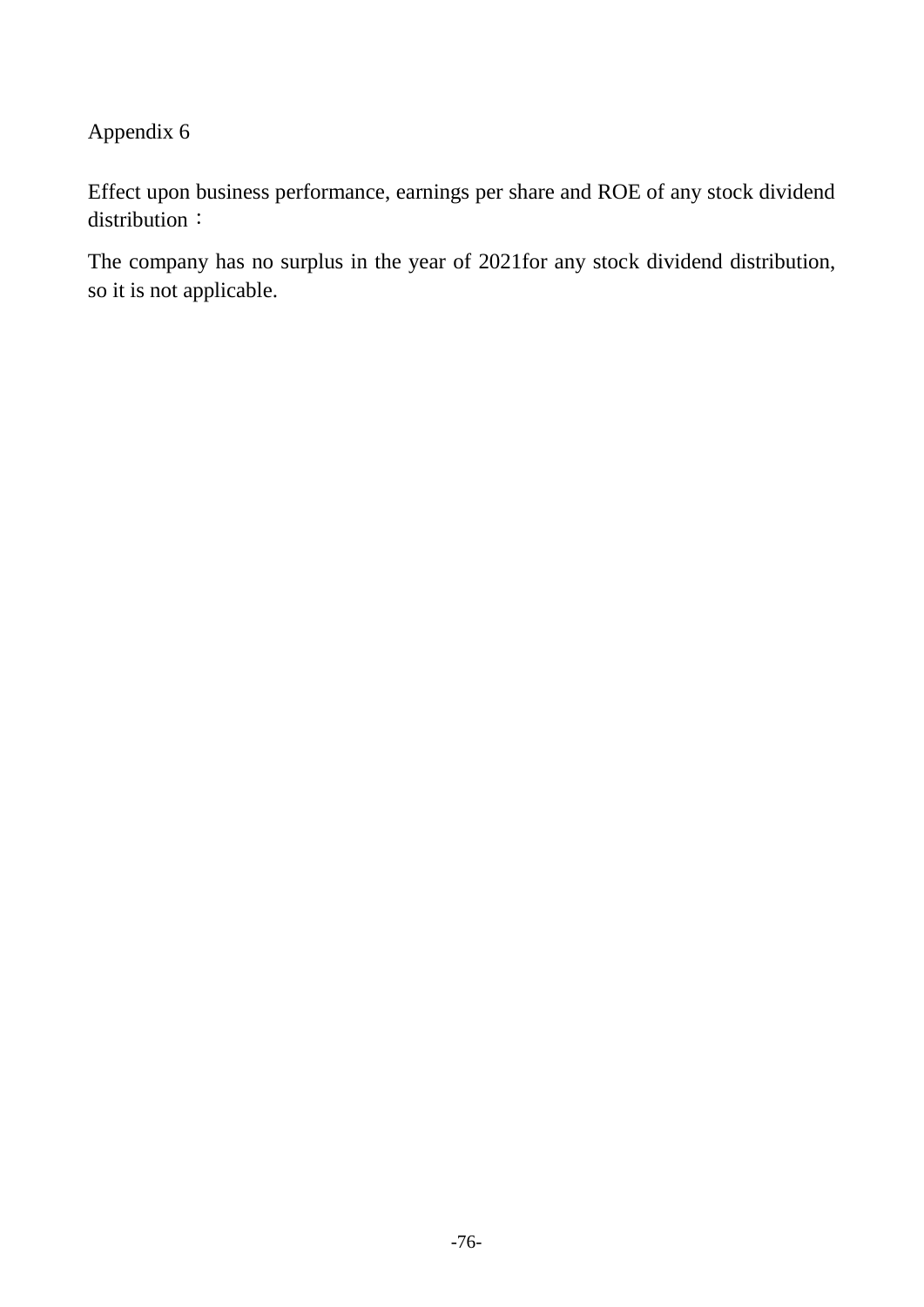Appendix 6

Effect upon business performance, earnings per share and ROE of any stock dividend distribution：

The company has no surplus in the year of 2021for any stock dividend distribution, so it is not applicable.